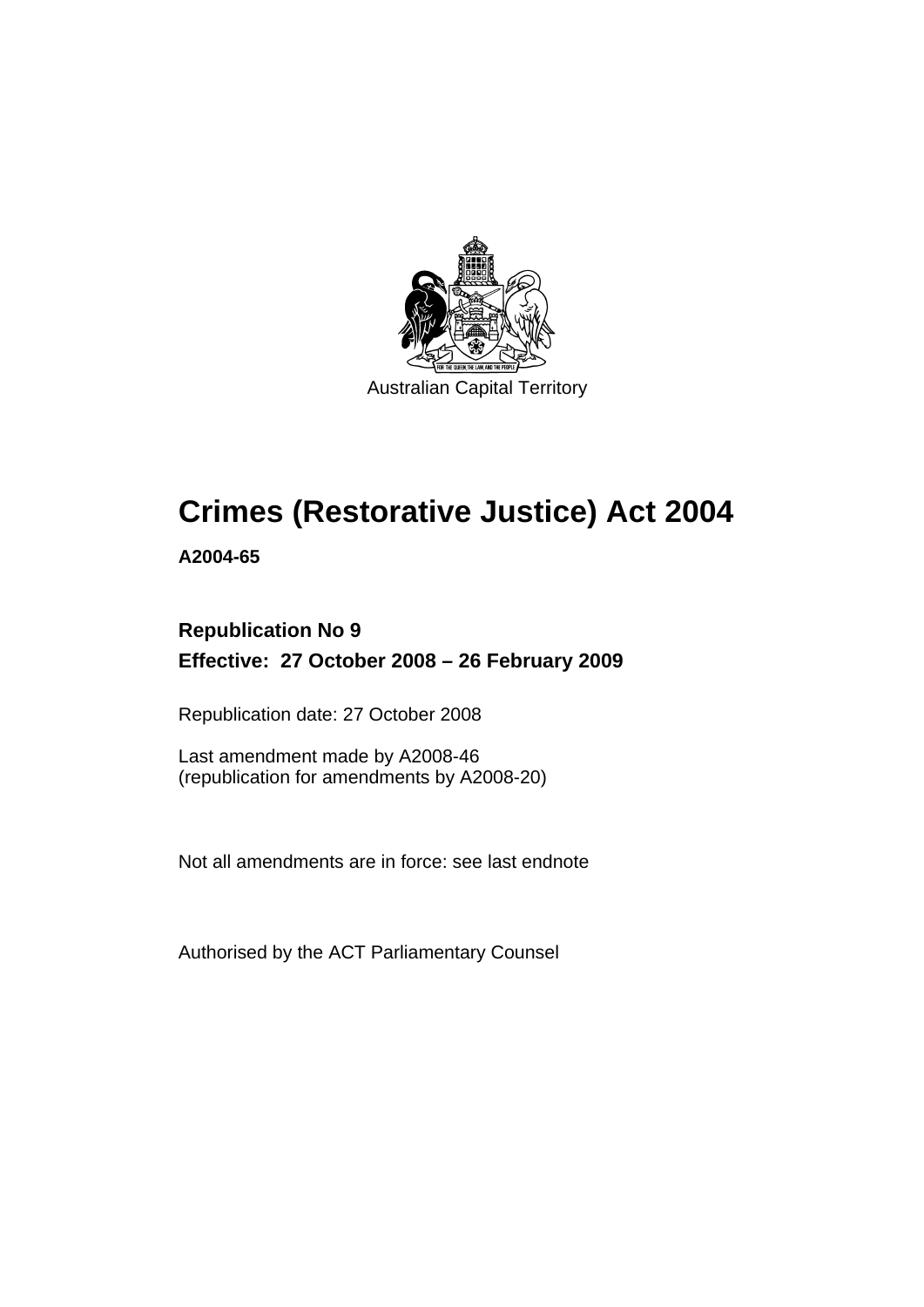Australian Capital Territory

# Crimes (Restorative Justice) Act 2004

**A2004-65**

**Republication No 9**

**Effective: 27 October 2008 – 26 February 2009**

Republication date: 27 October 2008

Last amendment made by A2008-46
(republication for amendments by A2008-20)

Not all amendments are in force: see last endnote

Authorised by the ACT Parliamentary Counsel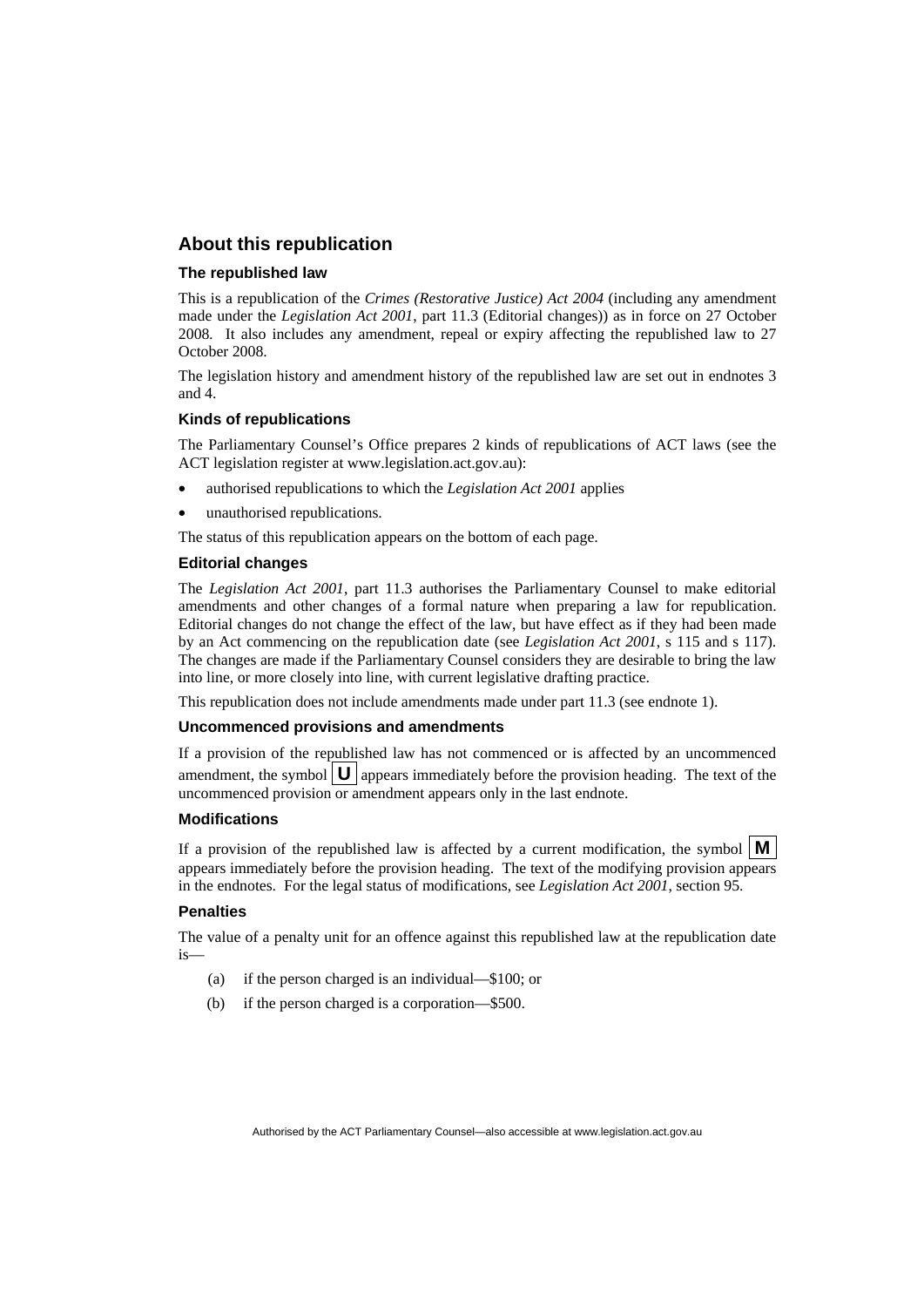## About this republication

### The republished law

This is a republication of the *Crimes (Restorative Justice) Act 2004* (including any amendment made under the *Legislation Act 2001*, part 11.3 (Editorial changes)) as in force on 27 October 2008*.* It also includes any amendment, repeal or expiry affecting the republished law to 27 October 2008.

The legislation history and amendment history of the republished law are set out in endnotes 3 and 4.

### Kinds of republications

The Parliamentary Counsel's Office prepares 2 kinds of republications of ACT laws (see the ACT legislation register at www.legislation.act.gov.au):

- authorised republications to which the *Legislation Act 2001* applies
- unauthorised republications.

The status of this republication appears on the bottom of each page.

### Editorial changes

The *Legislation Act 2001*, part 11.3 authorises the Parliamentary Counsel to make editorial amendments and other changes of a formal nature when preparing a law for republication. Editorial changes do not change the effect of the law, but have effect as if they had been made by an Act commencing on the republication date (see *Legislation Act 2001*, s 115 and s 117). The changes are made if the Parliamentary Counsel considers they are desirable to bring the law into line, or more closely into line, with current legislative drafting practice.

This republication does not include amendments made under part 11.3 (see endnote 1).

### Uncommenced provisions and amendments

If a provision of the republished law has not commenced or is affected by an uncommenced amendment, the symbol **U** appears immediately before the provision heading. The text of the uncommenced provision or amendment appears only in the last endnote.

### Modifications

If a provision of the republished law is affected by a current modification, the symbol **M** appears immediately before the provision heading. The text of the modifying provision appears in the endnotes. For the legal status of modifications, see *Legislation Act 2001*, section 95.

### Penalties

The value of a penalty unit for an offence against this republished law at the republication date is—

(a) if the person charged is an individual—$100; or

(b) if the person charged is a corporation—$500.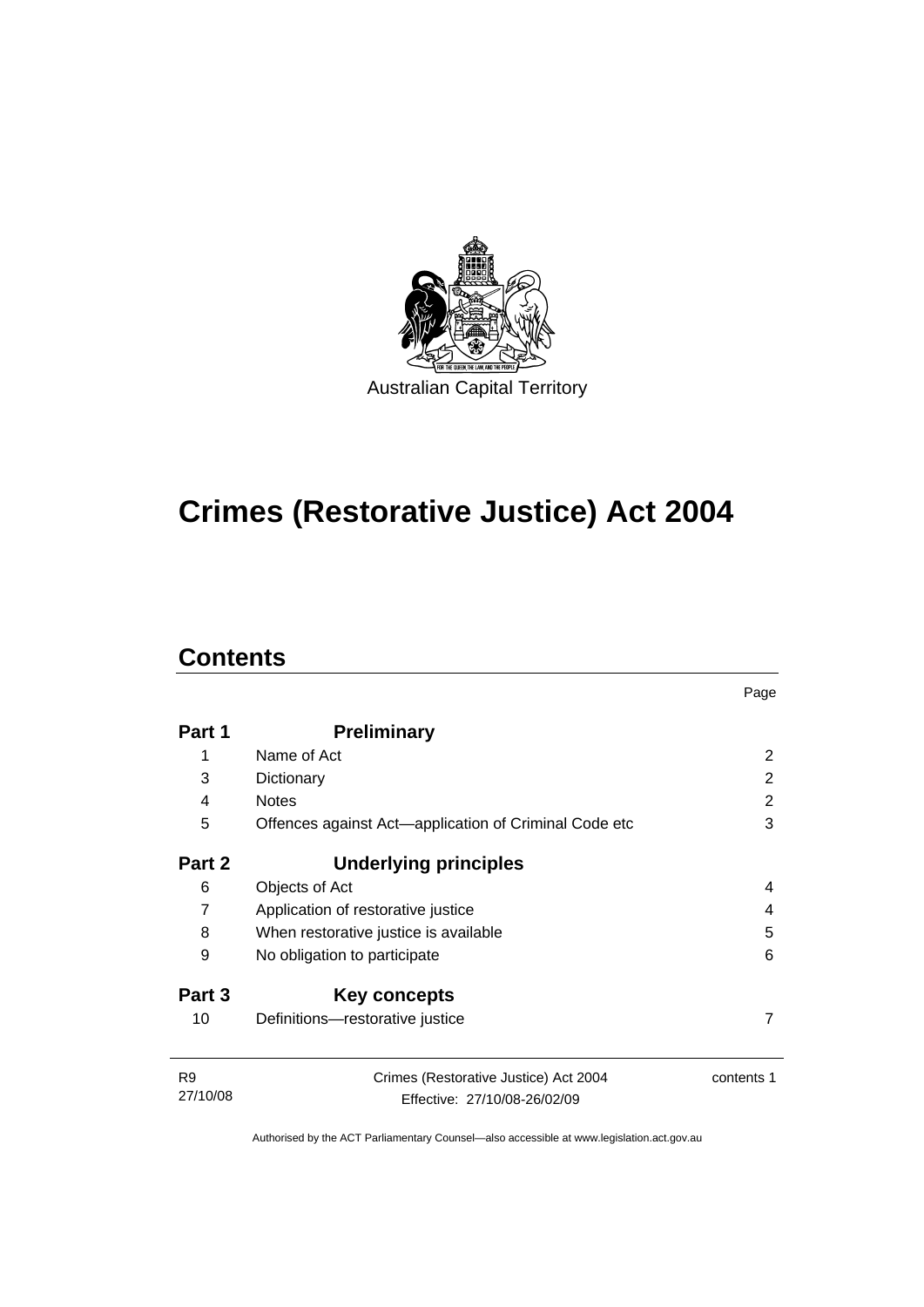Australian Capital Territory

# Crimes (Restorative Justice) Act 2004

## Contents

| | | Page |
|---|---|---|
| **Part 1** | **Preliminary** | |
| 1 | Name of Act | 2 |
| 3 | Dictionary | 2 |
| 4 | Notes | 2 |
| 5 | Offences against Act—application of Criminal Code etc | 3 |
| **Part 2** | **Underlying principles** | |
| 6 | Objects of Act | 4 |
| 7 | Application of restorative justice | 4 |
| 8 | When restorative justice is available | 5 |
| 9 | No obligation to participate | 6 |
| **Part 3** | **Key concepts** | |
| 10 | Definitions—restorative justice | 7 |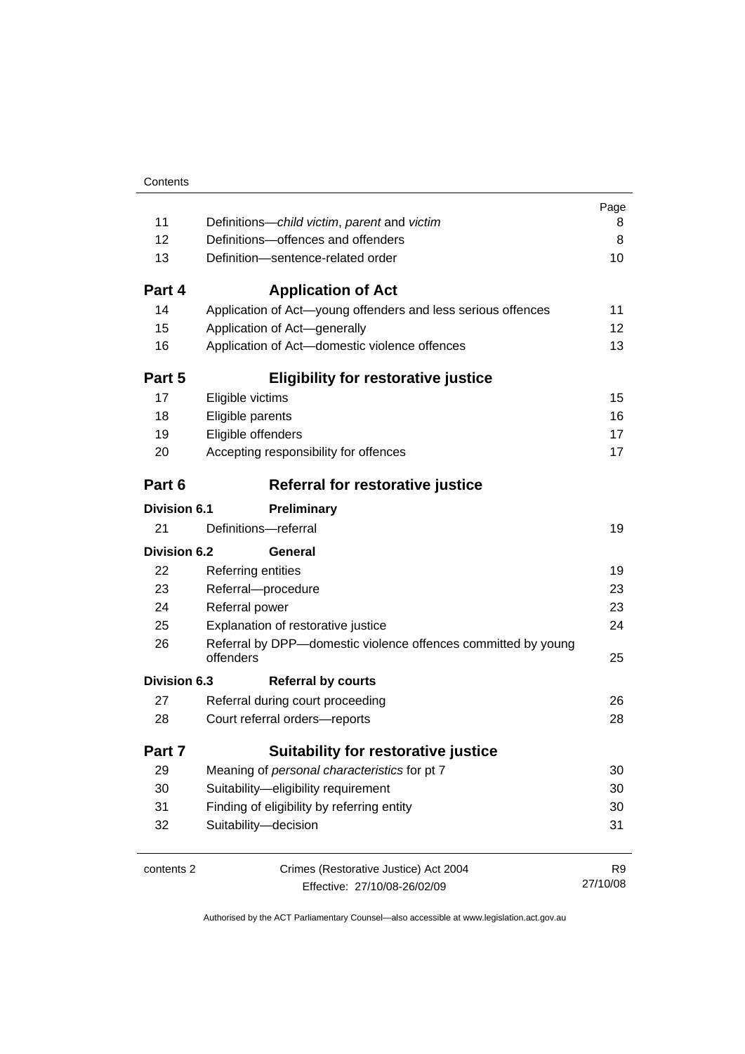| | | Page |
|---|---|---|
| 11 | Definitions—*child victim*, *parent* and *victim* | 8 |
| 12 | Definitions—offences and offenders | 8 |
| 13 | Definition—sentence-related order | 10 |
| **Part 4** | **Application of Act** | |
| 14 | Application of Act—young offenders and less serious offences | 11 |
| 15 | Application of Act—generally | 12 |
| 16 | Application of Act—domestic violence offences | 13 |
| **Part 5** | **Eligibility for restorative justice** | |
| 17 | Eligible victims | 15 |
| 18 | Eligible parents | 16 |
| 19 | Eligible offenders | 17 |
| 20 | Accepting responsibility for offences | 17 |
| **Part 6** | **Referral for restorative justice** | |
| **Division 6.1** | **Preliminary** | |
| 21 | Definitions—referral | 19 |
| **Division 6.2** | **General** | |
| 22 | Referring entities | 19 |
| 23 | Referral—procedure | 23 |
| 24 | Referral power | 23 |
| 25 | Explanation of restorative justice | 24 |
| 26 | Referral by DPP—domestic violence offences committed by young offenders | 25 |
| **Division 6.3** | **Referral by courts** | |
| 27 | Referral during court proceeding | 26 |
| 28 | Court referral orders—reports | 28 |
| **Part 7** | **Suitability for restorative justice** | |
| 29 | Meaning of *personal characteristics* for pt 7 | 30 |
| 30 | Suitability—eligibility requirement | 30 |
| 31 | Finding of eligibility by referring entity | 30 |
| 32 | Suitability—decision | 31 |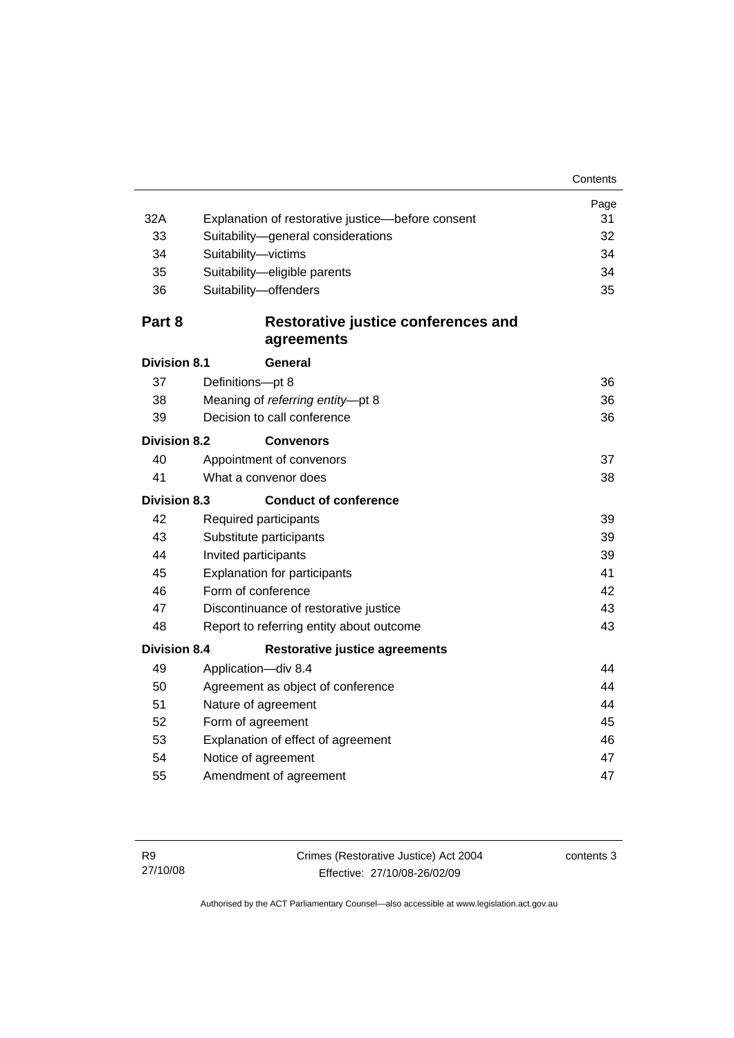| | | Page |
|---|---|---|
| 32A | Explanation of restorative justice—before consent | 31 |
| 33 | Suitability—general considerations | 32 |
| 34 | Suitability—victims | 34 |
| 35 | Suitability—eligible parents | 34 |
| 36 | Suitability—offenders | 35 |
| **Part 8** | **Restorative justice conferences and agreements** | |
| **Division 8.1** | **General** | |
| 37 | Definitions—pt 8 | 36 |
| 38 | Meaning of *referring entity*—pt 8 | 36 |
| 39 | Decision to call conference | 36 |
| **Division 8.2** | **Convenors** | |
| 40 | Appointment of convenors | 37 |
| 41 | What a convenor does | 38 |
| **Division 8.3** | **Conduct of conference** | |
| 42 | Required participants | 39 |
| 43 | Substitute participants | 39 |
| 44 | Invited participants | 39 |
| 45 | Explanation for participants | 41 |
| 46 | Form of conference | 42 |
| 47 | Discontinuance of restorative justice | 43 |
| 48 | Report to referring entity about outcome | 43 |
| **Division 8.4** | **Restorative justice agreements** | |
| 49 | Application—div 8.4 | 44 |
| 50 | Agreement as object of conference | 44 |
| 51 | Nature of agreement | 44 |
| 52 | Form of agreement | 45 |
| 53 | Explanation of effect of agreement | 46 |
| 54 | Notice of agreement | 47 |
| 55 | Amendment of agreement | 47 |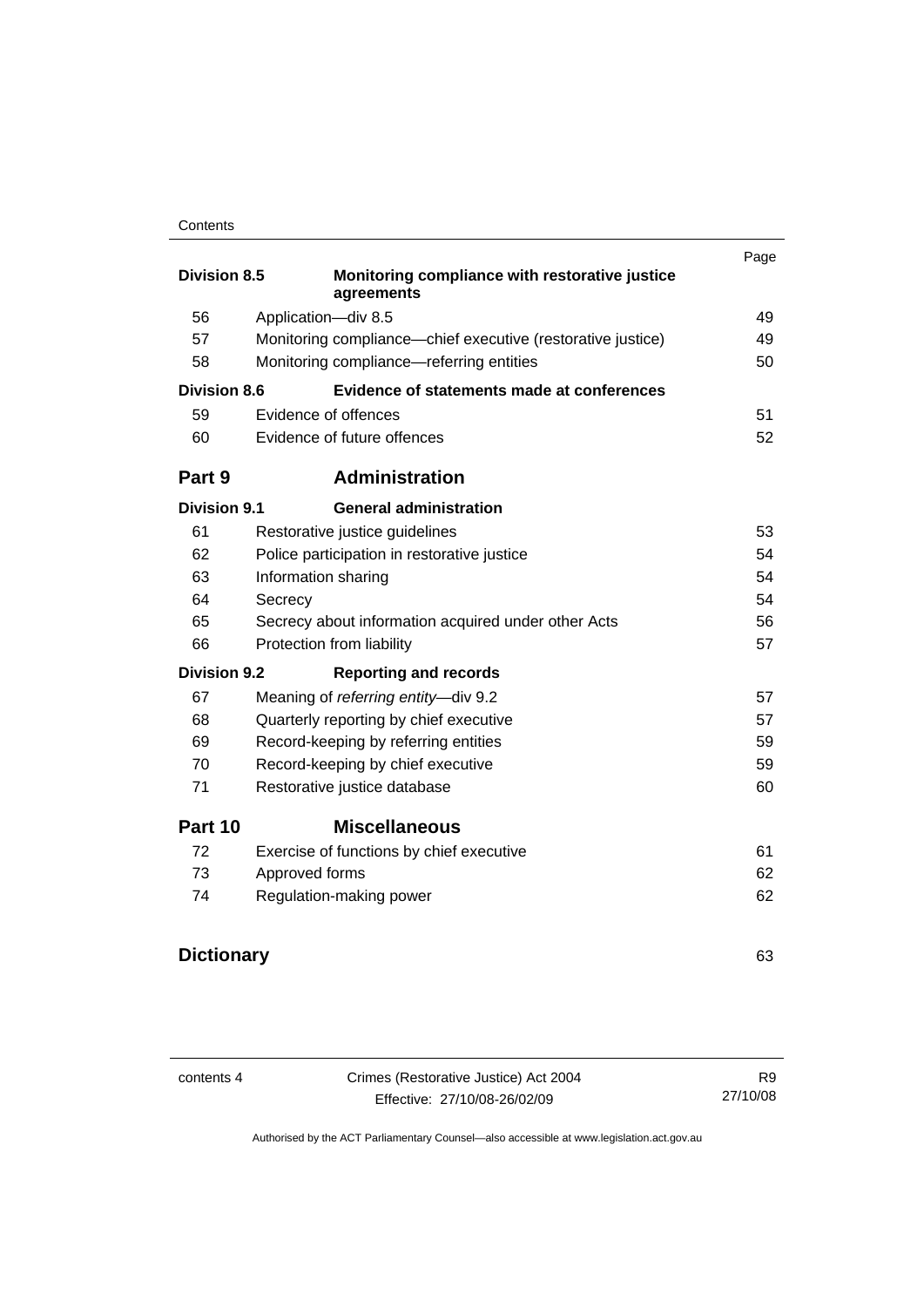| | | Page |
|---|---|---|
| **Division 8.5** | **Monitoring compliance with restorative justice agreements** | |
| 56 | Application—div 8.5 | 49 |
| 57 | Monitoring compliance—chief executive (restorative justice) | 49 |
| 58 | Monitoring compliance—referring entities | 50 |
| **Division 8.6** | **Evidence of statements made at conferences** | |
| 59 | Evidence of offences | 51 |
| 60 | Evidence of future offences | 52 |
| **Part 9** | **Administration** | |
| **Division 9.1** | **General administration** | |
| 61 | Restorative justice guidelines | 53 |
| 62 | Police participation in restorative justice | 54 |
| 63 | Information sharing | 54 |
| 64 | Secrecy | 54 |
| 65 | Secrecy about information acquired under other Acts | 56 |
| 66 | Protection from liability | 57 |
| **Division 9.2** | **Reporting and records** | |
| 67 | Meaning of *referring entity*—div 9.2 | 57 |
| 68 | Quarterly reporting by chief executive | 57 |
| 69 | Record-keeping by referring entities | 59 |
| 70 | Record-keeping by chief executive | 59 |
| 71 | Restorative justice database | 60 |
| **Part 10** | **Miscellaneous** | |
| 72 | Exercise of functions by chief executive | 61 |
| 73 | Approved forms | 62 |
| 74 | Regulation-making power | 62 |
| **Dictionary** | | 63 |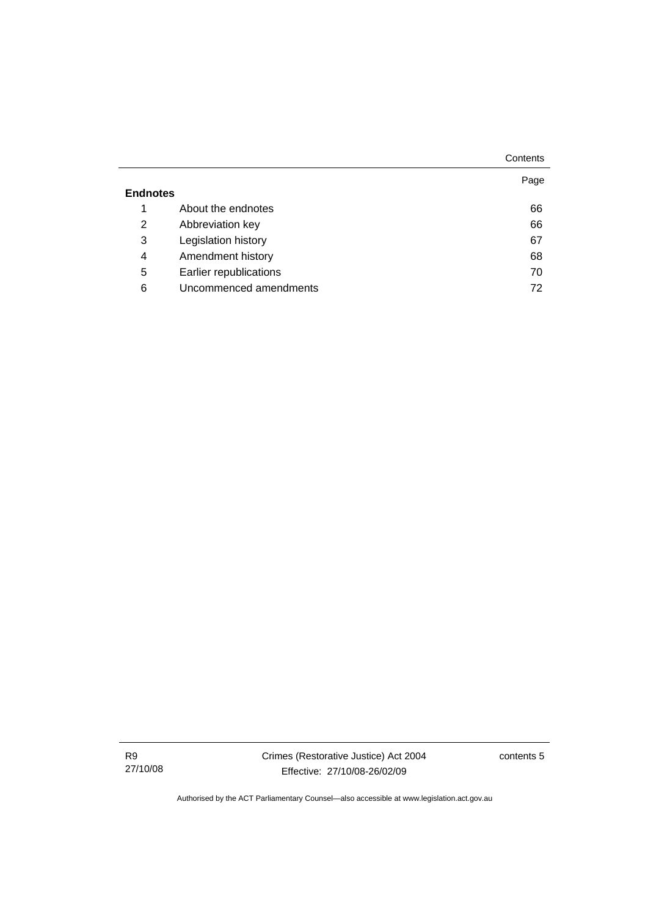| | | Page |
|---|---|---|
| **Endnotes** | | |
| 1 | About the endnotes | 66 |
| 2 | Abbreviation key | 66 |
| 3 | Legislation history | 67 |
| 4 | Amendment history | 68 |
| 5 | Earlier republications | 70 |
| 6 | Uncommenced amendments | 72 |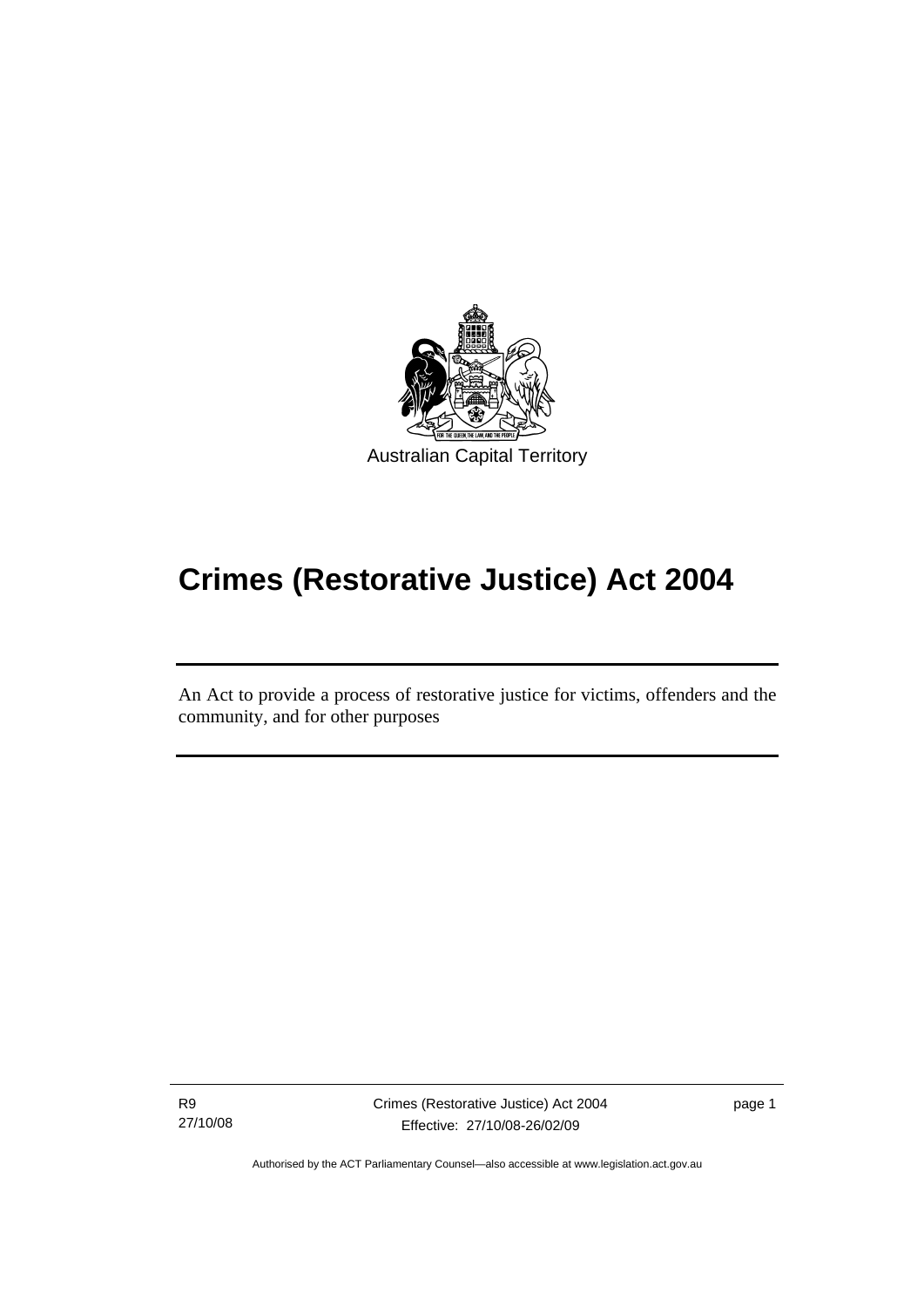Australian Capital Territory

# Crimes (Restorative Justice) Act 2004

An Act to provide a process of restorative justice for victims, offenders and the community, and for other purposes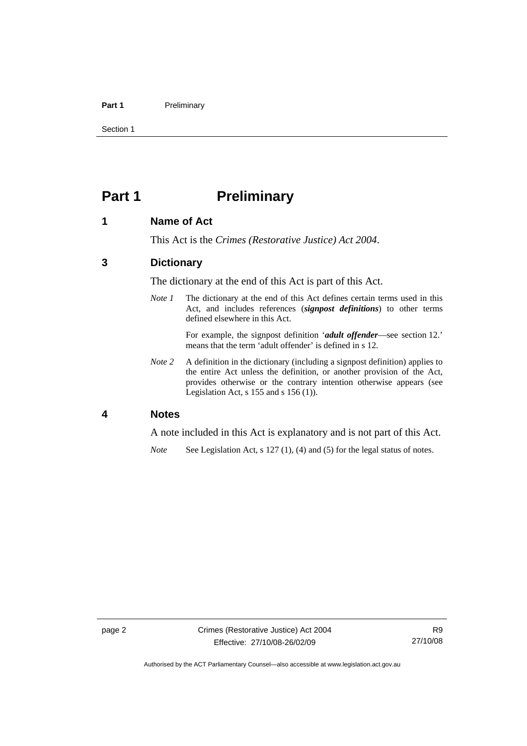# Part 1 Preliminary

## 1 Name of Act

This Act is the *Crimes (Restorative Justice) Act 2004*.

## 3 Dictionary

The dictionary at the end of this Act is part of this Act.

*Note 1* The dictionary at the end of this Act defines certain terms used in this Act, and includes references (***signpost definitions***) to other terms defined elsewhere in this Act.

For example, the signpost definition '***adult offender***—see section 12.' means that the term 'adult offender' is defined in s 12.

*Note 2* A definition in the dictionary (including a signpost definition) applies to the entire Act unless the definition, or another provision of the Act, provides otherwise or the contrary intention otherwise appears (see Legislation Act, s 155 and s 156 (1)).

## 4 Notes

A note included in this Act is explanatory and is not part of this Act.

*Note* See Legislation Act, s 127 (1), (4) and (5) for the legal status of notes.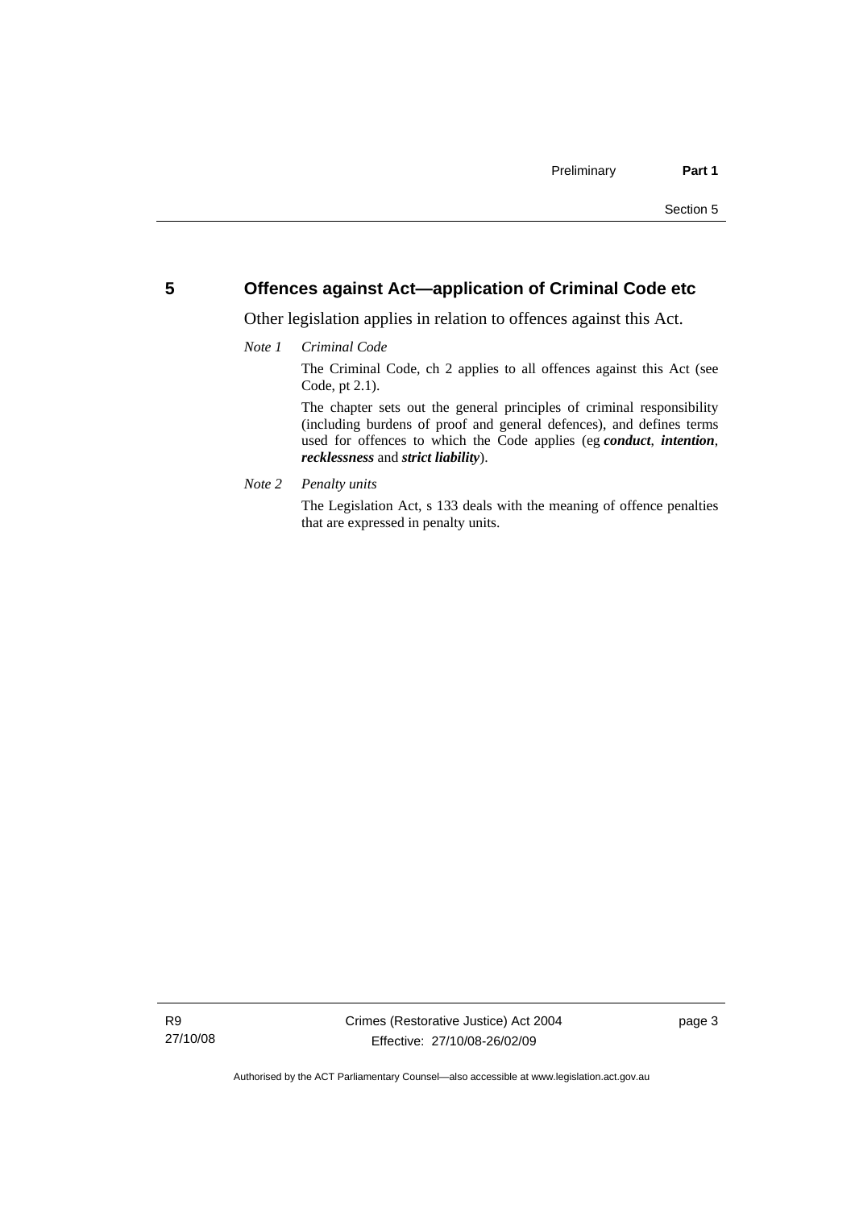## 5 Offences against Act—application of Criminal Code etc

Other legislation applies in relation to offences against this Act.

*Note 1* *Criminal Code*

The Criminal Code, ch 2 applies to all offences against this Act (see Code, pt 2.1).

The chapter sets out the general principles of criminal responsibility (including burdens of proof and general defences), and defines terms used for offences to which the Code applies (eg ***conduct***, ***intention***, ***recklessness*** and ***strict liability***).

*Note 2* *Penalty units*

The Legislation Act, s 133 deals with the meaning of offence penalties that are expressed in penalty units.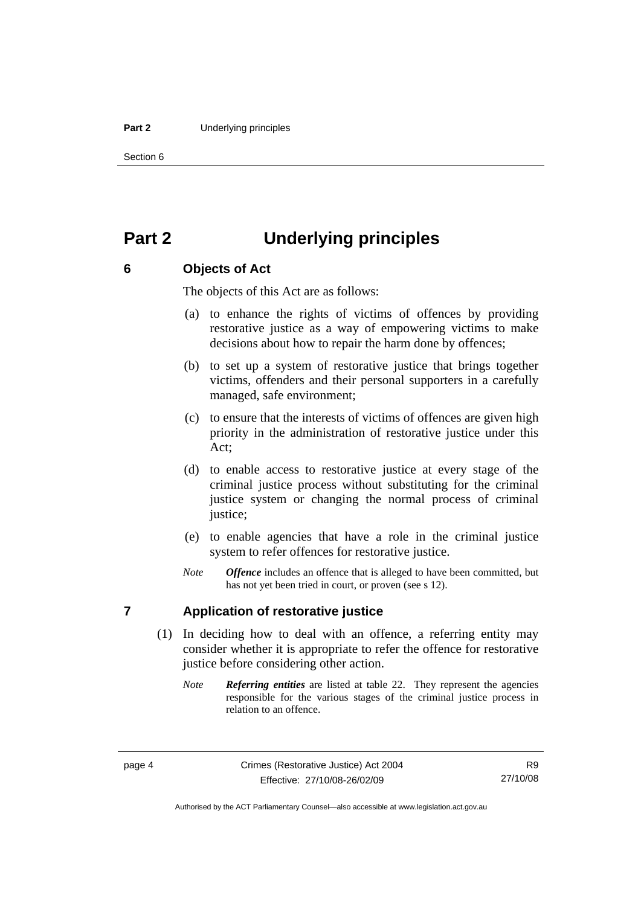# Part 2 Underlying principles

## 6 Objects of Act

The objects of this Act are as follows:

(a) to enhance the rights of victims of offences by providing restorative justice as a way of empowering victims to make decisions about how to repair the harm done by offences;

(b) to set up a system of restorative justice that brings together victims, offenders and their personal supporters in a carefully managed, safe environment;

(c) to ensure that the interests of victims of offences are given high priority in the administration of restorative justice under this Act;

(d) to enable access to restorative justice at every stage of the criminal justice process without substituting for the criminal justice system or changing the normal process of criminal justice;

(e) to enable agencies that have a role in the criminal justice system to refer offences for restorative justice.

*Note* ***Offence*** includes an offence that is alleged to have been committed, but has not yet been tried in court, or proven (see s 12).

## 7 Application of restorative justice

(1) In deciding how to deal with an offence, a referring entity may consider whether it is appropriate to refer the offence for restorative justice before considering other action.

*Note* ***Referring entities*** are listed at table 22. They represent the agencies responsible for the various stages of the criminal justice process in relation to an offence.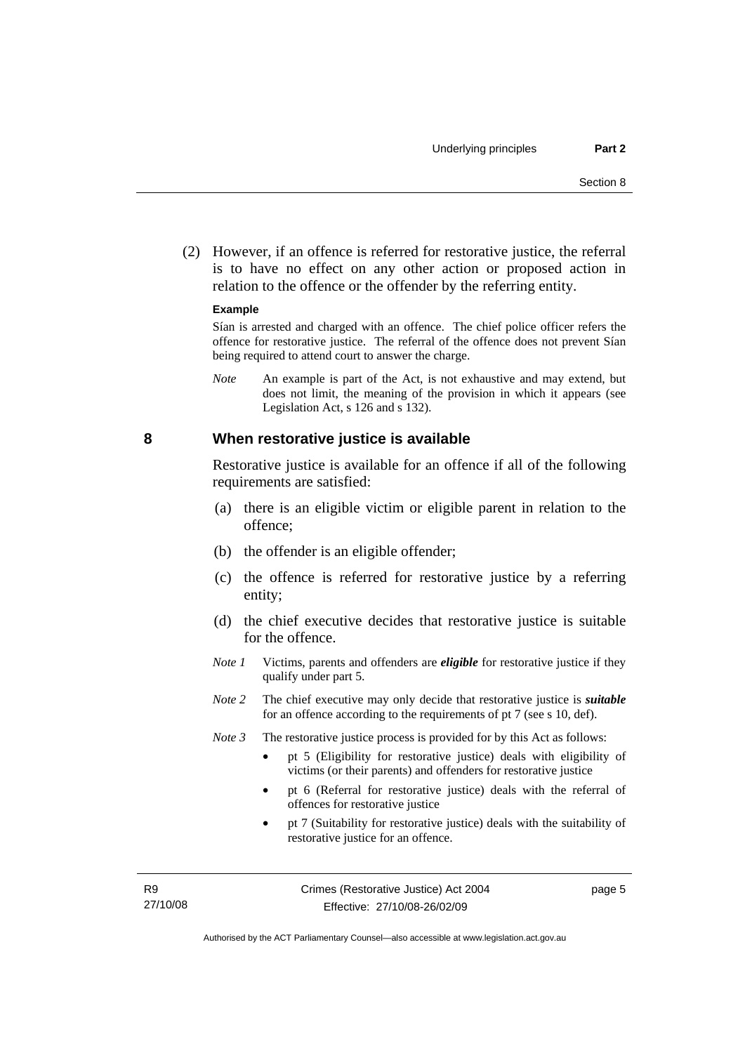(2) However, if an offence is referred for restorative justice, the referral is to have no effect on any other action or proposed action in relation to the offence or the offender by the referring entity.

**Example**

Sían is arrested and charged with an offence. The chief police officer refers the offence for restorative justice. The referral of the offence does not prevent Sían being required to attend court to answer the charge.

*Note* An example is part of the Act, is not exhaustive and may extend, but does not limit, the meaning of the provision in which it appears (see Legislation Act, s 126 and s 132).

## 8 When restorative justice is available

Restorative justice is available for an offence if all of the following requirements are satisfied:

(a) there is an eligible victim or eligible parent in relation to the offence;

(b) the offender is an eligible offender;

(c) the offence is referred for restorative justice by a referring entity;

(d) the chief executive decides that restorative justice is suitable for the offence.

*Note 1* Victims, parents and offenders are ***eligible*** for restorative justice if they qualify under part 5.

*Note 2* The chief executive may only decide that restorative justice is ***suitable*** for an offence according to the requirements of pt 7 (see s 10, def).

*Note 3* The restorative justice process is provided for by this Act as follows:

- pt 5 (Eligibility for restorative justice) deals with eligibility of victims (or their parents) and offenders for restorative justice
- pt 6 (Referral for restorative justice) deals with the referral of offences for restorative justice
- pt 7 (Suitability for restorative justice) deals with the suitability of restorative justice for an offence.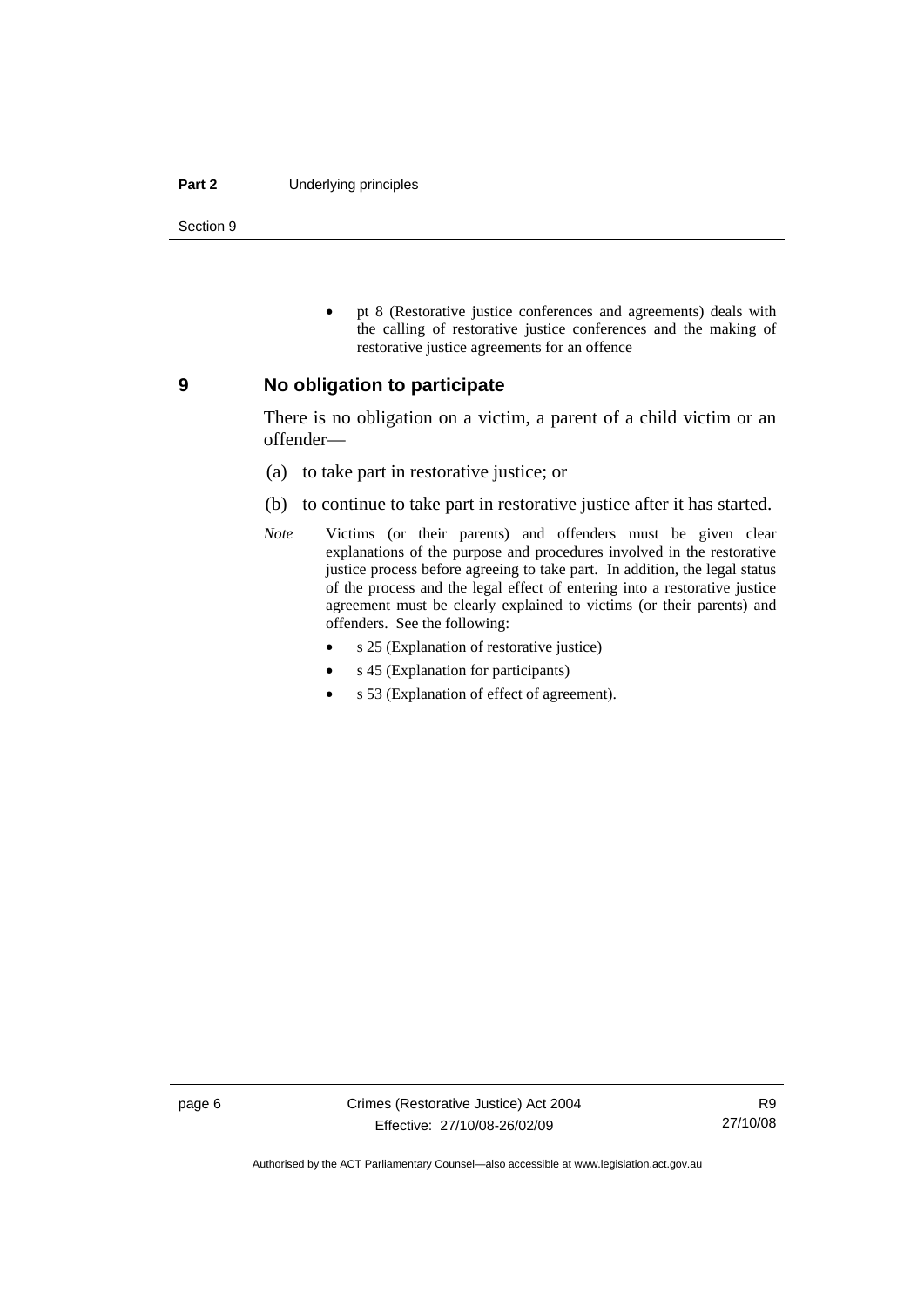- pt 8 (Restorative justice conferences and agreements) deals with the calling of restorative justice conferences and the making of restorative justice agreements for an offence

## 9 No obligation to participate

There is no obligation on a victim, a parent of a child victim or an offender—

(a) to take part in restorative justice; or

(b) to continue to take part in restorative justice after it has started.

*Note* Victims (or their parents) and offenders must be given clear explanations of the purpose and procedures involved in the restorative justice process before agreeing to take part. In addition, the legal status of the process and the legal effect of entering into a restorative justice agreement must be clearly explained to victims (or their parents) and offenders. See the following:

- s 25 (Explanation of restorative justice)
- s 45 (Explanation for participants)
- s 53 (Explanation of effect of agreement).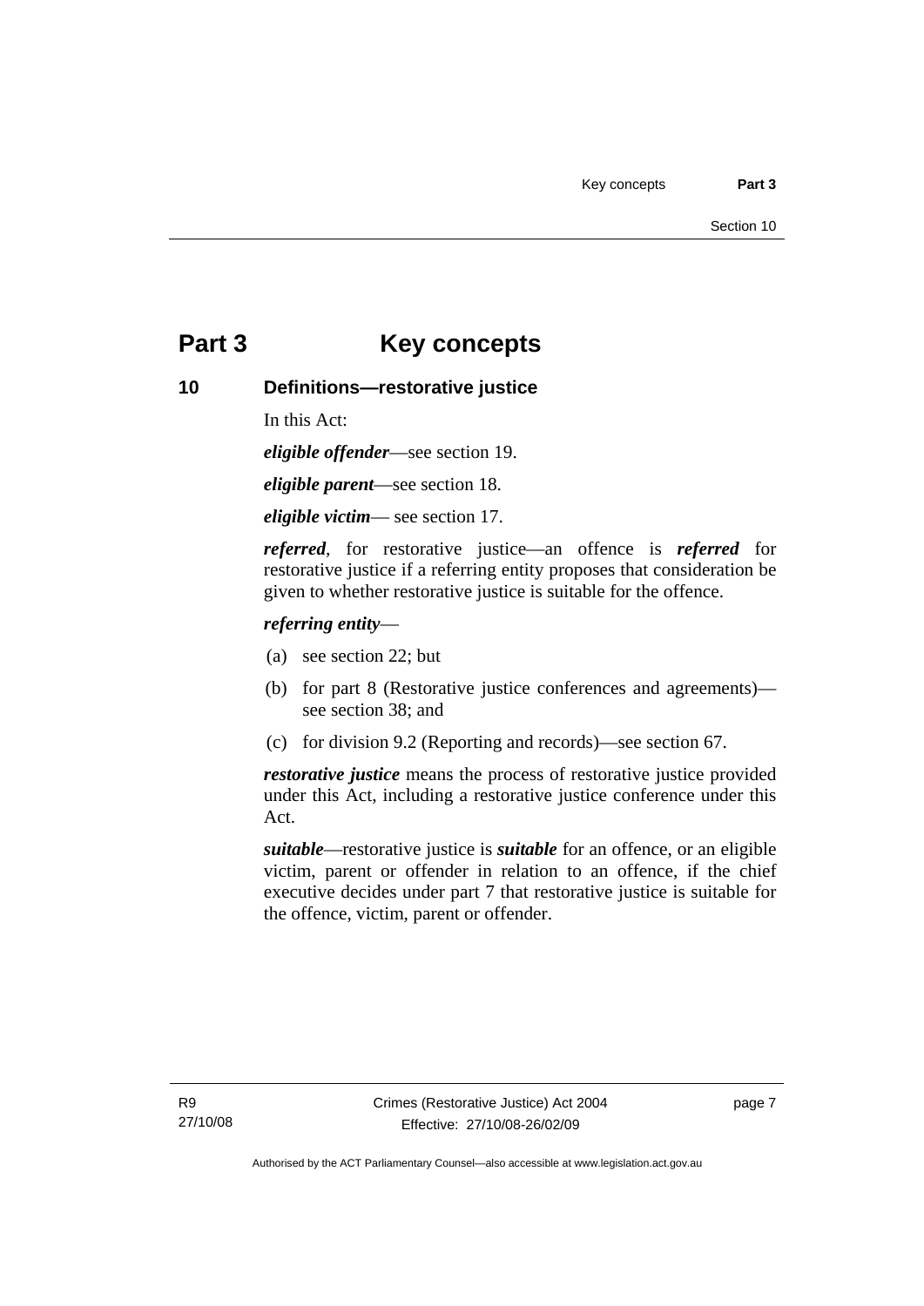# Part 3 Key concepts

## 10 Definitions—restorative justice

In this Act:

***eligible offender***—see section 19.

***eligible parent***—see section 18.

***eligible victim***— see section 17.

***referred***, for restorative justice—an offence is ***referred*** for restorative justice if a referring entity proposes that consideration be given to whether restorative justice is suitable for the offence.

***referring entity***—

(a) see section 22; but

(b) for part 8 (Restorative justice conferences and agreements)—see section 38; and

(c) for division 9.2 (Reporting and records)—see section 67.

***restorative justice*** means the process of restorative justice provided under this Act, including a restorative justice conference under this Act.

***suitable***—restorative justice is ***suitable*** for an offence, or an eligible victim, parent or offender in relation to an offence, if the chief executive decides under part 7 that restorative justice is suitable for the offence, victim, parent or offender.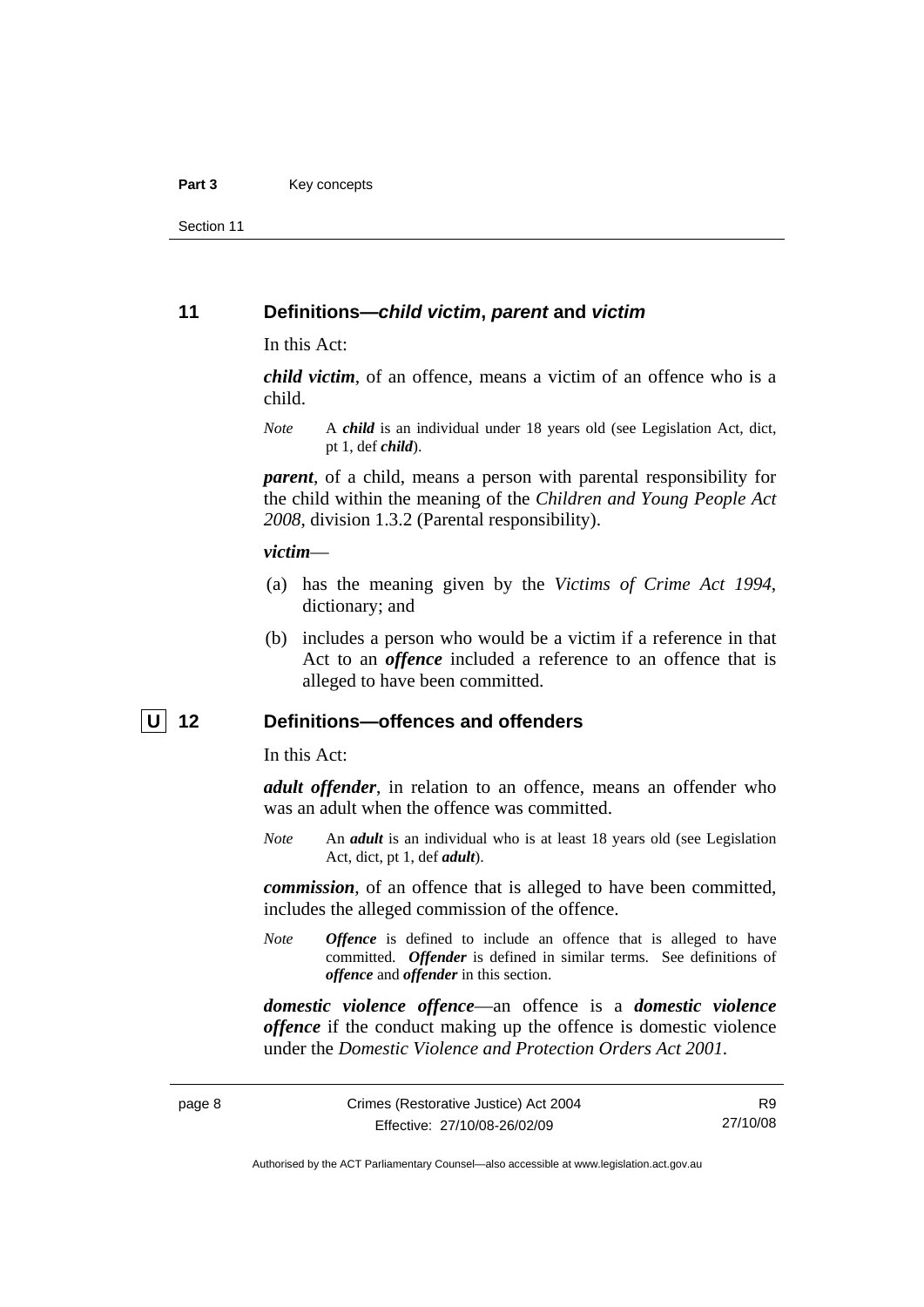## 11 Definitions—*child victim*, *parent* and *victim*

In this Act:

***child victim***, of an offence, means a victim of an offence who is a child.

*Note* A ***child*** is an individual under 18 years old (see Legislation Act, dict, pt 1, def ***child***).

***parent***, of a child, means a person with parental responsibility for the child within the meaning of the *Children and Young People Act 2008*, division 1.3.2 (Parental responsibility).

***victim***—

(a) has the meaning given by the *Victims of Crime Act 1994*, dictionary; and

(b) includes a person who would be a victim if a reference in that Act to an ***offence*** included a reference to an offence that is alleged to have been committed.

## U 12 Definitions—offences and offenders

In this Act:

***adult offender***, in relation to an offence, means an offender who was an adult when the offence was committed.

*Note* An ***adult*** is an individual who is at least 18 years old (see Legislation Act, dict, pt 1, def ***adult***).

***commission***, of an offence that is alleged to have been committed, includes the alleged commission of the offence.

*Note* ***Offence*** is defined to include an offence that is alleged to have committed. ***Offender*** is defined in similar terms. See definitions of ***offence*** and ***offender*** in this section.

***domestic violence offence***—an offence is a ***domestic violence offence*** if the conduct making up the offence is domestic violence under the *Domestic Violence and Protection Orders Act 2001*.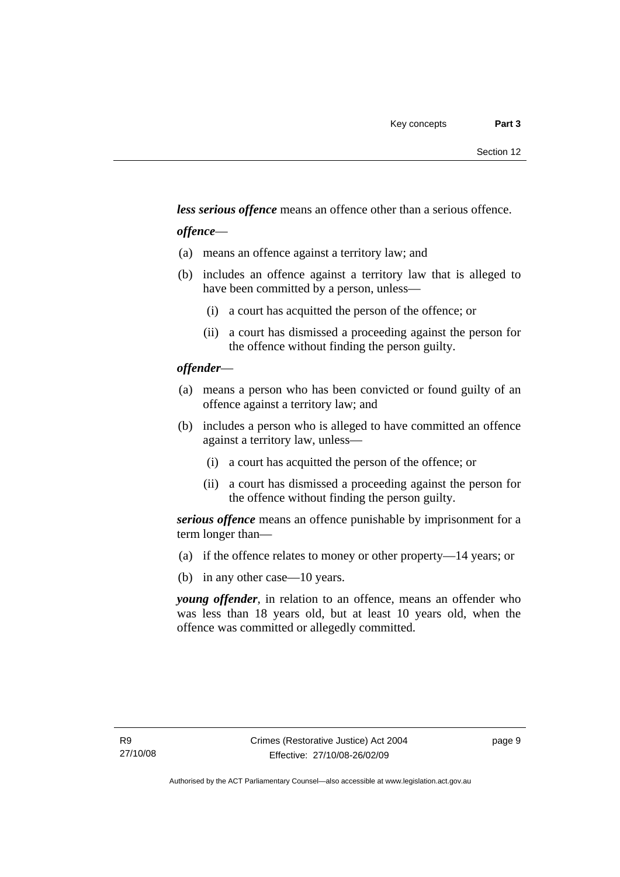***less serious offence*** means an offence other than a serious offence.

***offence***—

(a) means an offence against a territory law; and

(b) includes an offence against a territory law that is alleged to have been committed by a person, unless—

  (i) a court has acquitted the person of the offence; or

  (ii) a court has dismissed a proceeding against the person for the offence without finding the person guilty.

***offender***—

(a) means a person who has been convicted or found guilty of an offence against a territory law; and

(b) includes a person who is alleged to have committed an offence against a territory law, unless—

  (i) a court has acquitted the person of the offence; or

  (ii) a court has dismissed a proceeding against the person for the offence without finding the person guilty.

***serious offence*** means an offence punishable by imprisonment for a term longer than—

(a) if the offence relates to money or other property—14 years; or

(b) in any other case—10 years.

***young offender***, in relation to an offence, means an offender who was less than 18 years old, but at least 10 years old, when the offence was committed or allegedly committed.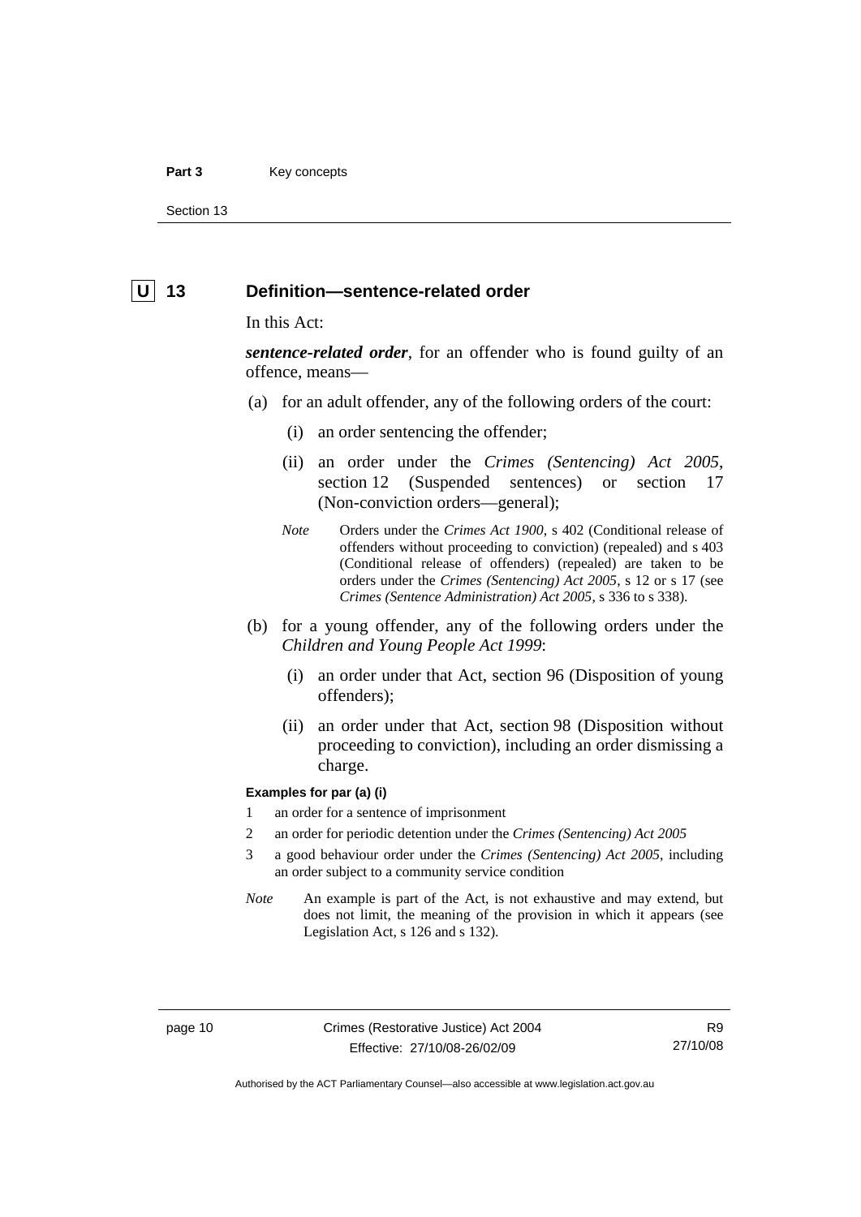## U 13 Definition—sentence-related order

In this Act:

***sentence-related order***, for an offender who is found guilty of an offence, means—

(a) for an adult offender, any of the following orders of the court:

(i) an order sentencing the offender;

(ii) an order under the *Crimes (Sentencing) Act 2005*, section 12 (Suspended sentences) or section 17 (Non-conviction orders—general);

*Note* Orders under the *Crimes Act 1900*, s 402 (Conditional release of offenders without proceeding to conviction) (repealed) and s 403 (Conditional release of offenders) (repealed) are taken to be orders under the *Crimes (Sentencing) Act 2005*, s 12 or s 17 (see *Crimes (Sentence Administration) Act 2005*, s 336 to s 338).

(b) for a young offender, any of the following orders under the *Children and Young People Act 1999*:

(i) an order under that Act, section 96 (Disposition of young offenders);

(ii) an order under that Act, section 98 (Disposition without proceeding to conviction), including an order dismissing a charge.

**Examples for par (a) (i)**

1 an order for a sentence of imprisonment

2 an order for periodic detention under the *Crimes (Sentencing) Act 2005*

3 a good behaviour order under the *Crimes (Sentencing) Act 2005*, including an order subject to a community service condition

*Note* An example is part of the Act, is not exhaustive and may extend, but does not limit, the meaning of the provision in which it appears (see Legislation Act, s 126 and s 132).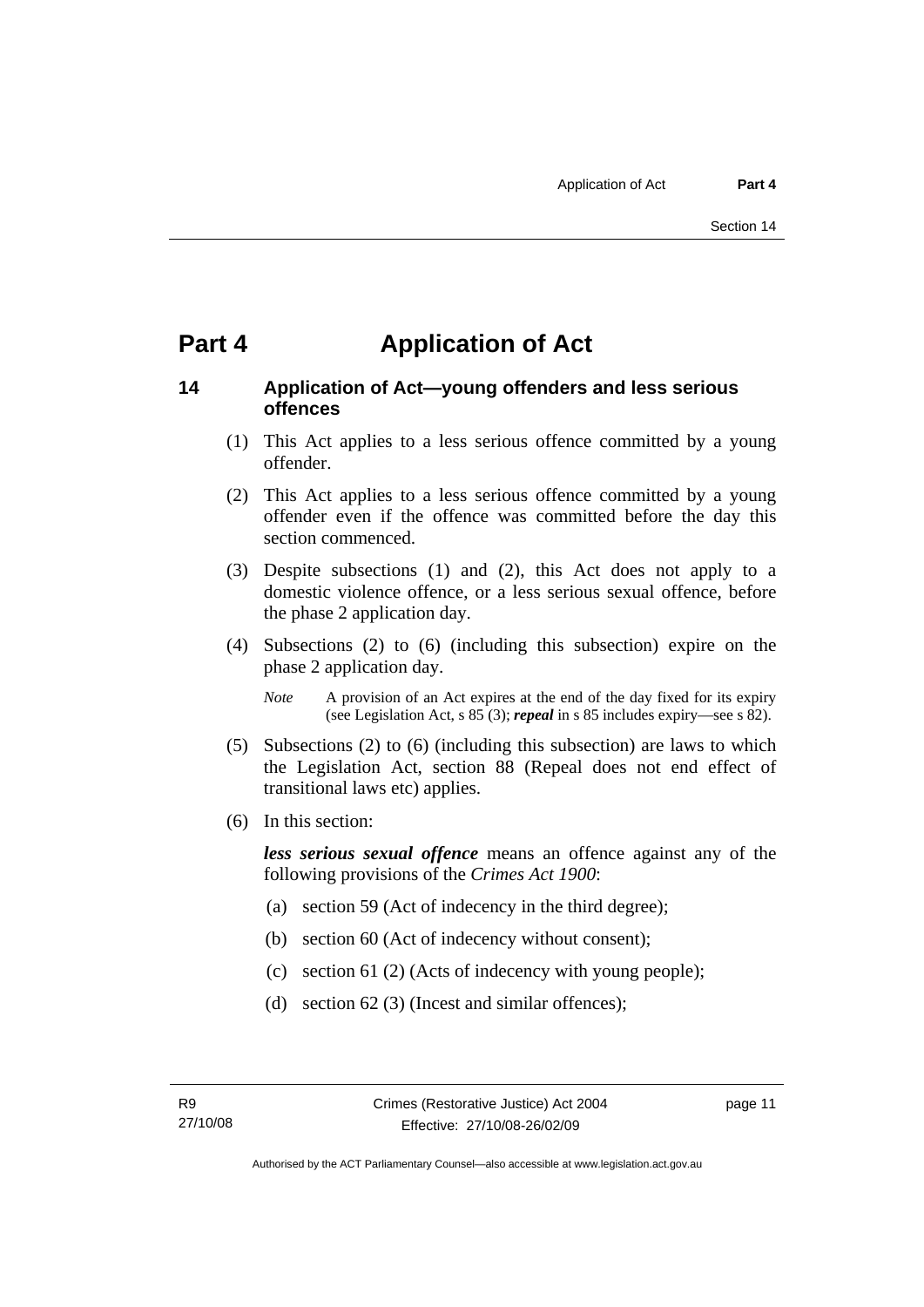# Part 4 Application of Act

## 14 Application of Act—young offenders and less serious offences

(1) This Act applies to a less serious offence committed by a young offender.

(2) This Act applies to a less serious offence committed by a young offender even if the offence was committed before the day this section commenced.

(3) Despite subsections (1) and (2), this Act does not apply to a domestic violence offence, or a less serious sexual offence, before the phase 2 application day.

(4) Subsections (2) to (6) (including this subsection) expire on the phase 2 application day.

*Note* A provision of an Act expires at the end of the day fixed for its expiry (see Legislation Act, s 85 (3); ***repeal*** in s 85 includes expiry—see s 82).

(5) Subsections (2) to (6) (including this subsection) are laws to which the Legislation Act, section 88 (Repeal does not end effect of transitional laws etc) applies.

(6) In this section:

***less serious sexual offence*** means an offence against any of the following provisions of the *Crimes Act 1900*:

(a) section 59 (Act of indecency in the third degree);

(b) section 60 (Act of indecency without consent);

(c) section 61 (2) (Acts of indecency with young people);

(d) section 62 (3) (Incest and similar offences);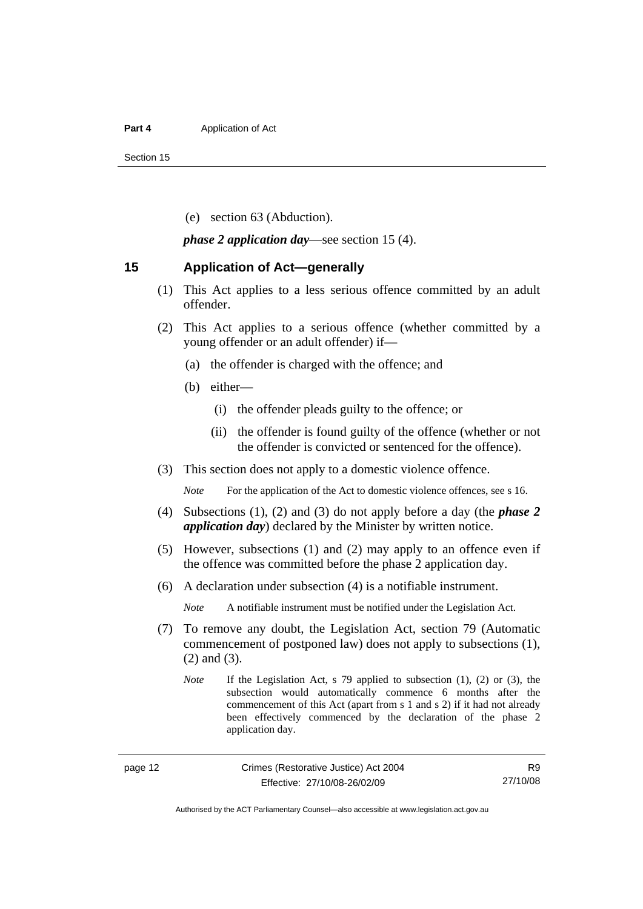(e) section 63 (Abduction).

***phase 2 application day***—see section 15 (4).

## 15 Application of Act—generally

(1) This Act applies to a less serious offence committed by an adult offender.

(2) This Act applies to a serious offence (whether committed by a young offender or an adult offender) if—

(a) the offender is charged with the offence; and

(b) either—

(i) the offender pleads guilty to the offence; or

(ii) the offender is found guilty of the offence (whether or not the offender is convicted or sentenced for the offence).

(3) This section does not apply to a domestic violence offence.

*Note* For the application of the Act to domestic violence offences, see s 16.

(4) Subsections (1), (2) and (3) do not apply before a day (the ***phase 2 application day***) declared by the Minister by written notice.

(5) However, subsections (1) and (2) may apply to an offence even if the offence was committed before the phase 2 application day.

(6) A declaration under subsection (4) is a notifiable instrument.

*Note* A notifiable instrument must be notified under the Legislation Act.

(7) To remove any doubt, the Legislation Act, section 79 (Automatic commencement of postponed law) does not apply to subsections (1), (2) and (3).

*Note* If the Legislation Act, s 79 applied to subsection (1), (2) or (3), the subsection would automatically commence 6 months after the commencement of this Act (apart from s 1 and s 2) if it had not already been effectively commenced by the declaration of the phase 2 application day.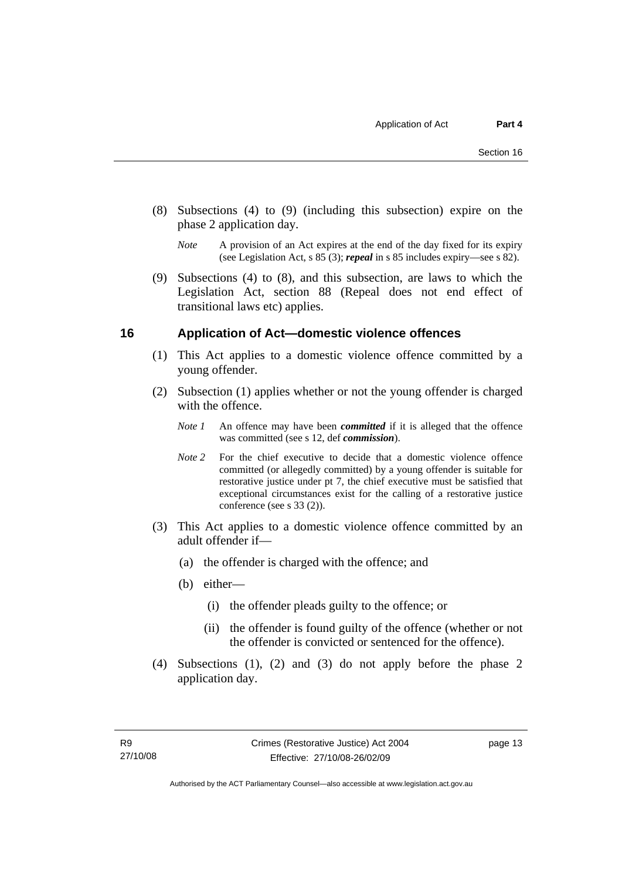(8) Subsections (4) to (9) (including this subsection) expire on the phase 2 application day.

*Note* A provision of an Act expires at the end of the day fixed for its expiry (see Legislation Act, s 85 (3); ***repeal*** in s 85 includes expiry—see s 82).

(9) Subsections (4) to (8), and this subsection, are laws to which the Legislation Act, section 88 (Repeal does not end effect of transitional laws etc) applies.

## 16 Application of Act—domestic violence offences

(1) This Act applies to a domestic violence offence committed by a young offender.

(2) Subsection (1) applies whether or not the young offender is charged with the offence.

*Note 1* An offence may have been ***committed*** if it is alleged that the offence was committed (see s 12, def ***commission***).

*Note 2* For the chief executive to decide that a domestic violence offence committed (or allegedly committed) by a young offender is suitable for restorative justice under pt 7, the chief executive must be satisfied that exceptional circumstances exist for the calling of a restorative justice conference (see s 33 (2)).

(3) This Act applies to a domestic violence offence committed by an adult offender if—

(a) the offender is charged with the offence; and

(b) either—

(i) the offender pleads guilty to the offence; or

(ii) the offender is found guilty of the offence (whether or not the offender is convicted or sentenced for the offence).

(4) Subsections (1), (2) and (3) do not apply before the phase 2 application day.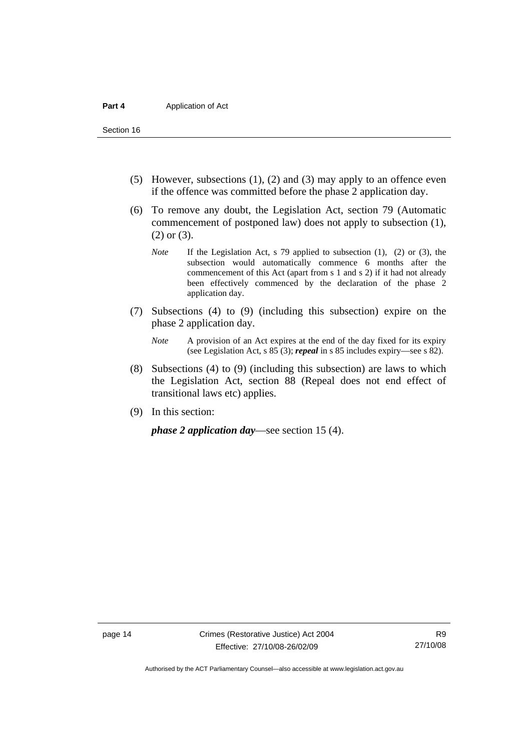(5) However, subsections (1), (2) and (3) may apply to an offence even if the offence was committed before the phase 2 application day.

(6) To remove any doubt, the Legislation Act, section 79 (Automatic commencement of postponed law) does not apply to subsection (1), (2) or (3).

*Note* If the Legislation Act, s 79 applied to subsection (1), (2) or (3), the subsection would automatically commence 6 months after the commencement of this Act (apart from s 1 and s 2) if it had not already been effectively commenced by the declaration of the phase 2 application day.

(7) Subsections (4) to (9) (including this subsection) expire on the phase 2 application day.

*Note* A provision of an Act expires at the end of the day fixed for its expiry (see Legislation Act, s 85 (3); ***repeal*** in s 85 includes expiry—see s 82).

(8) Subsections (4) to (9) (including this subsection) are laws to which the Legislation Act, section 88 (Repeal does not end effect of transitional laws etc) applies.

(9) In this section:

***phase 2 application day***—see section 15 (4).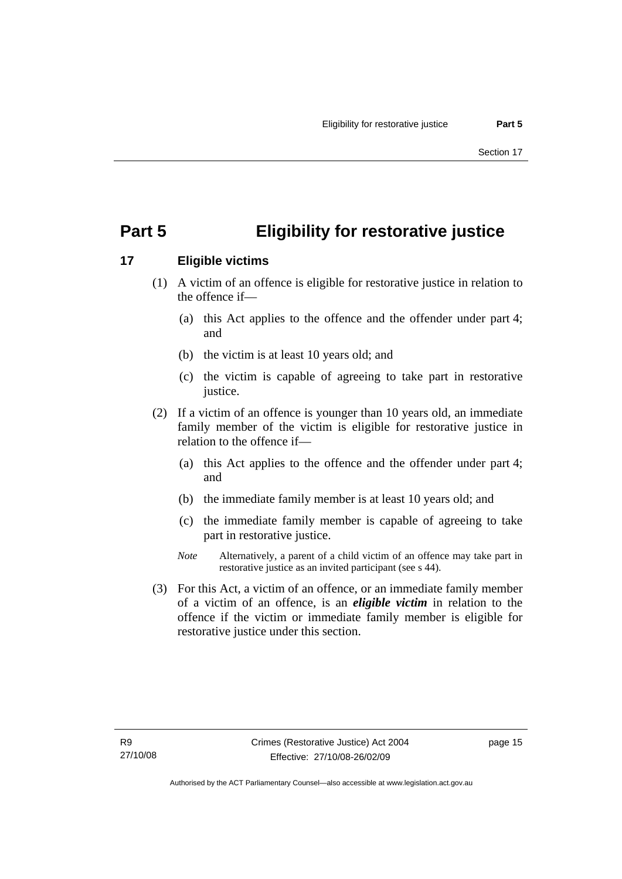# Part 5 Eligibility for restorative justice

## 17 Eligible victims

(1) A victim of an offence is eligible for restorative justice in relation to the offence if—

(a) this Act applies to the offence and the offender under part 4; and

(b) the victim is at least 10 years old; and

(c) the victim is capable of agreeing to take part in restorative justice.

(2) If a victim of an offence is younger than 10 years old, an immediate family member of the victim is eligible for restorative justice in relation to the offence if—

(a) this Act applies to the offence and the offender under part 4; and

(b) the immediate family member is at least 10 years old; and

(c) the immediate family member is capable of agreeing to take part in restorative justice.

*Note* Alternatively, a parent of a child victim of an offence may take part in restorative justice as an invited participant (see s 44).

(3) For this Act, a victim of an offence, or an immediate family member of a victim of an offence, is an ***eligible victim*** in relation to the offence if the victim or immediate family member is eligible for restorative justice under this section.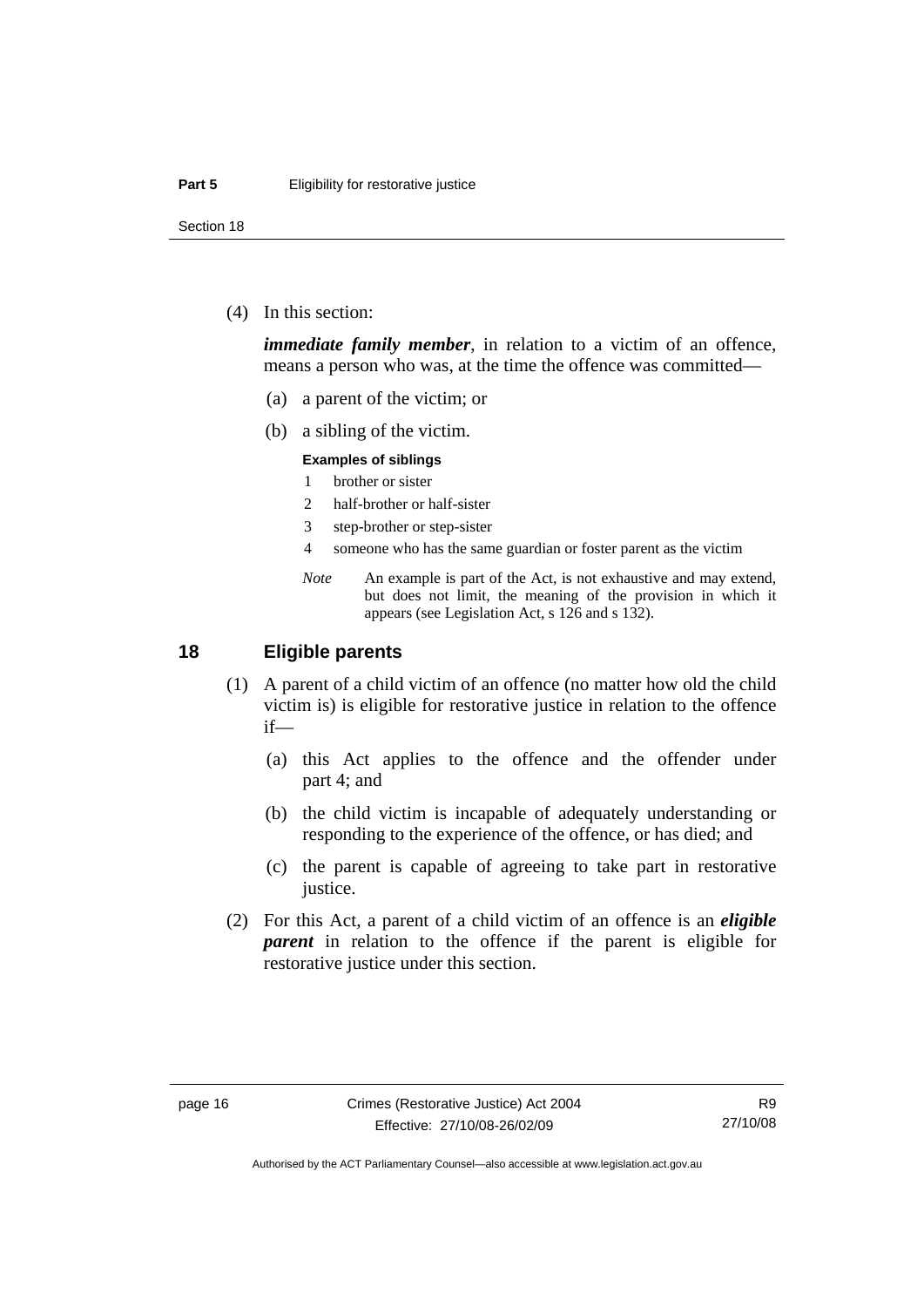(4) In this section:

***immediate family member***, in relation to a victim of an offence, means a person who was, at the time the offence was committed—

(a) a parent of the victim; or

(b) a sibling of the victim.

**Examples of siblings**

1 brother or sister

2 half-brother or half-sister

3 step-brother or step-sister

4 someone who has the same guardian or foster parent as the victim

*Note* An example is part of the Act, is not exhaustive and may extend, but does not limit, the meaning of the provision in which it appears (see Legislation Act, s 126 and s 132).

## 18 Eligible parents

(1) A parent of a child victim of an offence (no matter how old the child victim is) is eligible for restorative justice in relation to the offence if—

(a) this Act applies to the offence and the offender under part 4; and

(b) the child victim is incapable of adequately understanding or responding to the experience of the offence, or has died; and

(c) the parent is capable of agreeing to take part in restorative justice.

(2) For this Act, a parent of a child victim of an offence is an ***eligible parent*** in relation to the offence if the parent is eligible for restorative justice under this section.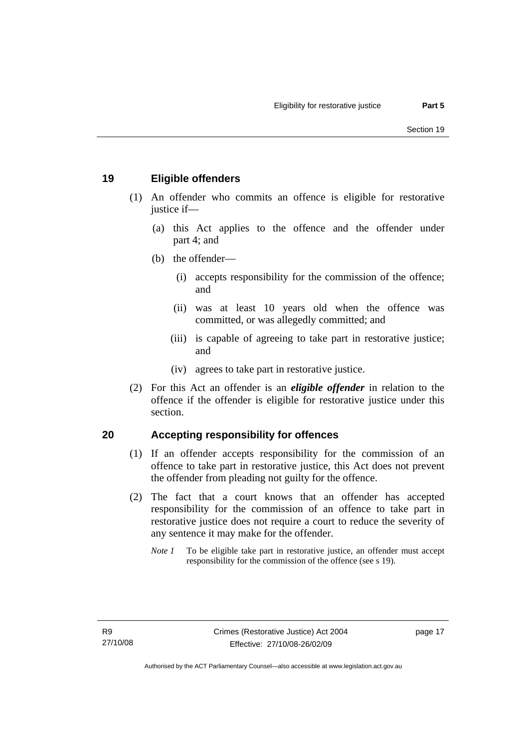## 19 Eligible offenders

(1) An offender who commits an offence is eligible for restorative justice if—

(a) this Act applies to the offence and the offender under part 4; and

(b) the offender—

(i) accepts responsibility for the commission of the offence; and

(ii) was at least 10 years old when the offence was committed, or was allegedly committed; and

(iii) is capable of agreeing to take part in restorative justice; and

(iv) agrees to take part in restorative justice.

(2) For this Act an offender is an ***eligible offender*** in relation to the offence if the offender is eligible for restorative justice under this section.

## 20 Accepting responsibility for offences

(1) If an offender accepts responsibility for the commission of an offence to take part in restorative justice, this Act does not prevent the offender from pleading not guilty for the offence.

(2) The fact that a court knows that an offender has accepted responsibility for the commission of an offence to take part in restorative justice does not require a court to reduce the severity of any sentence it may make for the offender.

*Note 1* To be eligible take part in restorative justice, an offender must accept responsibility for the commission of the offence (see s 19).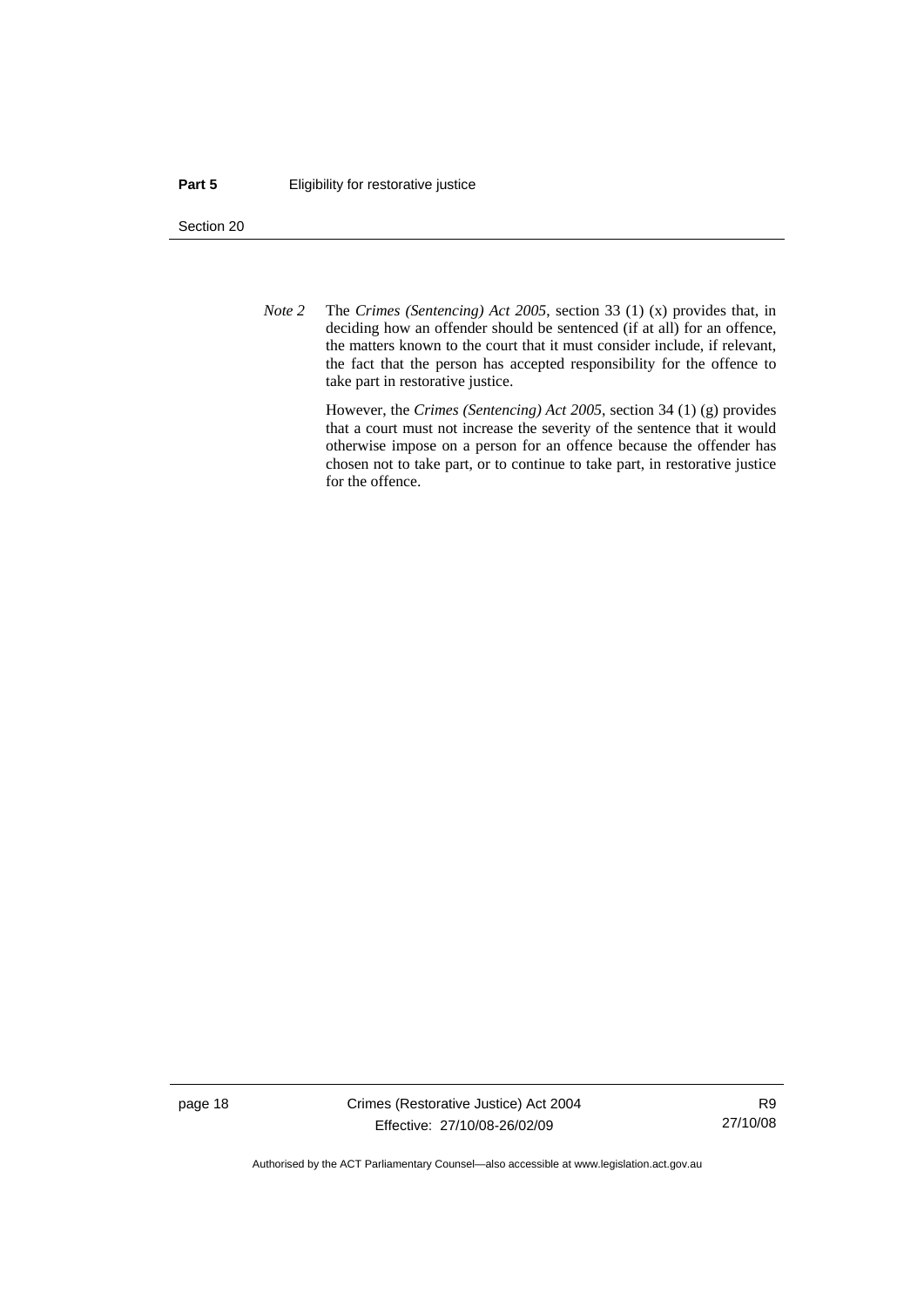*Note 2* The *Crimes (Sentencing) Act 2005*, section 33 (1) (x) provides that, in deciding how an offender should be sentenced (if at all) for an offence, the matters known to the court that it must consider include, if relevant, the fact that the person has accepted responsibility for the offence to take part in restorative justice.

However, the *Crimes (Sentencing) Act 2005*, section 34 (1) (g) provides that a court must not increase the severity of the sentence that it would otherwise impose on a person for an offence because the offender has chosen not to take part, or to continue to take part, in restorative justice for the offence.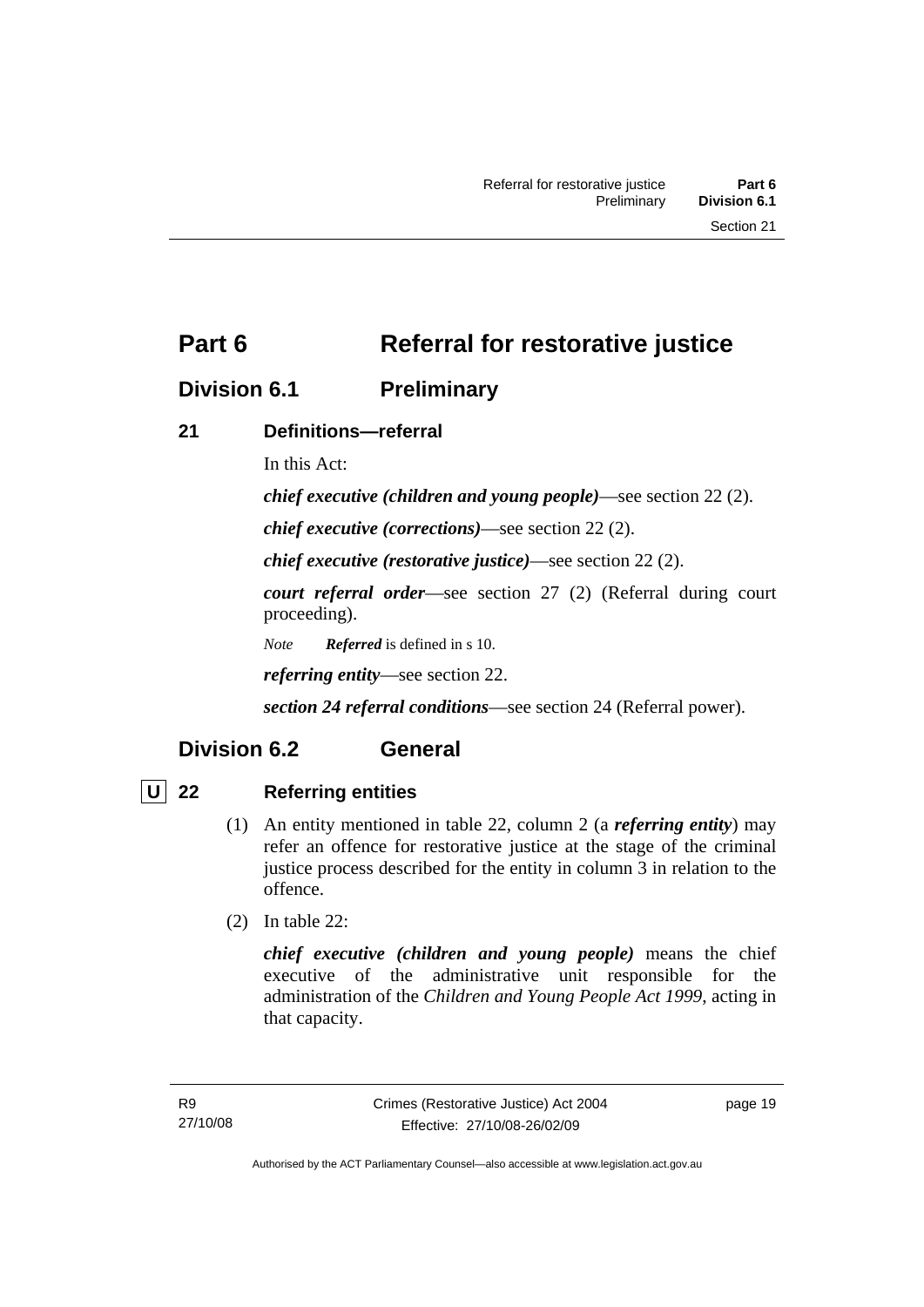# Part 6 Referral for restorative justice

## Division 6.1 Preliminary

### 21 Definitions—referral

In this Act:

***chief executive (children and young people)***—see section 22 (2).

***chief executive (corrections)***—see section 22 (2).

***chief executive (restorative justice)***—see section 22 (2).

***court referral order***—see section 27 (2) (Referral during court proceeding).

*Note* ***Referred*** is defined in s 10.

***referring entity***—see section 22.

***section 24 referral conditions***—see section 24 (Referral power).

## Division 6.2 General

### U 22 Referring entities

(1) An entity mentioned in table 22, column 2 (a ***referring entity***) may refer an offence for restorative justice at the stage of the criminal justice process described for the entity in column 3 in relation to the offence.

(2) In table 22:

***chief executive (children and young people)*** means the chief executive of the administrative unit responsible for the administration of the *Children and Young People Act 1999*, acting in that capacity.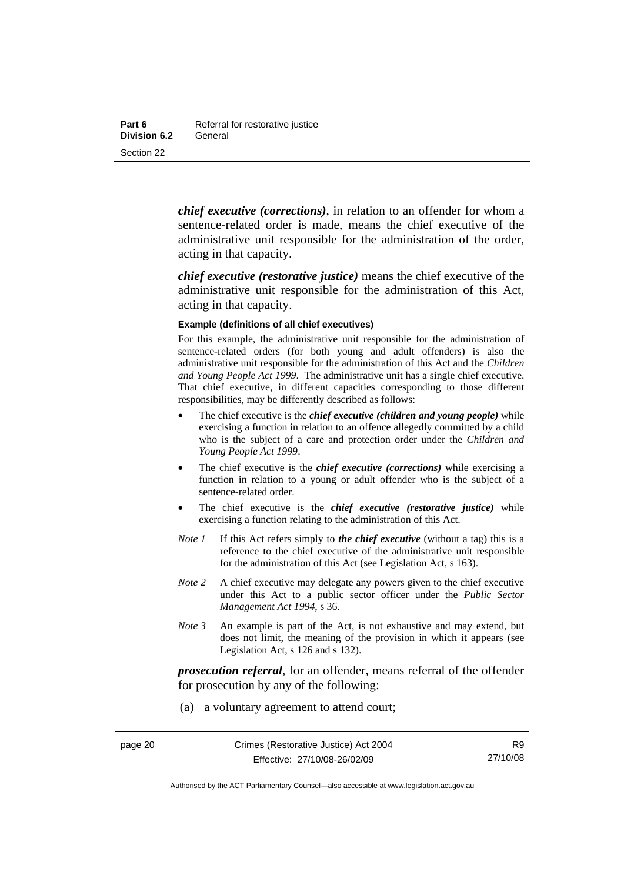***chief executive (corrections)***, in relation to an offender for whom a sentence-related order is made, means the chief executive of the administrative unit responsible for the administration of the order, acting in that capacity.

***chief executive (restorative justice)*** means the chief executive of the administrative unit responsible for the administration of this Act, acting in that capacity.

**Example (definitions of all chief executives)**

For this example, the administrative unit responsible for the administration of sentence-related orders (for both young and adult offenders) is also the administrative unit responsible for the administration of this Act and the *Children and Young People Act 1999*. The administrative unit has a single chief executive. That chief executive, in different capacities corresponding to those different responsibilities, may be differently described as follows:

- The chief executive is the ***chief executive (children and young people)*** while exercising a function in relation to an offence allegedly committed by a child who is the subject of a care and protection order under the *Children and Young People Act 1999*.
- The chief executive is the ***chief executive (corrections)*** while exercising a function in relation to a young or adult offender who is the subject of a sentence-related order.
- The chief executive is the ***chief executive (restorative justice)*** while exercising a function relating to the administration of this Act.

*Note 1* If this Act refers simply to ***the chief executive*** (without a tag) this is a reference to the chief executive of the administrative unit responsible for the administration of this Act (see Legislation Act, s 163).

*Note 2* A chief executive may delegate any powers given to the chief executive under this Act to a public sector officer under the *Public Sector Management Act 1994*, s 36.

*Note 3* An example is part of the Act, is not exhaustive and may extend, but does not limit, the meaning of the provision in which it appears (see Legislation Act, s 126 and s 132).

***prosecution referral***, for an offender, means referral of the offender for prosecution by any of the following:

(a) a voluntary agreement to attend court;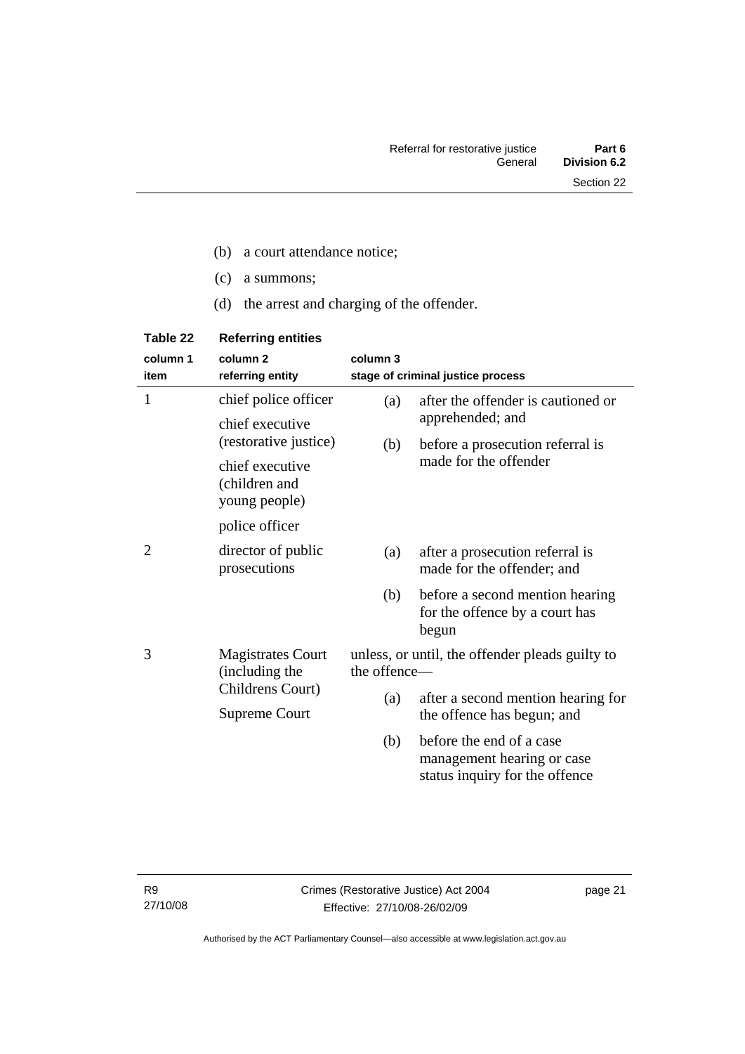(b) a court attendance notice;

(c) a summons;

(d) the arrest and charging of the offender.

**Table 22 Referring entities**

| column 1<br>item | column 2<br>referring entity | column 3<br>stage of criminal justice process |
|---|---|---|
| 1 | chief police officer<br>chief executive (restorative justice)<br>chief executive (children and young people)<br>police officer | (a) after the offender is cautioned or apprehended; and<br>(b) before a prosecution referral is made for the offender |
| 2 | director of public prosecutions | (a) after a prosecution referral is made for the offender; and<br>(b) before a second mention hearing for the offence by a court has begun |
| 3 | Magistrates Court (including the Childrens Court)<br>Supreme Court | unless, or until, the offender pleads guilty to the offence—<br>(a) after a second mention hearing for the offence has begun; and<br>(b) before the end of a case management hearing or case status inquiry for the offence |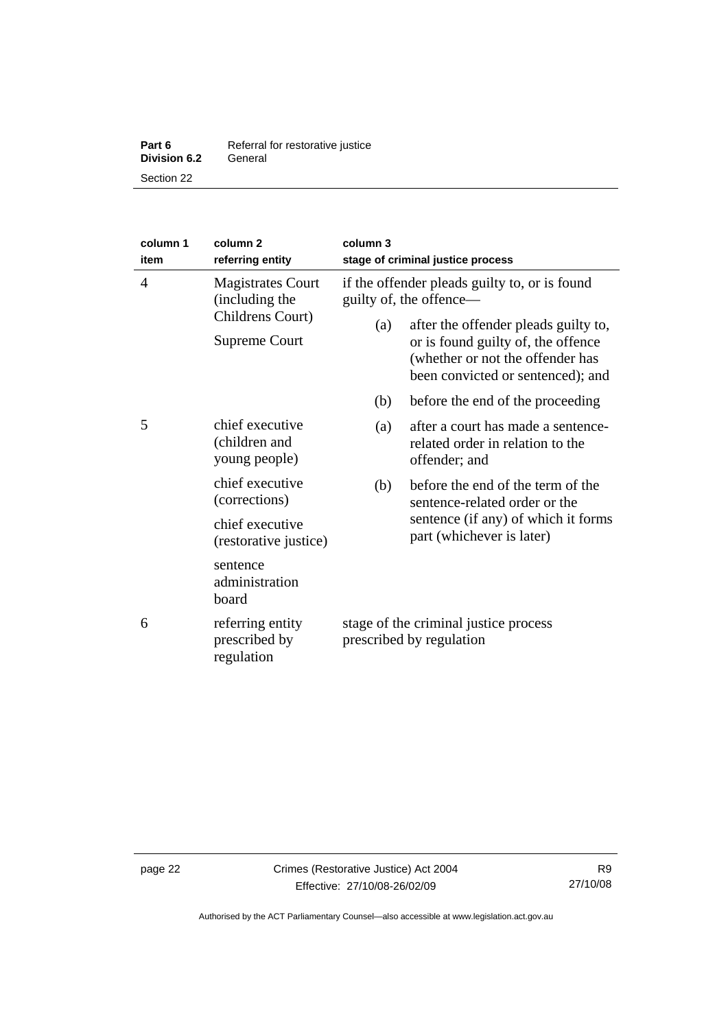| column 1 item | column 2 referring entity | column 3 stage of criminal justice process |
|---|---|---|
| 4 | Magistrates Court (including the Childrens Court)<br><br>Supreme Court | if the offender pleads guilty to, or is found guilty of, the offence—<br><br>(a) after the offender pleads guilty to, or is found guilty of, the offence (whether or not the offender has been convicted or sentenced); and<br><br>(b) before the end of the proceeding |
| 5 | chief executive (children and young people)<br><br>chief executive (corrections)<br><br>chief executive (restorative justice)<br><br>sentence administration board | (a) after a court has made a sentence-related order in relation to the offender; and<br><br>(b) before the end of the term of the sentence-related order or the sentence (if any) of which it forms part (whichever is later) |
| 6 | referring entity prescribed by regulation | stage of the criminal justice process prescribed by regulation |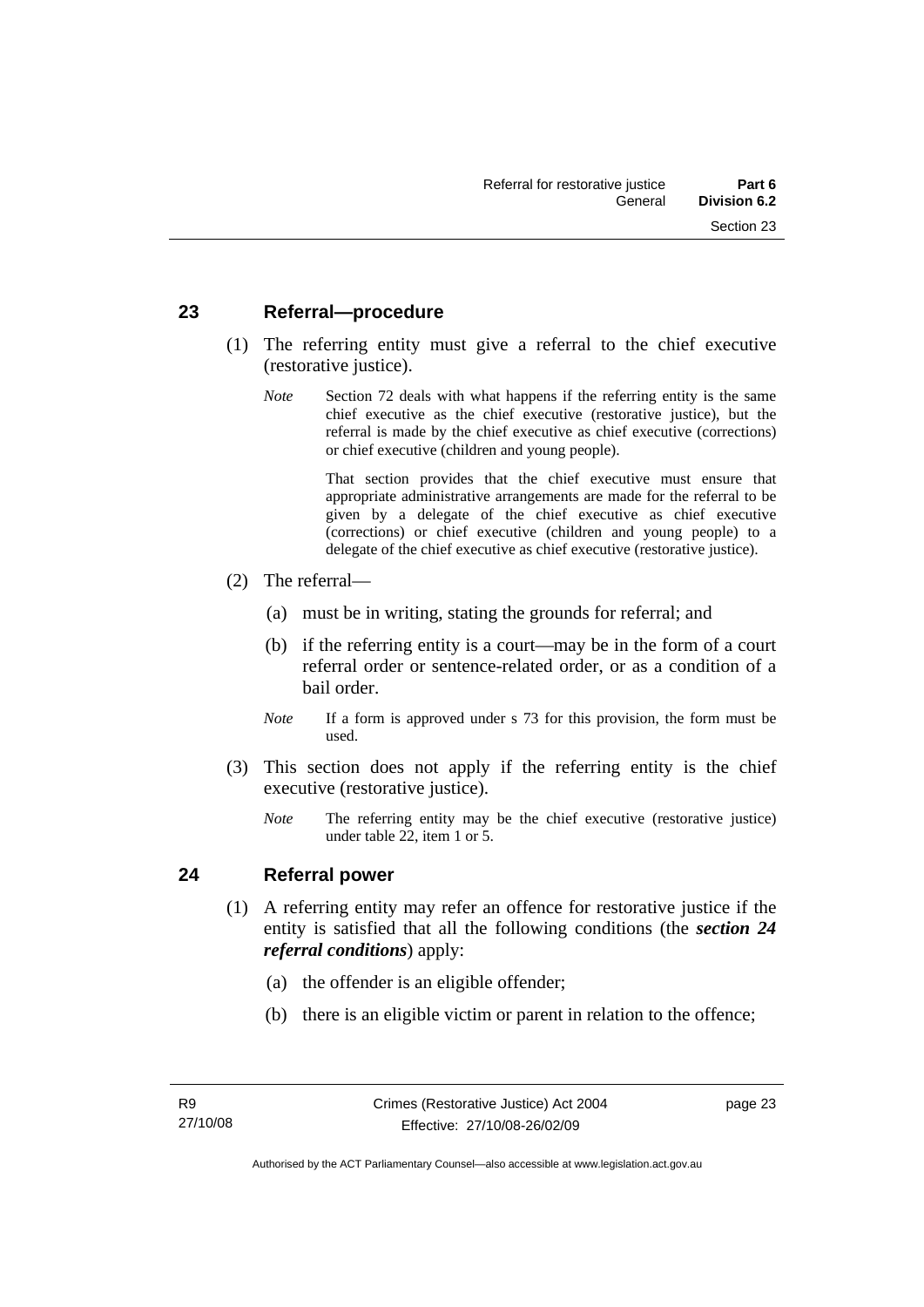## 23 Referral—procedure

(1) The referring entity must give a referral to the chief executive (restorative justice).

*Note* Section 72 deals with what happens if the referring entity is the same chief executive as the chief executive (restorative justice), but the referral is made by the chief executive as chief executive (corrections) or chief executive (children and young people).

That section provides that the chief executive must ensure that appropriate administrative arrangements are made for the referral to be given by a delegate of the chief executive as chief executive (corrections) or chief executive (children and young people) to a delegate of the chief executive as chief executive (restorative justice).

(2) The referral—

(a) must be in writing, stating the grounds for referral; and

(b) if the referring entity is a court—may be in the form of a court referral order or sentence-related order, or as a condition of a bail order.

*Note* If a form is approved under s 73 for this provision, the form must be used.

(3) This section does not apply if the referring entity is the chief executive (restorative justice).

*Note* The referring entity may be the chief executive (restorative justice) under table 22, item 1 or 5.

## 24 Referral power

(1) A referring entity may refer an offence for restorative justice if the entity is satisfied that all the following conditions (the ***section 24 referral conditions***) apply:

(a) the offender is an eligible offender;

(b) there is an eligible victim or parent in relation to the offence;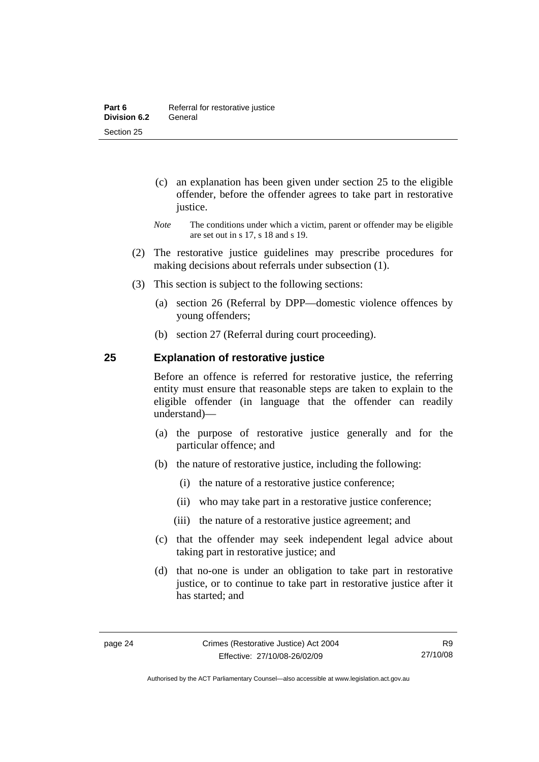(c) an explanation has been given under section 25 to the eligible offender, before the offender agrees to take part in restorative justice.

*Note* The conditions under which a victim, parent or offender may be eligible are set out in s 17, s 18 and s 19.

(2) The restorative justice guidelines may prescribe procedures for making decisions about referrals under subsection (1).

(3) This section is subject to the following sections:

(a) section 26 (Referral by DPP—domestic violence offences by young offenders;

(b) section 27 (Referral during court proceeding).

### 25 Explanation of restorative justice

Before an offence is referred for restorative justice, the referring entity must ensure that reasonable steps are taken to explain to the eligible offender (in language that the offender can readily understand)—

(a) the purpose of restorative justice generally and for the particular offence; and

(b) the nature of restorative justice, including the following:

(i) the nature of a restorative justice conference;

(ii) who may take part in a restorative justice conference;

(iii) the nature of a restorative justice agreement; and

(c) that the offender may seek independent legal advice about taking part in restorative justice; and

(d) that no-one is under an obligation to take part in restorative justice, or to continue to take part in restorative justice after it has started; and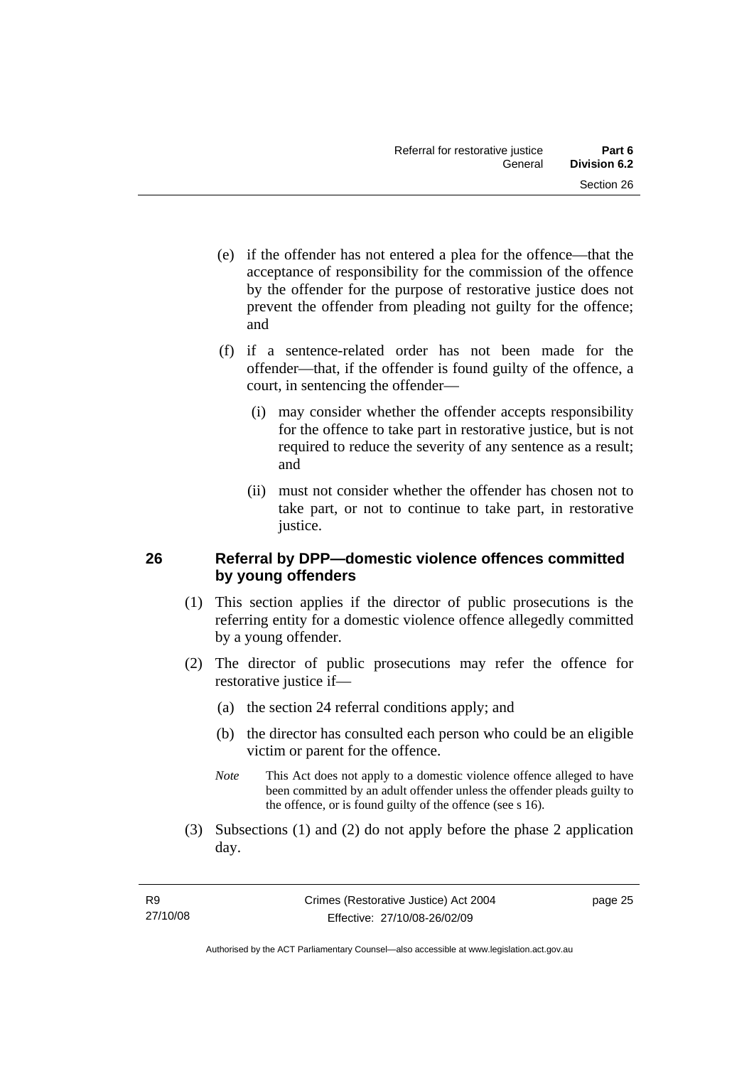(e) if the offender has not entered a plea for the offence—that the acceptance of responsibility for the commission of the offence by the offender for the purpose of restorative justice does not prevent the offender from pleading not guilty for the offence; and

(f) if a sentence-related order has not been made for the offender—that, if the offender is found guilty of the offence, a court, in sentencing the offender—

(i) may consider whether the offender accepts responsibility for the offence to take part in restorative justice, but is not required to reduce the severity of any sentence as a result; and

(ii) must not consider whether the offender has chosen not to take part, or not to continue to take part, in restorative justice.

### 26 Referral by DPP—domestic violence offences committed by young offenders

(1) This section applies if the director of public prosecutions is the referring entity for a domestic violence offence allegedly committed by a young offender.

(2) The director of public prosecutions may refer the offence for restorative justice if—

(a) the section 24 referral conditions apply; and

(b) the director has consulted each person who could be an eligible victim or parent for the offence.

*Note* This Act does not apply to a domestic violence offence alleged to have been committed by an adult offender unless the offender pleads guilty to the offence, or is found guilty of the offence (see s 16).

(3) Subsections (1) and (2) do not apply before the phase 2 application day.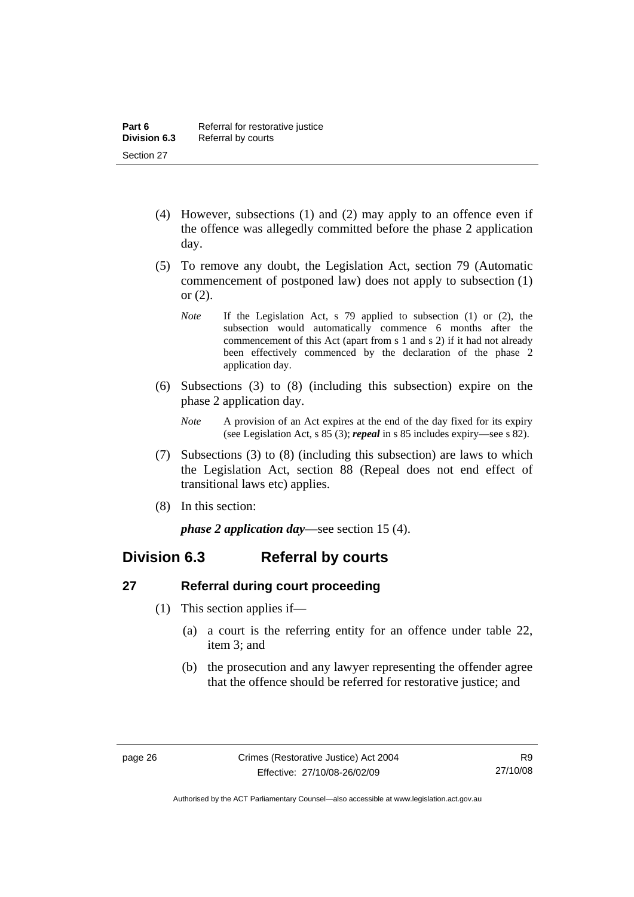(4) However, subsections (1) and (2) may apply to an offence even if the offence was allegedly committed before the phase 2 application day.

(5) To remove any doubt, the Legislation Act, section 79 (Automatic commencement of postponed law) does not apply to subsection (1) or (2).

*Note* If the Legislation Act, s 79 applied to subsection (1) or (2), the subsection would automatically commence 6 months after the commencement of this Act (apart from s 1 and s 2) if it had not already been effectively commenced by the declaration of the phase 2 application day.

(6) Subsections (3) to (8) (including this subsection) expire on the phase 2 application day.

*Note* A provision of an Act expires at the end of the day fixed for its expiry (see Legislation Act, s 85 (3); ***repeal*** in s 85 includes expiry—see s 82).

(7) Subsections (3) to (8) (including this subsection) are laws to which the Legislation Act, section 88 (Repeal does not end effect of transitional laws etc) applies.

(8) In this section:

***phase 2 application day***—see section 15 (4).

## Division 6.3 Referral by courts

### 27 Referral during court proceeding

(1) This section applies if—

(a) a court is the referring entity for an offence under table 22, item 3; and

(b) the prosecution and any lawyer representing the offender agree that the offence should be referred for restorative justice; and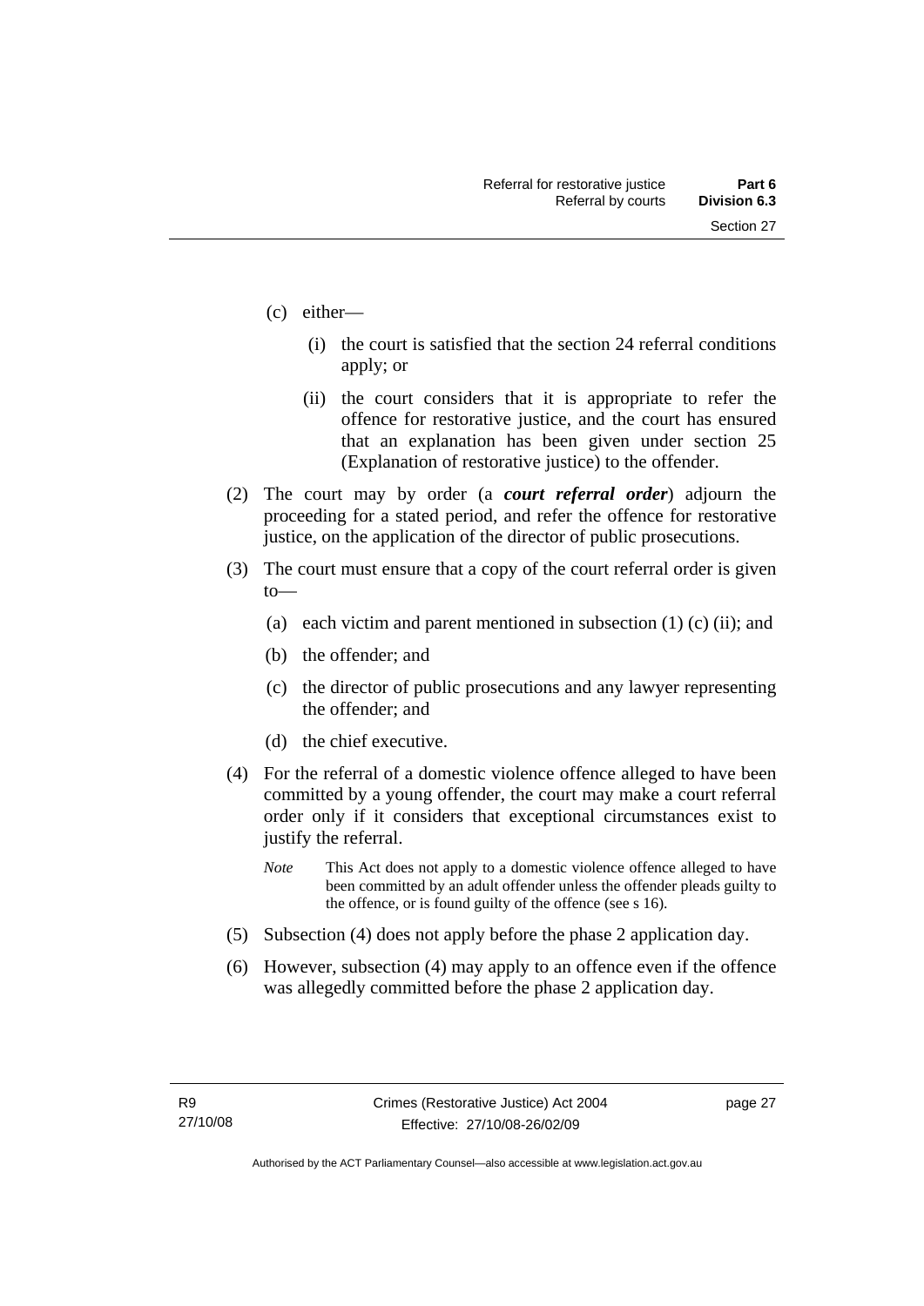(c) either—

   (i) the court is satisfied that the section 24 referral conditions apply; or

   (ii) the court considers that it is appropriate to refer the offence for restorative justice, and the court has ensured that an explanation has been given under section 25 (Explanation of restorative justice) to the offender.

(2) The court may by order (a ***court referral order***) adjourn the proceeding for a stated period, and refer the offence for restorative justice, on the application of the director of public prosecutions.

(3) The court must ensure that a copy of the court referral order is given to—

   (a) each victim and parent mentioned in subsection (1) (c) (ii); and

   (b) the offender; and

   (c) the director of public prosecutions and any lawyer representing the offender; and

   (d) the chief executive.

(4) For the referral of a domestic violence offence alleged to have been committed by a young offender, the court may make a court referral order only if it considers that exceptional circumstances exist to justify the referral.

*Note* This Act does not apply to a domestic violence offence alleged to have been committed by an adult offender unless the offender pleads guilty to the offence, or is found guilty of the offence (see s 16).

(5) Subsection (4) does not apply before the phase 2 application day.

(6) However, subsection (4) may apply to an offence even if the offence was allegedly committed before the phase 2 application day.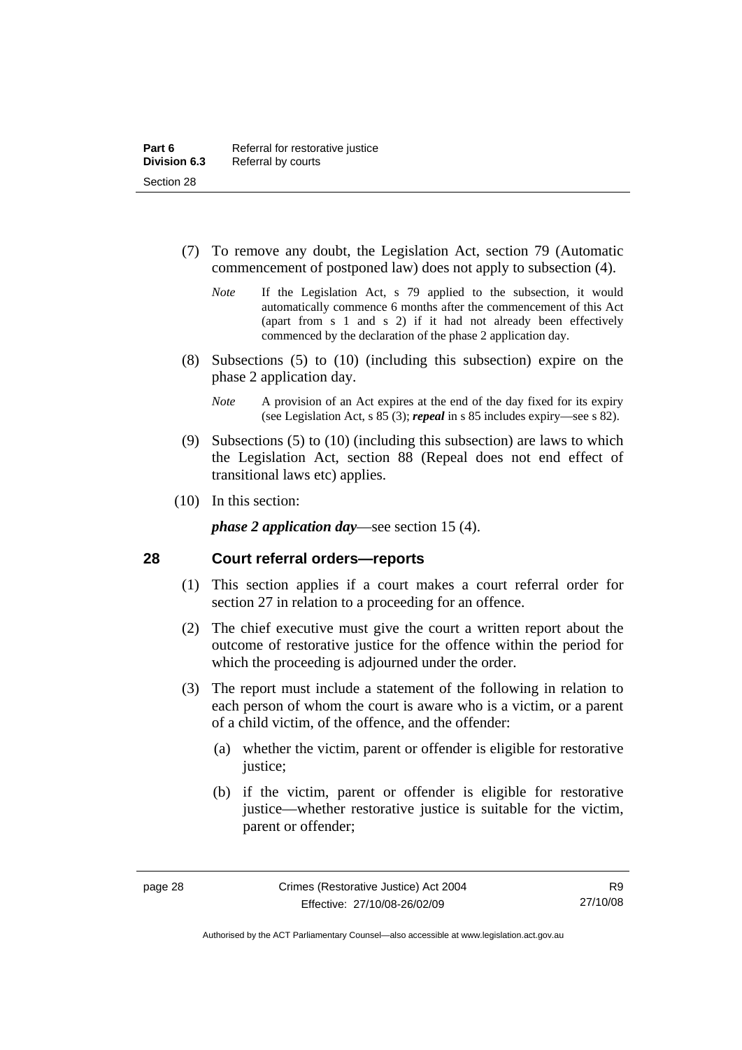(7) To remove any doubt, the Legislation Act, section 79 (Automatic commencement of postponed law) does not apply to subsection (4).

*Note* If the Legislation Act, s 79 applied to the subsection, it would automatically commence 6 months after the commencement of this Act (apart from s 1 and s 2) if it had not already been effectively commenced by the declaration of the phase 2 application day.

(8) Subsections (5) to (10) (including this subsection) expire on the phase 2 application day.

*Note* A provision of an Act expires at the end of the day fixed for its expiry (see Legislation Act, s 85 (3); ***repeal*** in s 85 includes expiry—see s 82).

(9) Subsections (5) to (10) (including this subsection) are laws to which the Legislation Act, section 88 (Repeal does not end effect of transitional laws etc) applies.

(10) In this section:

***phase 2 application day***—see section 15 (4).

## 28 Court referral orders—reports

(1) This section applies if a court makes a court referral order for section 27 in relation to a proceeding for an offence.

(2) The chief executive must give the court a written report about the outcome of restorative justice for the offence within the period for which the proceeding is adjourned under the order.

(3) The report must include a statement of the following in relation to each person of whom the court is aware who is a victim, or a parent of a child victim, of the offence, and the offender:

(a) whether the victim, parent or offender is eligible for restorative justice;

(b) if the victim, parent or offender is eligible for restorative justice—whether restorative justice is suitable for the victim, parent or offender;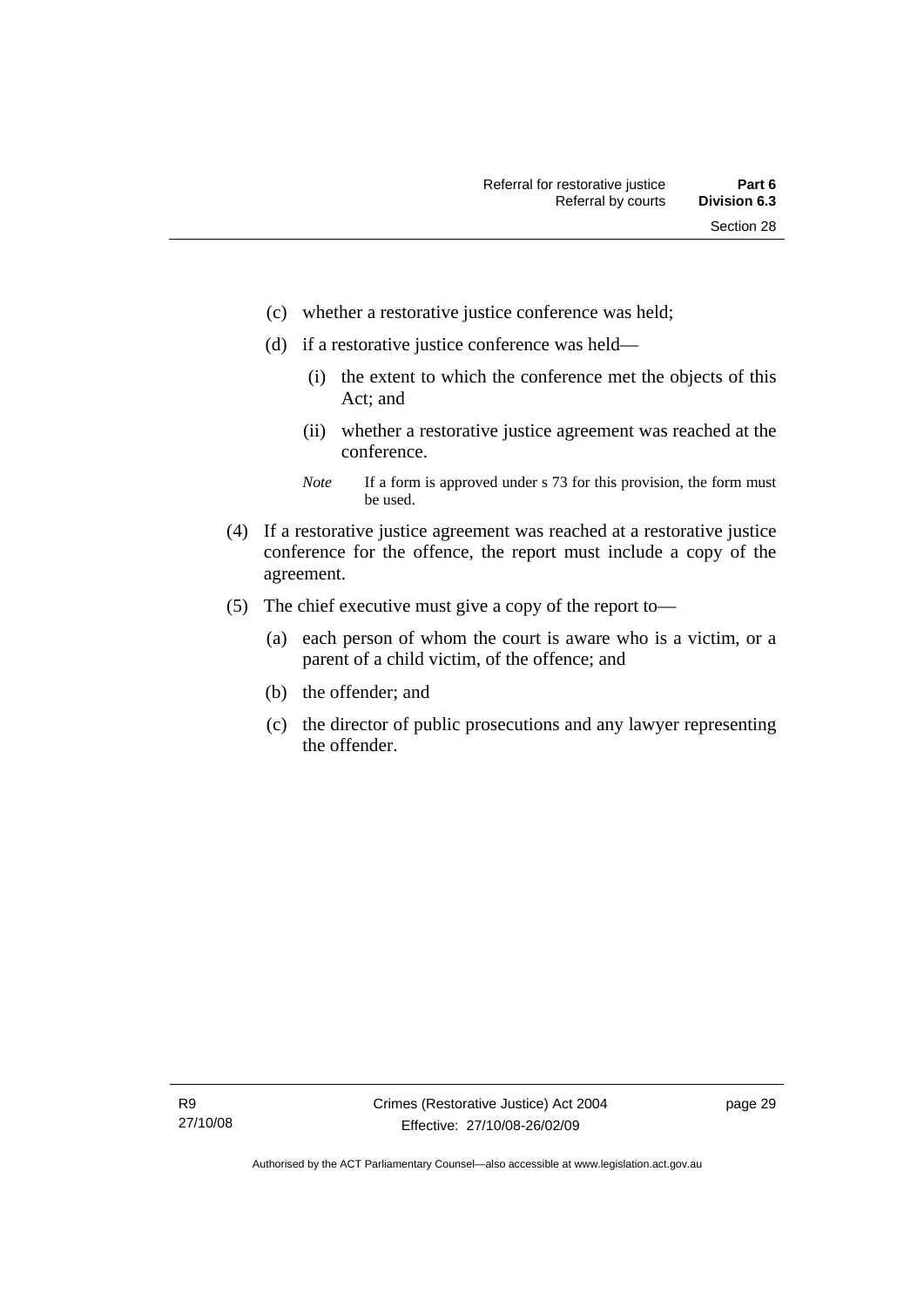(c) whether a restorative justice conference was held;

(d) if a restorative justice conference was held—

(i) the extent to which the conference met the objects of this Act; and

(ii) whether a restorative justice agreement was reached at the conference.

*Note* If a form is approved under s 73 for this provision, the form must be used.

(4) If a restorative justice agreement was reached at a restorative justice conference for the offence, the report must include a copy of the agreement.

(5) The chief executive must give a copy of the report to—

(a) each person of whom the court is aware who is a victim, or a parent of a child victim, of the offence; and

(b) the offender; and

(c) the director of public prosecutions and any lawyer representing the offender.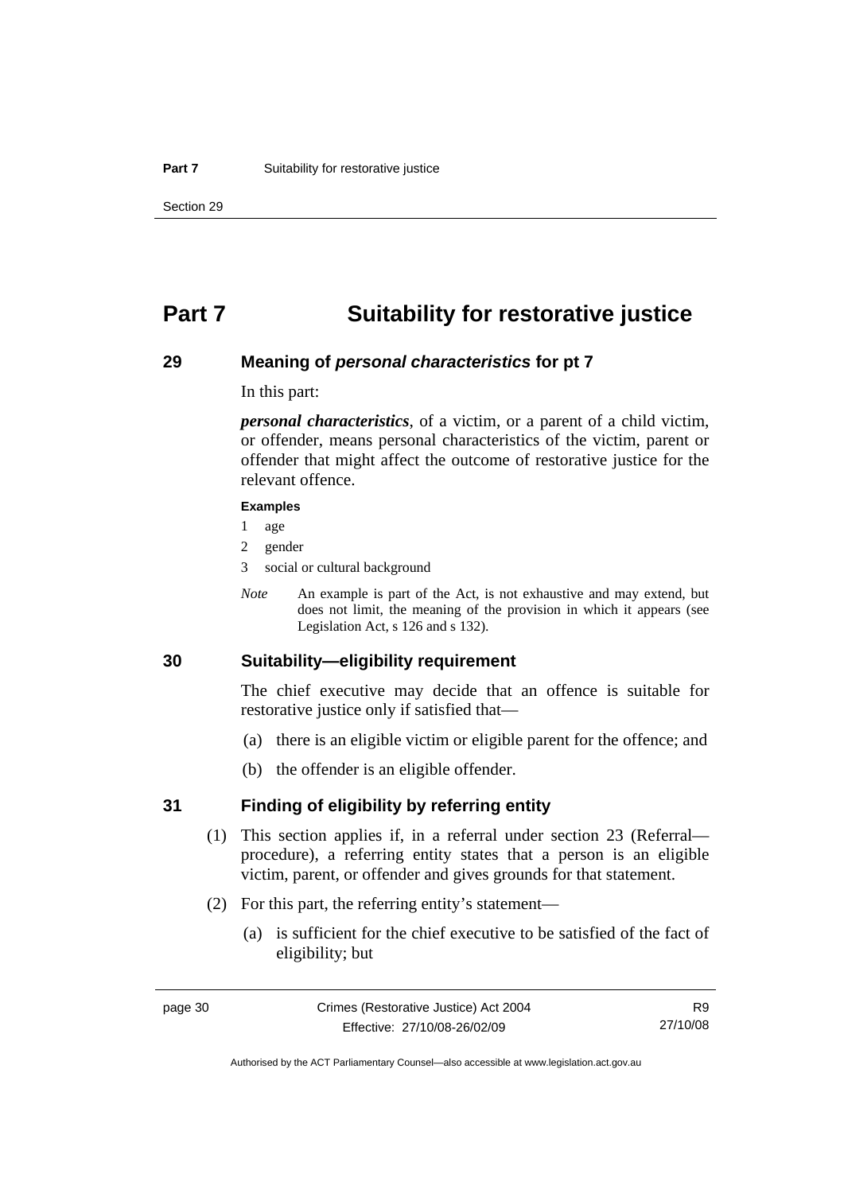# Part 7 Suitability for restorative justice

## 29 Meaning of *personal characteristics* for pt 7

In this part:

***personal characteristics***, of a victim, or a parent of a child victim, or offender, means personal characteristics of the victim, parent or offender that might affect the outcome of restorative justice for the relevant offence.

**Examples**

1 age

2 gender

3 social or cultural background

*Note* An example is part of the Act, is not exhaustive and may extend, but does not limit, the meaning of the provision in which it appears (see Legislation Act, s 126 and s 132).

## 30 Suitability—eligibility requirement

The chief executive may decide that an offence is suitable for restorative justice only if satisfied that—

(a) there is an eligible victim or eligible parent for the offence; and

(b) the offender is an eligible offender.

## 31 Finding of eligibility by referring entity

(1) This section applies if, in a referral under section 23 (Referral—procedure), a referring entity states that a person is an eligible victim, parent, or offender and gives grounds for that statement.

(2) For this part, the referring entity's statement—

(a) is sufficient for the chief executive to be satisfied of the fact of eligibility; but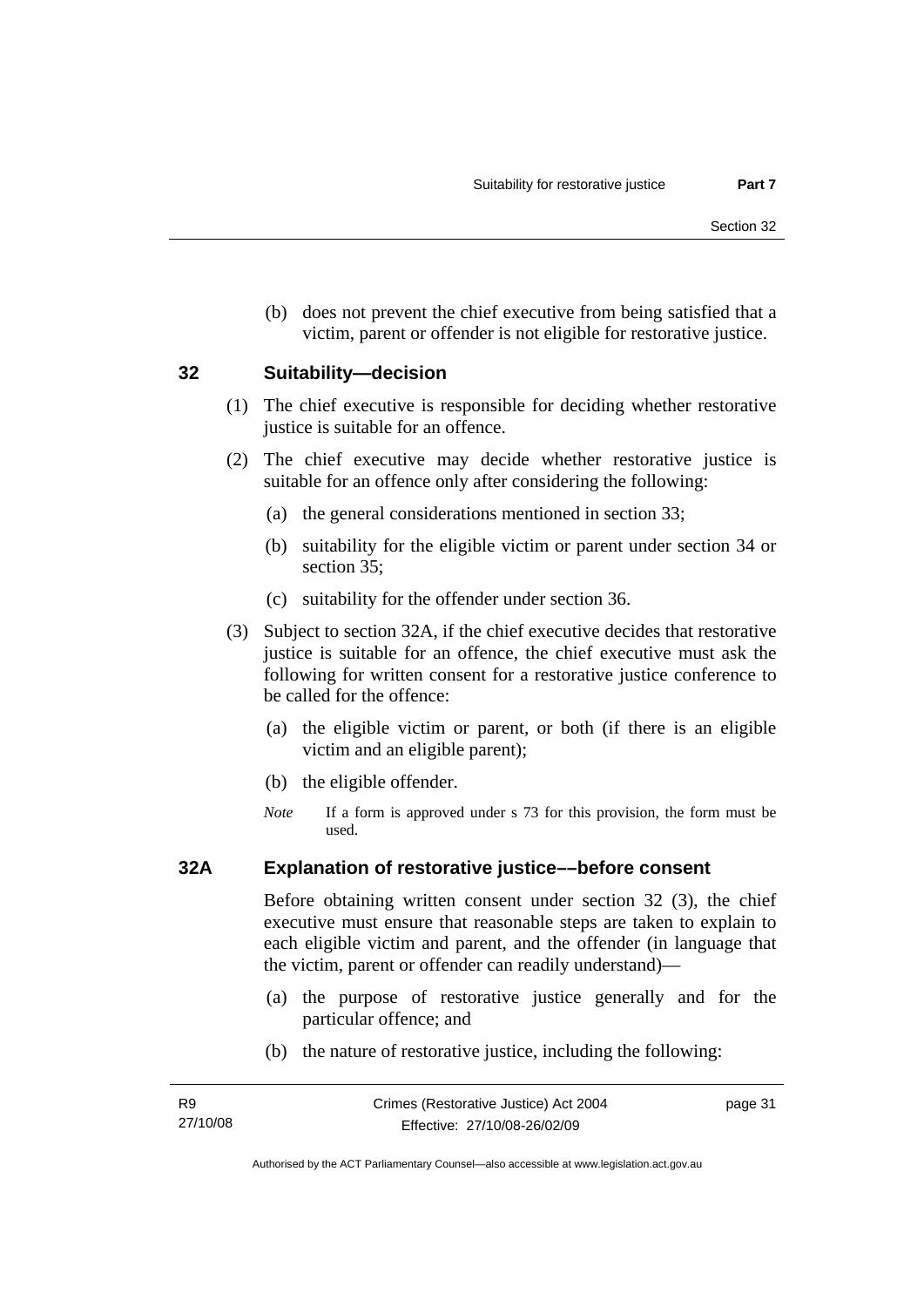(b) does not prevent the chief executive from being satisfied that a victim, parent or offender is not eligible for restorative justice.

## 32 Suitability—decision

(1) The chief executive is responsible for deciding whether restorative justice is suitable for an offence.

(2) The chief executive may decide whether restorative justice is suitable for an offence only after considering the following:

(a) the general considerations mentioned in section 33;

(b) suitability for the eligible victim or parent under section 34 or section 35;

(c) suitability for the offender under section 36.

(3) Subject to section 32A, if the chief executive decides that restorative justice is suitable for an offence, the chief executive must ask the following for written consent for a restorative justice conference to be called for the offence:

(a) the eligible victim or parent, or both (if there is an eligible victim and an eligible parent);

(b) the eligible offender.

*Note* If a form is approved under s 73 for this provision, the form must be used.

## 32A Explanation of restorative justice––before consent

Before obtaining written consent under section 32 (3), the chief executive must ensure that reasonable steps are taken to explain to each eligible victim and parent, and the offender (in language that the victim, parent or offender can readily understand)—

(a) the purpose of restorative justice generally and for the particular offence; and

(b) the nature of restorative justice, including the following: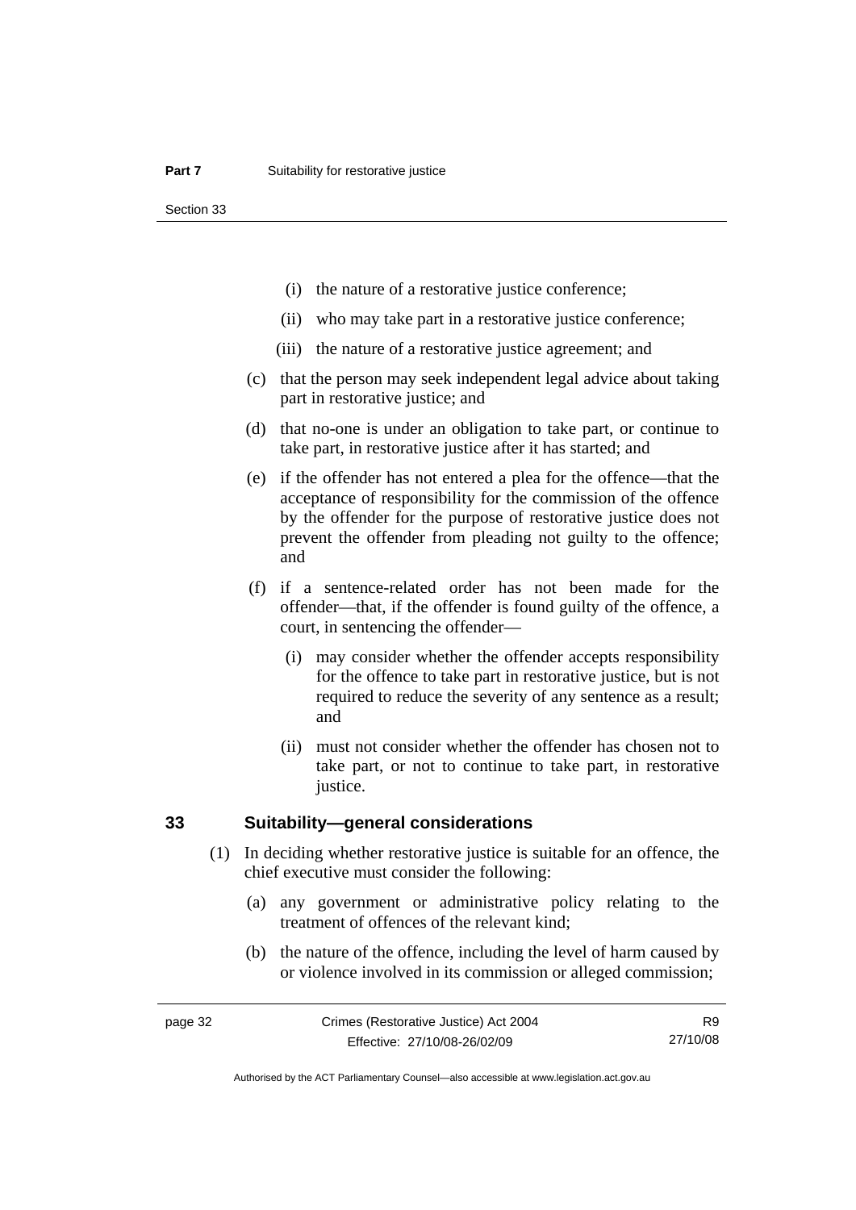(i) the nature of a restorative justice conference;

(ii) who may take part in a restorative justice conference;

(iii) the nature of a restorative justice agreement; and

(c) that the person may seek independent legal advice about taking part in restorative justice; and

(d) that no-one is under an obligation to take part, or continue to take part, in restorative justice after it has started; and

(e) if the offender has not entered a plea for the offence—that the acceptance of responsibility for the commission of the offence by the offender for the purpose of restorative justice does not prevent the offender from pleading not guilty to the offence; and

(f) if a sentence-related order has not been made for the offender—that, if the offender is found guilty of the offence, a court, in sentencing the offender—

(i) may consider whether the offender accepts responsibility for the offence to take part in restorative justice, but is not required to reduce the severity of any sentence as a result; and

(ii) must not consider whether the offender has chosen not to take part, or not to continue to take part, in restorative justice.

## 33 Suitability—general considerations

(1) In deciding whether restorative justice is suitable for an offence, the chief executive must consider the following:

(a) any government or administrative policy relating to the treatment of offences of the relevant kind;

(b) the nature of the offence, including the level of harm caused by or violence involved in its commission or alleged commission;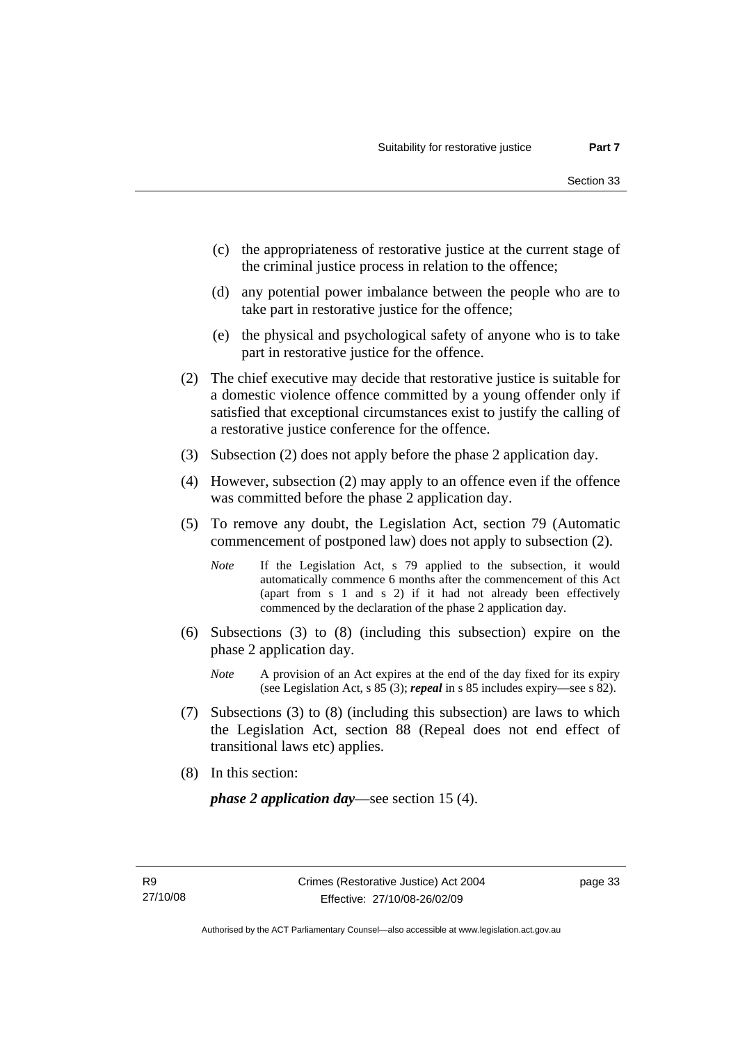(c) the appropriateness of restorative justice at the current stage of the criminal justice process in relation to the offence;

(d) any potential power imbalance between the people who are to take part in restorative justice for the offence;

(e) the physical and psychological safety of anyone who is to take part in restorative justice for the offence.

(2) The chief executive may decide that restorative justice is suitable for a domestic violence offence committed by a young offender only if satisfied that exceptional circumstances exist to justify the calling of a restorative justice conference for the offence.

(3) Subsection (2) does not apply before the phase 2 application day.

(4) However, subsection (2) may apply to an offence even if the offence was committed before the phase 2 application day.

(5) To remove any doubt, the Legislation Act, section 79 (Automatic commencement of postponed law) does not apply to subsection (2).

*Note* If the Legislation Act, s 79 applied to the subsection, it would automatically commence 6 months after the commencement of this Act (apart from s 1 and s 2) if it had not already been effectively commenced by the declaration of the phase 2 application day.

(6) Subsections (3) to (8) (including this subsection) expire on the phase 2 application day.

*Note* A provision of an Act expires at the end of the day fixed for its expiry (see Legislation Act, s 85 (3); ***repeal*** in s 85 includes expiry—see s 82).

(7) Subsections (3) to (8) (including this subsection) are laws to which the Legislation Act, section 88 (Repeal does not end effect of transitional laws etc) applies.

(8) In this section:

***phase 2 application day***—see section 15 (4).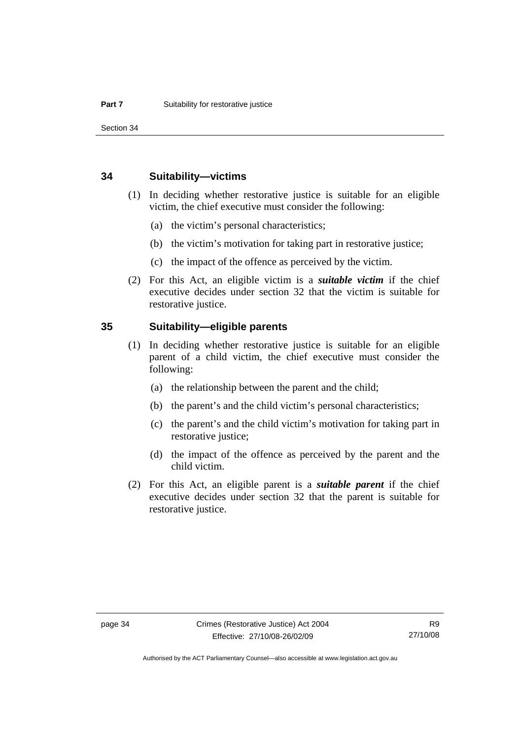## 34 Suitability—victims

(1) In deciding whether restorative justice is suitable for an eligible victim, the chief executive must consider the following:

(a) the victim's personal characteristics;

(b) the victim's motivation for taking part in restorative justice;

(c) the impact of the offence as perceived by the victim.

(2) For this Act, an eligible victim is a ***suitable victim*** if the chief executive decides under section 32 that the victim is suitable for restorative justice.

## 35 Suitability—eligible parents

(1) In deciding whether restorative justice is suitable for an eligible parent of a child victim, the chief executive must consider the following:

(a) the relationship between the parent and the child;

(b) the parent's and the child victim's personal characteristics;

(c) the parent's and the child victim's motivation for taking part in restorative justice;

(d) the impact of the offence as perceived by the parent and the child victim.

(2) For this Act, an eligible parent is a ***suitable parent*** if the chief executive decides under section 32 that the parent is suitable for restorative justice.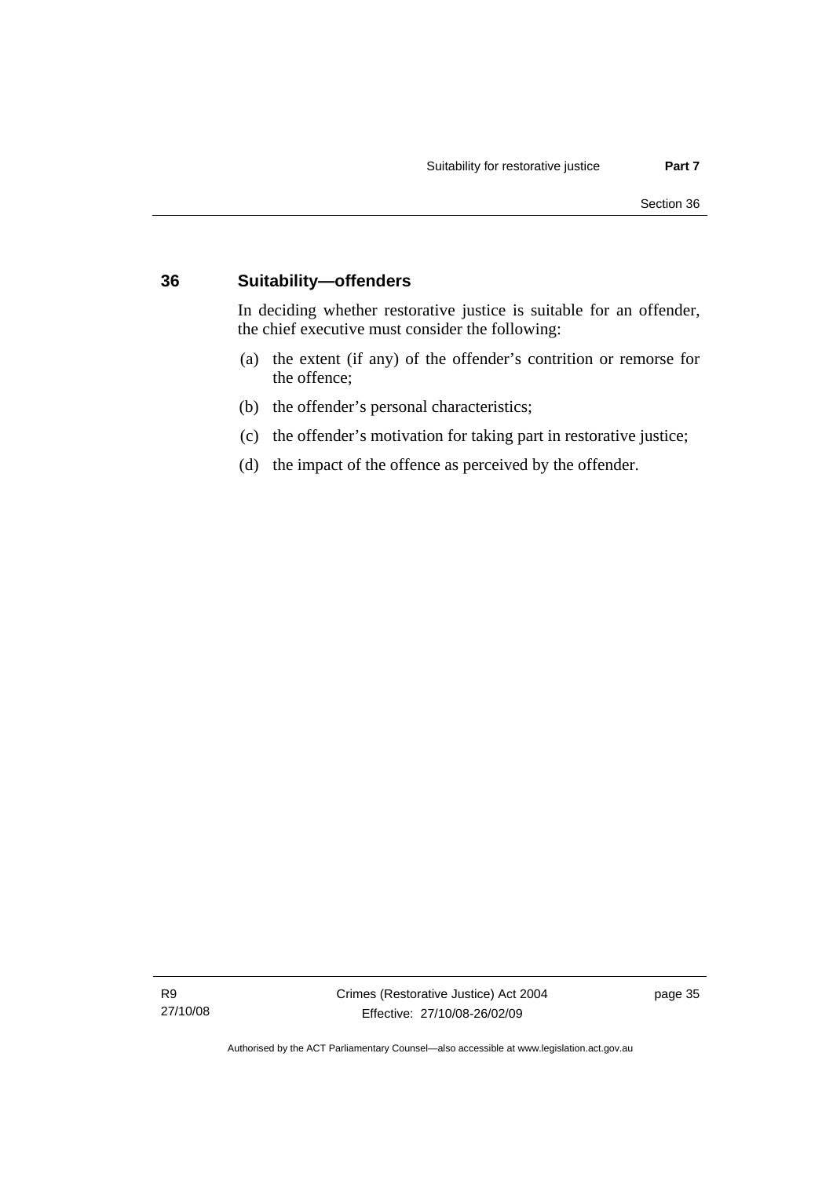## 36 Suitability—offenders

In deciding whether restorative justice is suitable for an offender, the chief executive must consider the following:

(a) the extent (if any) of the offender's contrition or remorse for the offence;

(b) the offender's personal characteristics;

(c) the offender's motivation for taking part in restorative justice;

(d) the impact of the offence as perceived by the offender.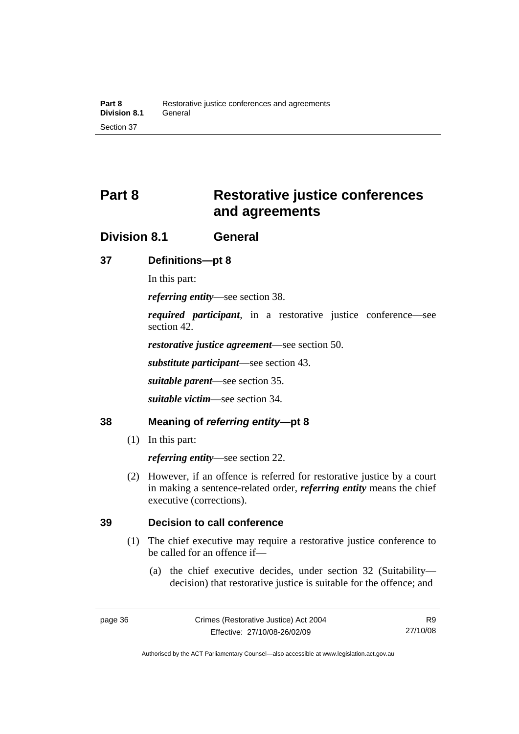# Part 8 Restorative justice conferences and agreements

## Division 8.1 General

### 37 Definitions—pt 8

In this part:

***referring entity***—see section 38.

***required participant***, in a restorative justice conference—see section 42.

***restorative justice agreement***—see section 50.

***substitute participant***—see section 43.

***suitable parent***—see section 35.

***suitable victim***—see section 34.

### 38 Meaning of *referring entity*—pt 8

(1) In this part:

***referring entity***—see section 22.

(2) However, if an offence is referred for restorative justice by a court in making a sentence-related order, ***referring entity*** means the chief executive (corrections).

### 39 Decision to call conference

(1) The chief executive may require a restorative justice conference to be called for an offence if—

(a) the chief executive decides, under section 32 (Suitability—decision) that restorative justice is suitable for the offence; and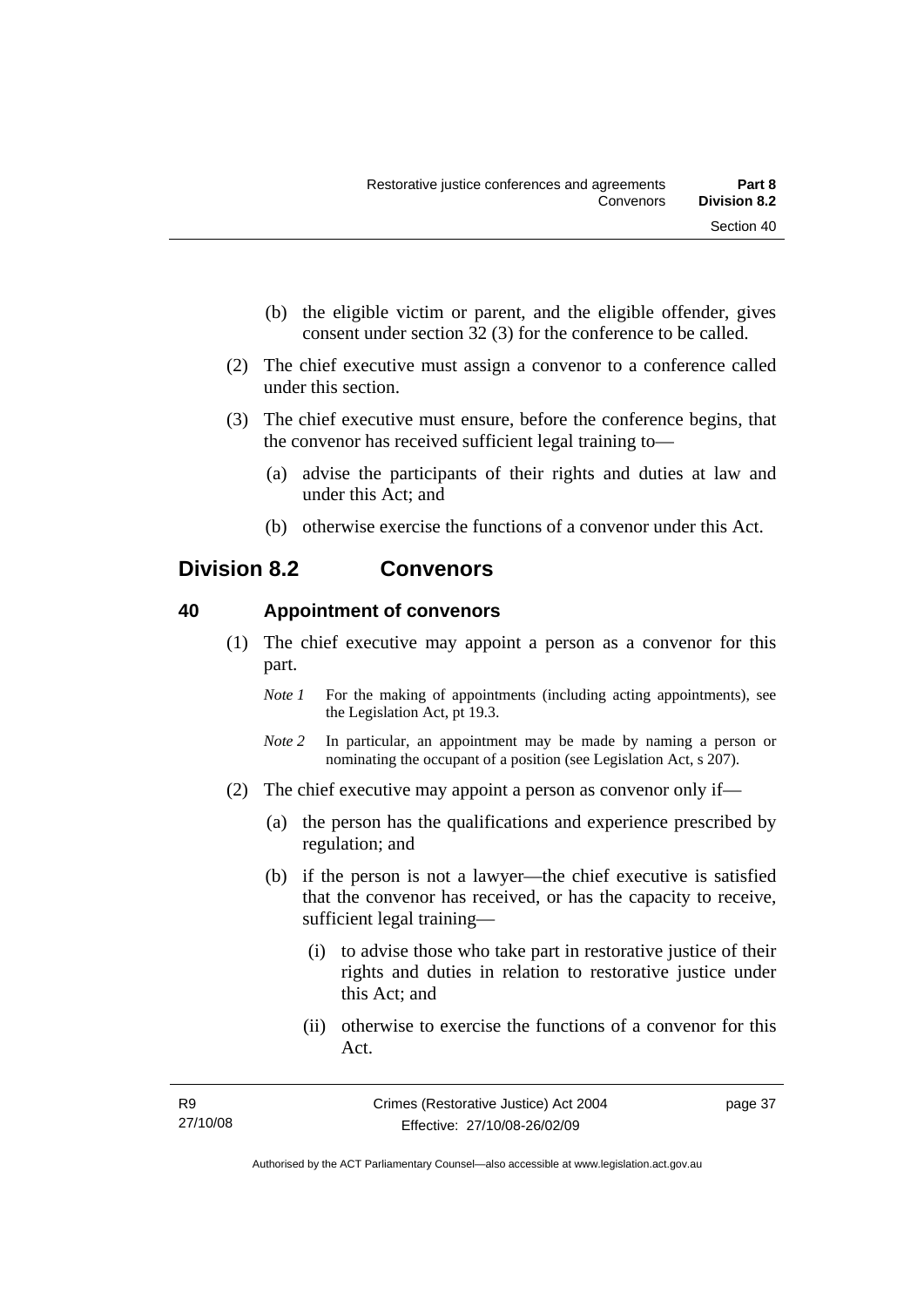(b) the eligible victim or parent, and the eligible offender, gives consent under section 32 (3) for the conference to be called.

(2) The chief executive must assign a convenor to a conference called under this section.

(3) The chief executive must ensure, before the conference begins, that the convenor has received sufficient legal training to—

(a) advise the participants of their rights and duties at law and under this Act; and

(b) otherwise exercise the functions of a convenor under this Act.

## Division 8.2 Convenors

### 40 Appointment of convenors

(1) The chief executive may appoint a person as a convenor for this part.

*Note 1* For the making of appointments (including acting appointments), see the Legislation Act, pt 19.3.

*Note 2* In particular, an appointment may be made by naming a person or nominating the occupant of a position (see Legislation Act, s 207).

(2) The chief executive may appoint a person as convenor only if—

(a) the person has the qualifications and experience prescribed by regulation; and

(b) if the person is not a lawyer—the chief executive is satisfied that the convenor has received, or has the capacity to receive, sufficient legal training—

(i) to advise those who take part in restorative justice of their rights and duties in relation to restorative justice under this Act; and

(ii) otherwise to exercise the functions of a convenor for this Act.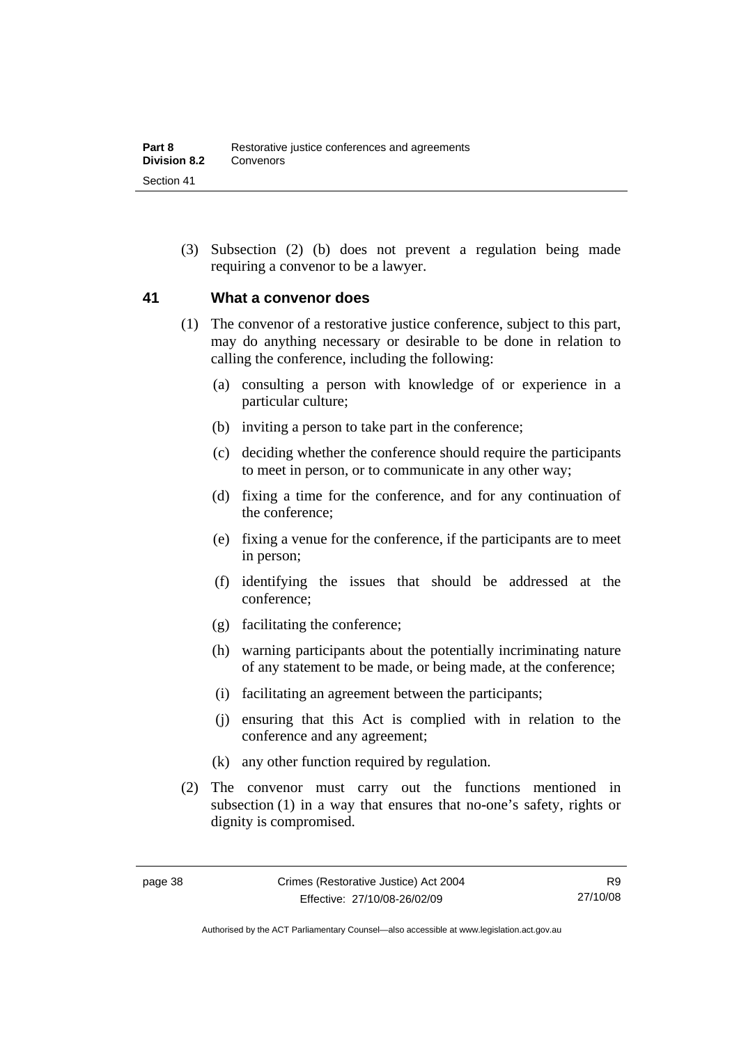(3) Subsection (2) (b) does not prevent a regulation being made requiring a convenor to be a lawyer.

## 41 What a convenor does

(1) The convenor of a restorative justice conference, subject to this part, may do anything necessary or desirable to be done in relation to calling the conference, including the following:

(a) consulting a person with knowledge of or experience in a particular culture;

(b) inviting a person to take part in the conference;

(c) deciding whether the conference should require the participants to meet in person, or to communicate in any other way;

(d) fixing a time for the conference, and for any continuation of the conference;

(e) fixing a venue for the conference, if the participants are to meet in person;

(f) identifying the issues that should be addressed at the conference;

(g) facilitating the conference;

(h) warning participants about the potentially incriminating nature of any statement to be made, or being made, at the conference;

(i) facilitating an agreement between the participants;

(j) ensuring that this Act is complied with in relation to the conference and any agreement;

(k) any other function required by regulation.

(2) The convenor must carry out the functions mentioned in subsection (1) in a way that ensures that no-one's safety, rights or dignity is compromised.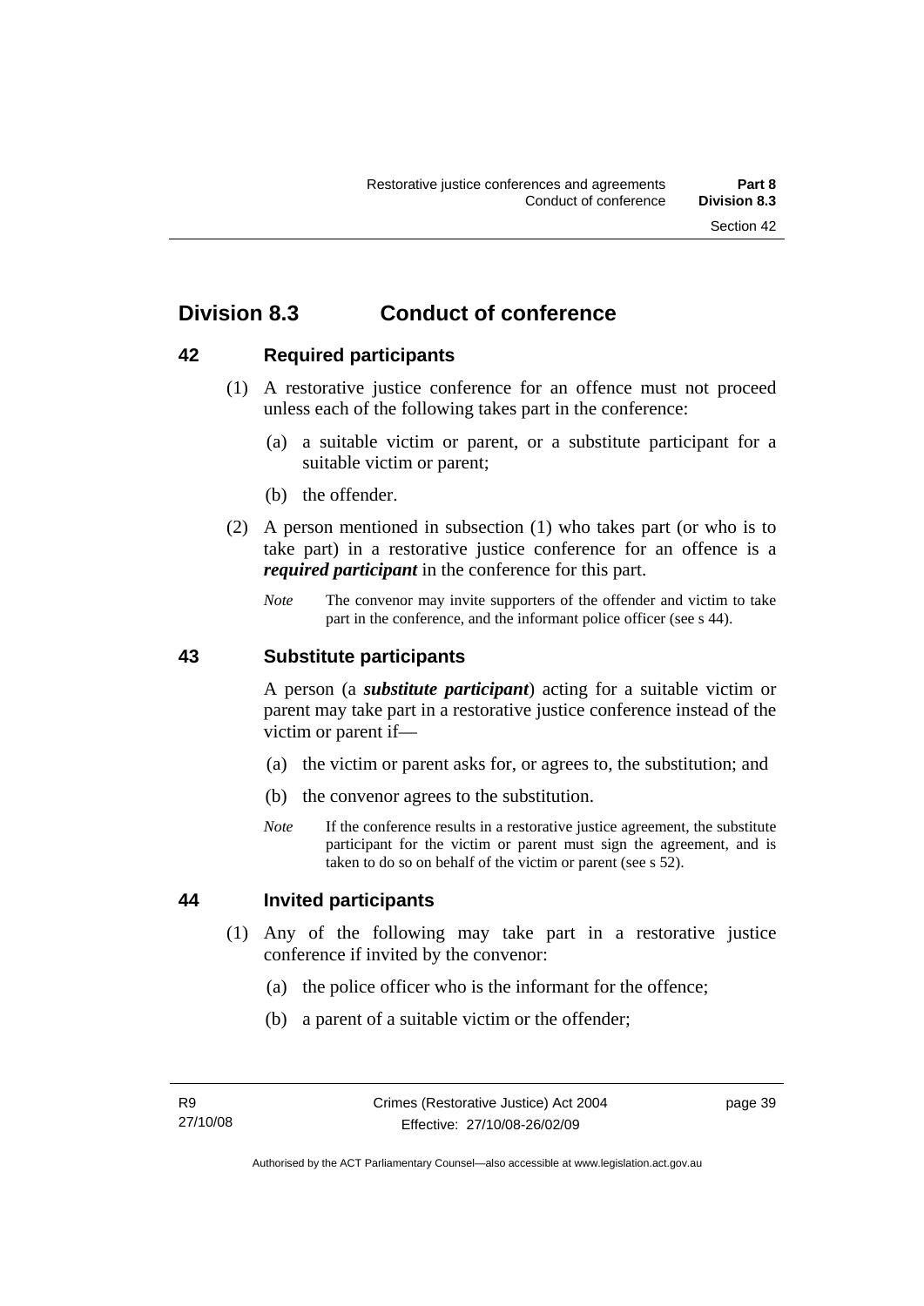## Division 8.3 Conduct of conference

### 42 Required participants

(1) A restorative justice conference for an offence must not proceed unless each of the following takes part in the conference:

(a) a suitable victim or parent, or a substitute participant for a suitable victim or parent;

(b) the offender.

(2) A person mentioned in subsection (1) who takes part (or who is to take part) in a restorative justice conference for an offence is a ***required participant*** in the conference for this part.

*Note* The convenor may invite supporters of the offender and victim to take part in the conference, and the informant police officer (see s 44).

### 43 Substitute participants

A person (a ***substitute participant***) acting for a suitable victim or parent may take part in a restorative justice conference instead of the victim or parent if—

(a) the victim or parent asks for, or agrees to, the substitution; and

(b) the convenor agrees to the substitution.

*Note* If the conference results in a restorative justice agreement, the substitute participant for the victim or parent must sign the agreement, and is taken to do so on behalf of the victim or parent (see s 52).

### 44 Invited participants

(1) Any of the following may take part in a restorative justice conference if invited by the convenor:

(a) the police officer who is the informant for the offence;

(b) a parent of a suitable victim or the offender;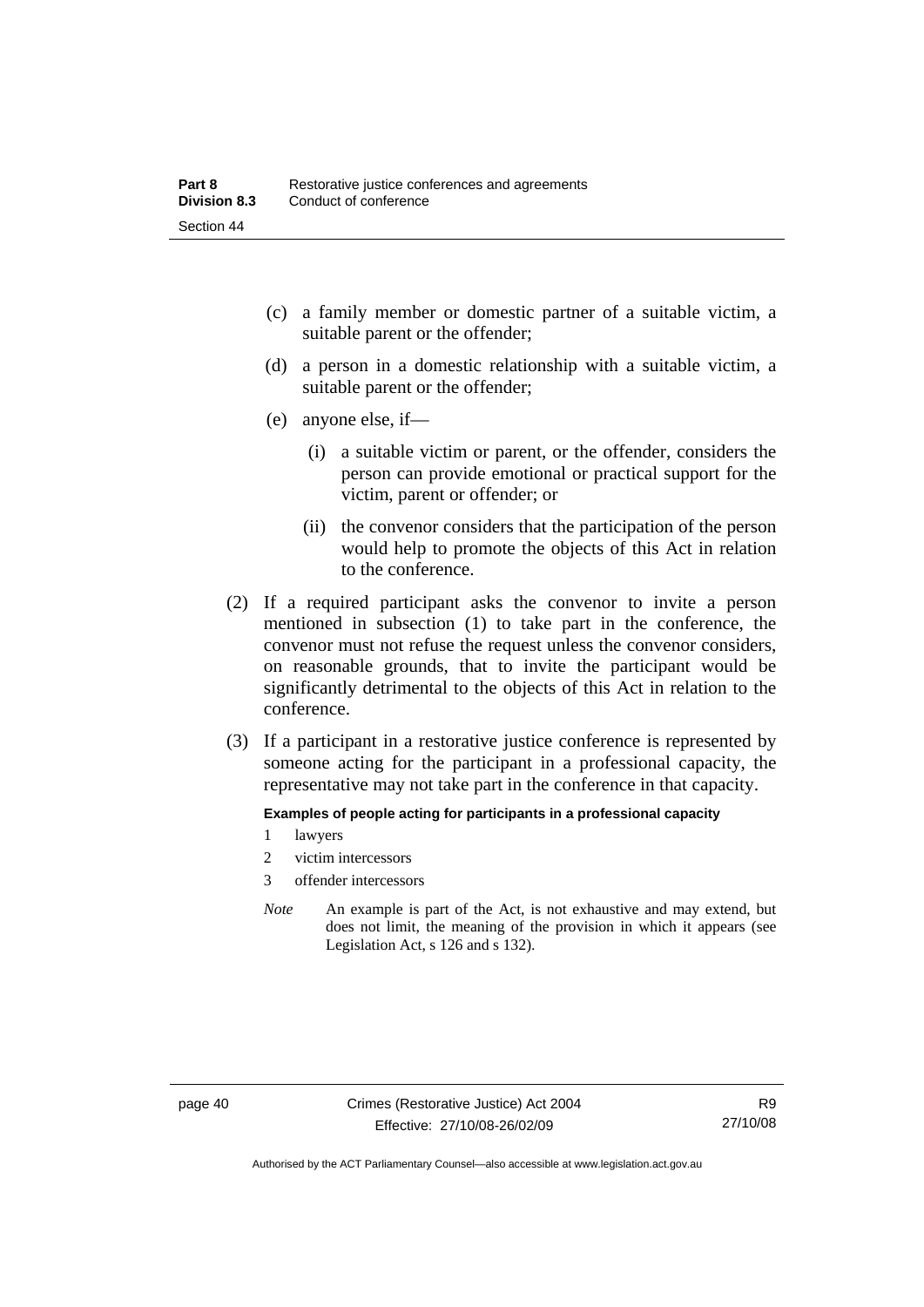(c) a family member or domestic partner of a suitable victim, a suitable parent or the offender;

(d) a person in a domestic relationship with a suitable victim, a suitable parent or the offender;

(e) anyone else, if—

(i) a suitable victim or parent, or the offender, considers the person can provide emotional or practical support for the victim, parent or offender; or

(ii) the convenor considers that the participation of the person would help to promote the objects of this Act in relation to the conference.

(2) If a required participant asks the convenor to invite a person mentioned in subsection (1) to take part in the conference, the convenor must not refuse the request unless the convenor considers, on reasonable grounds, that to invite the participant would be significantly detrimental to the objects of this Act in relation to the conference.

(3) If a participant in a restorative justice conference is represented by someone acting for the participant in a professional capacity, the representative may not take part in the conference in that capacity.

**Examples of people acting for participants in a professional capacity**

1 lawyers

2 victim intercessors

3 offender intercessors

*Note* An example is part of the Act, is not exhaustive and may extend, but does not limit, the meaning of the provision in which it appears (see Legislation Act, s 126 and s 132).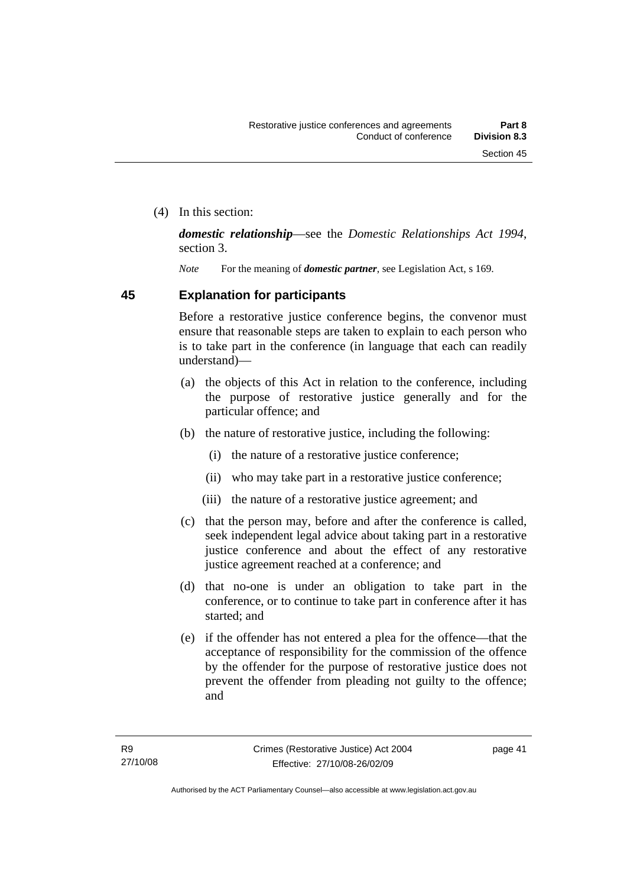(4) In this section:

***domestic relationship***—see the *Domestic Relationships Act 1994*, section 3.

*Note* For the meaning of ***domestic partner***, see Legislation Act, s 169.

## 45 Explanation for participants

Before a restorative justice conference begins, the convenor must ensure that reasonable steps are taken to explain to each person who is to take part in the conference (in language that each can readily understand)—

(a) the objects of this Act in relation to the conference, including the purpose of restorative justice generally and for the particular offence; and

(b) the nature of restorative justice, including the following:

(i) the nature of a restorative justice conference;

(ii) who may take part in a restorative justice conference;

(iii) the nature of a restorative justice agreement; and

(c) that the person may, before and after the conference is called, seek independent legal advice about taking part in a restorative justice conference and about the effect of any restorative justice agreement reached at a conference; and

(d) that no-one is under an obligation to take part in the conference, or to continue to take part in conference after it has started; and

(e) if the offender has not entered a plea for the offence—that the acceptance of responsibility for the commission of the offence by the offender for the purpose of restorative justice does not prevent the offender from pleading not guilty to the offence; and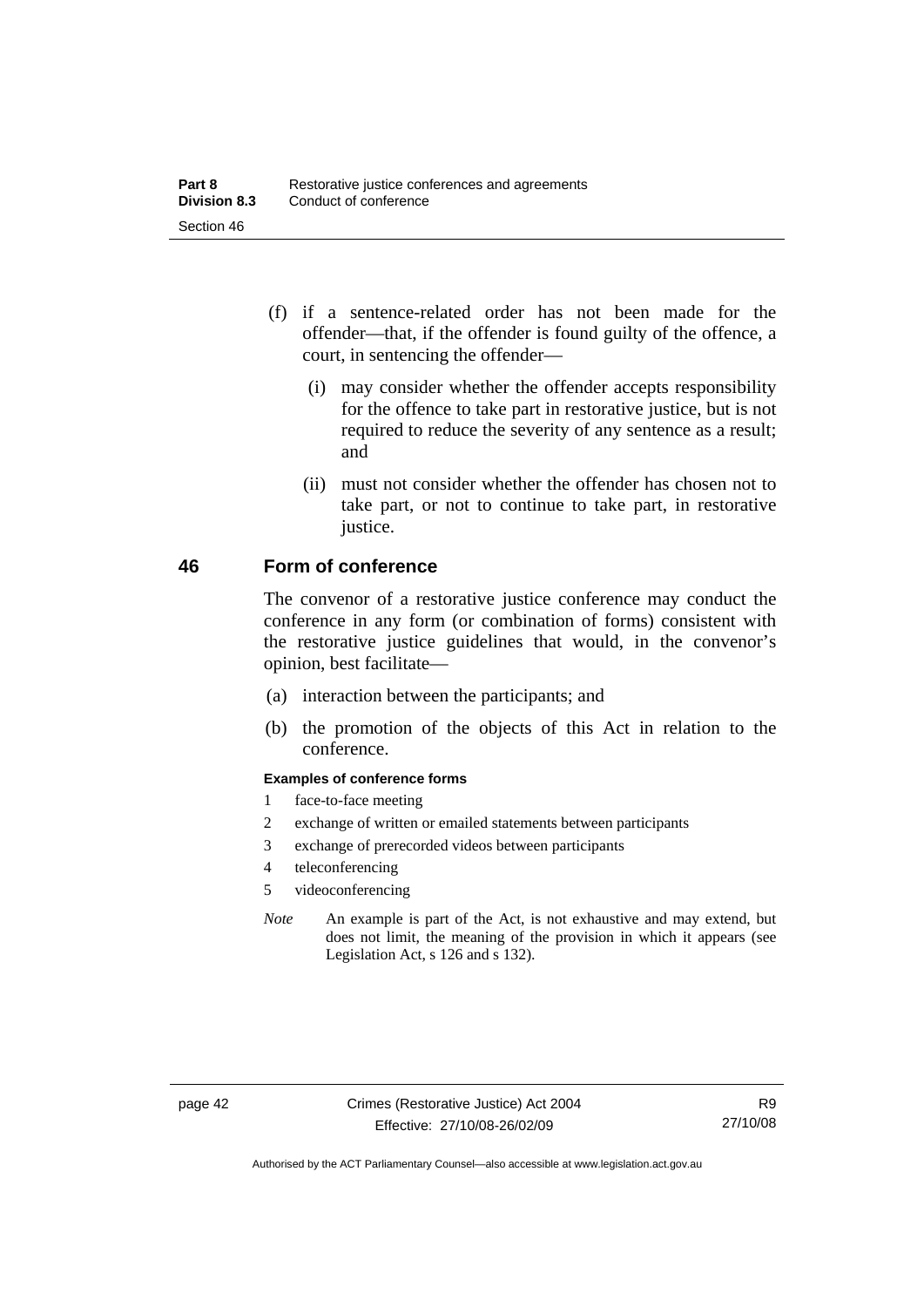(f) if a sentence-related order has not been made for the offender—that, if the offender is found guilty of the offence, a court, in sentencing the offender—

   (i) may consider whether the offender accepts responsibility for the offence to take part in restorative justice, but is not required to reduce the severity of any sentence as a result; and

   (ii) must not consider whether the offender has chosen not to take part, or not to continue to take part, in restorative justice.

## 46 Form of conference

The convenor of a restorative justice conference may conduct the conference in any form (or combination of forms) consistent with the restorative justice guidelines that would, in the convenor's opinion, best facilitate—

(a) interaction between the participants; and

(b) the promotion of the objects of this Act in relation to the conference.

**Examples of conference forms**

1 face-to-face meeting
2 exchange of written or emailed statements between participants
3 exchange of prerecorded videos between participants
4 teleconferencing
5 videoconferencing

*Note* An example is part of the Act, is not exhaustive and may extend, but does not limit, the meaning of the provision in which it appears (see Legislation Act, s 126 and s 132).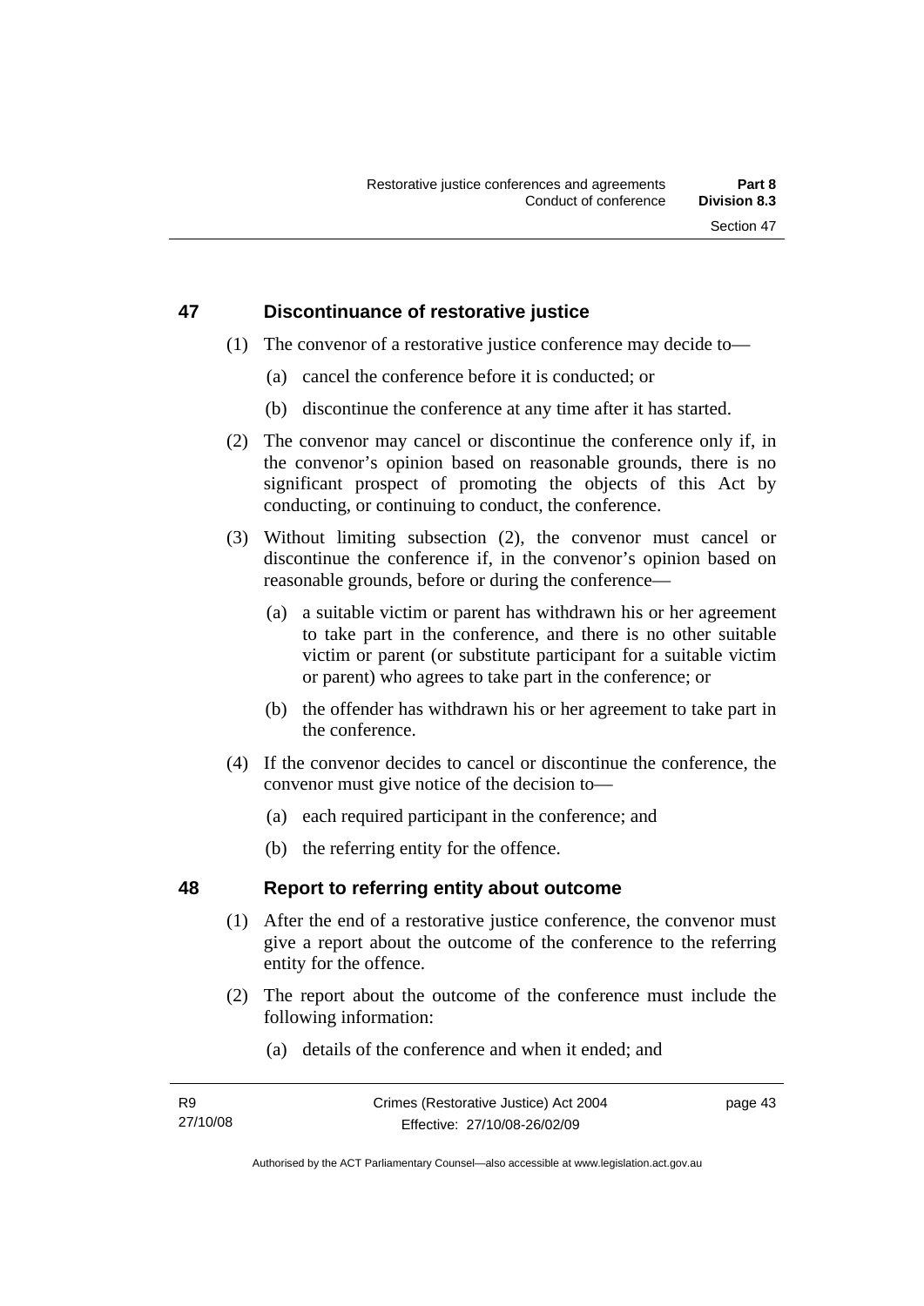## 47 Discontinuance of restorative justice

(1) The convenor of a restorative justice conference may decide to—

(a) cancel the conference before it is conducted; or

(b) discontinue the conference at any time after it has started.

(2) The convenor may cancel or discontinue the conference only if, in the convenor's opinion based on reasonable grounds, there is no significant prospect of promoting the objects of this Act by conducting, or continuing to conduct, the conference.

(3) Without limiting subsection (2), the convenor must cancel or discontinue the conference if, in the convenor's opinion based on reasonable grounds, before or during the conference—

(a) a suitable victim or parent has withdrawn his or her agreement to take part in the conference, and there is no other suitable victim or parent (or substitute participant for a suitable victim or parent) who agrees to take part in the conference; or

(b) the offender has withdrawn his or her agreement to take part in the conference.

(4) If the convenor decides to cancel or discontinue the conference, the convenor must give notice of the decision to—

(a) each required participant in the conference; and

(b) the referring entity for the offence.

## 48 Report to referring entity about outcome

(1) After the end of a restorative justice conference, the convenor must give a report about the outcome of the conference to the referring entity for the offence.

(2) The report about the outcome of the conference must include the following information:

(a) details of the conference and when it ended; and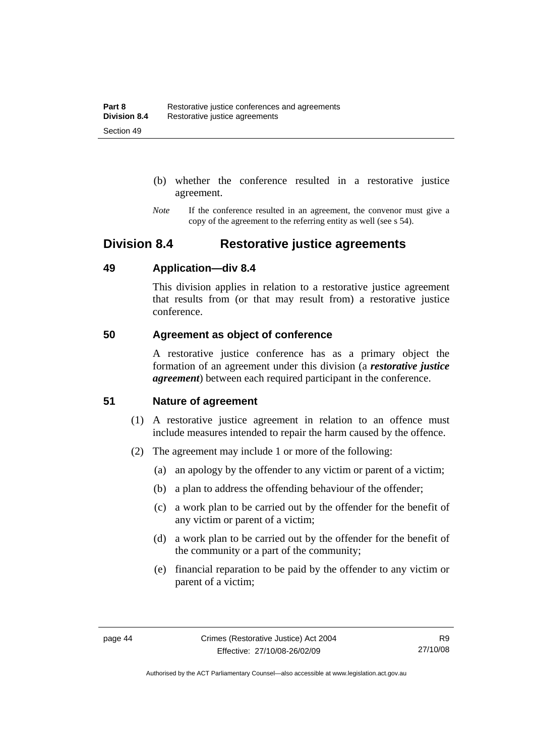(b) whether the conference resulted in a restorative justice agreement.

*Note* If the conference resulted in an agreement, the convenor must give a copy of the agreement to the referring entity as well (see s 54).

## Division 8.4 Restorative justice agreements

### 49 Application—div 8.4

This division applies in relation to a restorative justice agreement that results from (or that may result from) a restorative justice conference.

### 50 Agreement as object of conference

A restorative justice conference has as a primary object the formation of an agreement under this division (a ***restorative justice agreement***) between each required participant in the conference.

### 51 Nature of agreement

(1) A restorative justice agreement in relation to an offence must include measures intended to repair the harm caused by the offence.

(2) The agreement may include 1 or more of the following:

(a) an apology by the offender to any victim or parent of a victim;

(b) a plan to address the offending behaviour of the offender;

(c) a work plan to be carried out by the offender for the benefit of any victim or parent of a victim;

(d) a work plan to be carried out by the offender for the benefit of the community or a part of the community;

(e) financial reparation to be paid by the offender to any victim or parent of a victim;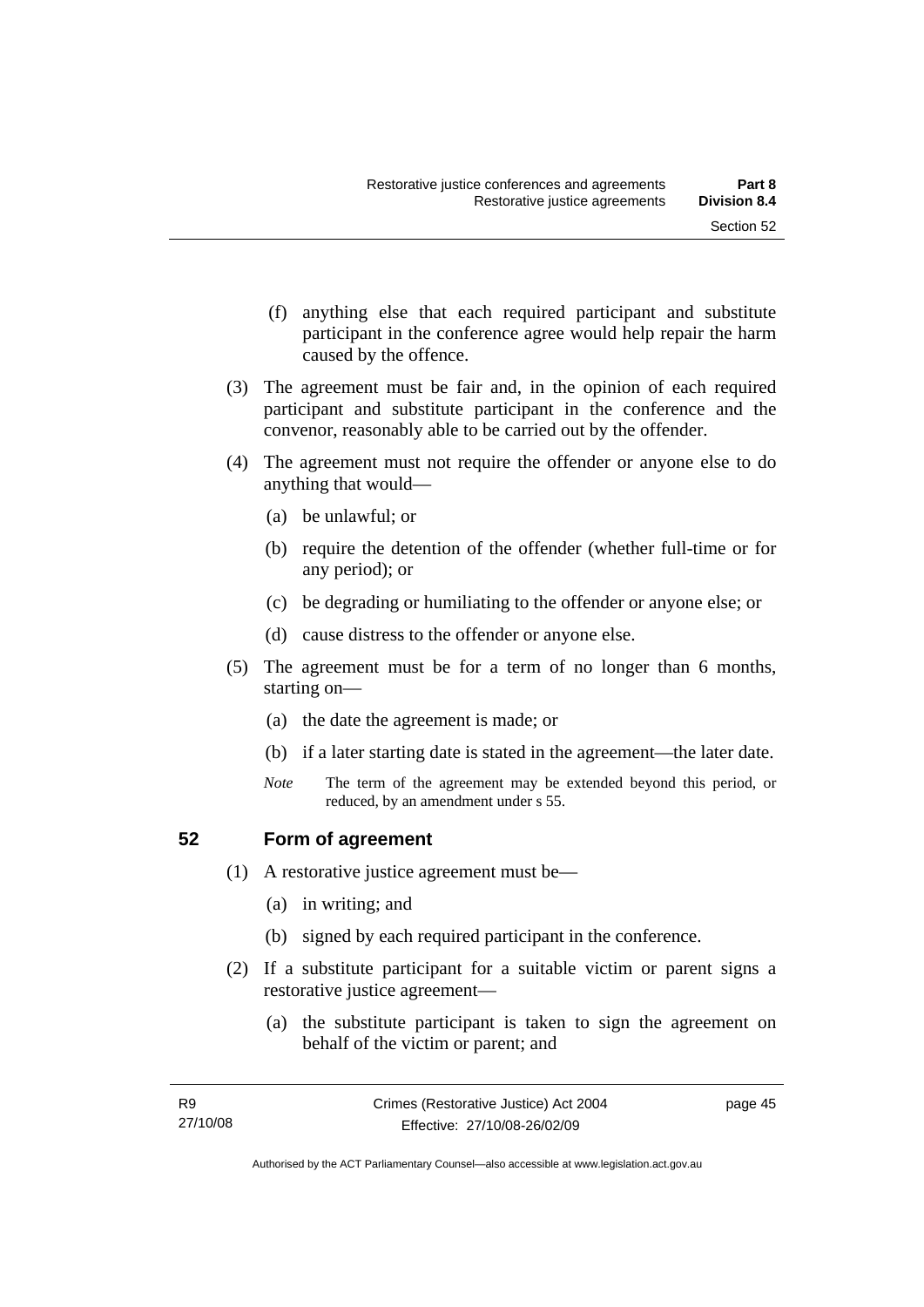(f) anything else that each required participant and substitute participant in the conference agree would help repair the harm caused by the offence.

(3) The agreement must be fair and, in the opinion of each required participant and substitute participant in the conference and the convenor, reasonably able to be carried out by the offender.

(4) The agreement must not require the offender or anyone else to do anything that would—

(a) be unlawful; or

(b) require the detention of the offender (whether full-time or for any period); or

(c) be degrading or humiliating to the offender or anyone else; or

(d) cause distress to the offender or anyone else.

(5) The agreement must be for a term of no longer than 6 months, starting on—

(a) the date the agreement is made; or

(b) if a later starting date is stated in the agreement—the later date.

*Note* The term of the agreement may be extended beyond this period, or reduced, by an amendment under s 55.

## 52 Form of agreement

(1) A restorative justice agreement must be—

(a) in writing; and

(b) signed by each required participant in the conference.

(2) If a substitute participant for a suitable victim or parent signs a restorative justice agreement—

(a) the substitute participant is taken to sign the agreement on behalf of the victim or parent; and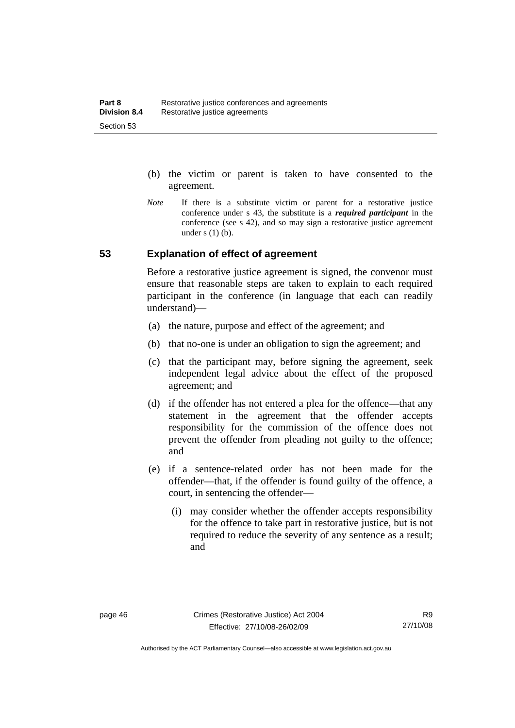(b) the victim or parent is taken to have consented to the agreement.

*Note* If there is a substitute victim or parent for a restorative justice conference under s 43, the substitute is a ***required participant*** in the conference (see s 42), and so may sign a restorative justice agreement under s (1) (b).

## 53 Explanation of effect of agreement

Before a restorative justice agreement is signed, the convenor must ensure that reasonable steps are taken to explain to each required participant in the conference (in language that each can readily understand)—

(a) the nature, purpose and effect of the agreement; and

(b) that no-one is under an obligation to sign the agreement; and

(c) that the participant may, before signing the agreement, seek independent legal advice about the effect of the proposed agreement; and

(d) if the offender has not entered a plea for the offence—that any statement in the agreement that the offender accepts responsibility for the commission of the offence does not prevent the offender from pleading not guilty to the offence; and

(e) if a sentence-related order has not been made for the offender—that, if the offender is found guilty of the offence, a court, in sentencing the offender—

(i) may consider whether the offender accepts responsibility for the offence to take part in restorative justice, but is not required to reduce the severity of any sentence as a result; and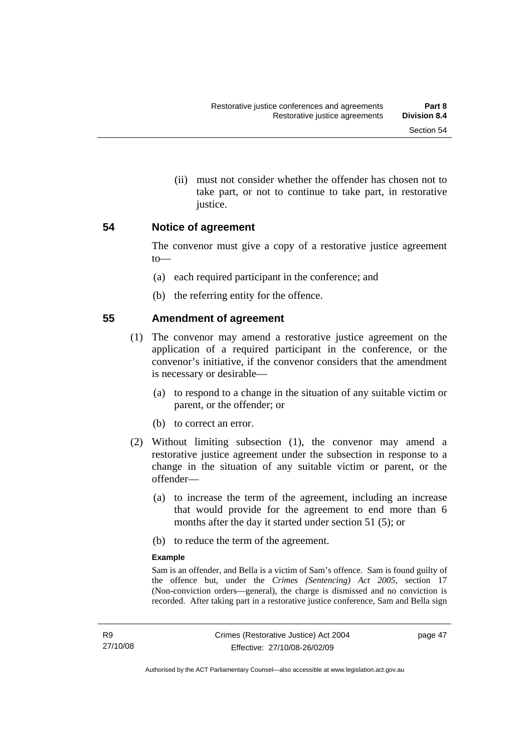(ii) must not consider whether the offender has chosen not to take part, or not to continue to take part, in restorative justice.

### 54 Notice of agreement

The convenor must give a copy of a restorative justice agreement to—

(a) each required participant in the conference; and

(b) the referring entity for the offence.

### 55 Amendment of agreement

(1) The convenor may amend a restorative justice agreement on the application of a required participant in the conference, or the convenor's initiative, if the convenor considers that the amendment is necessary or desirable—

(a) to respond to a change in the situation of any suitable victim or parent, or the offender; or

(b) to correct an error.

(2) Without limiting subsection (1), the convenor may amend a restorative justice agreement under the subsection in response to a change in the situation of any suitable victim or parent, or the offender—

(a) to increase the term of the agreement, including an increase that would provide for the agreement to end more than 6 months after the day it started under section 51 (5); or

(b) to reduce the term of the agreement.

**Example**

Sam is an offender, and Bella is a victim of Sam's offence. Sam is found guilty of the offence but, under the *Crimes (Sentencing) Act 2005*, section 17 (Non-conviction orders—general), the charge is dismissed and no conviction is recorded. After taking part in a restorative justice conference, Sam and Bella sign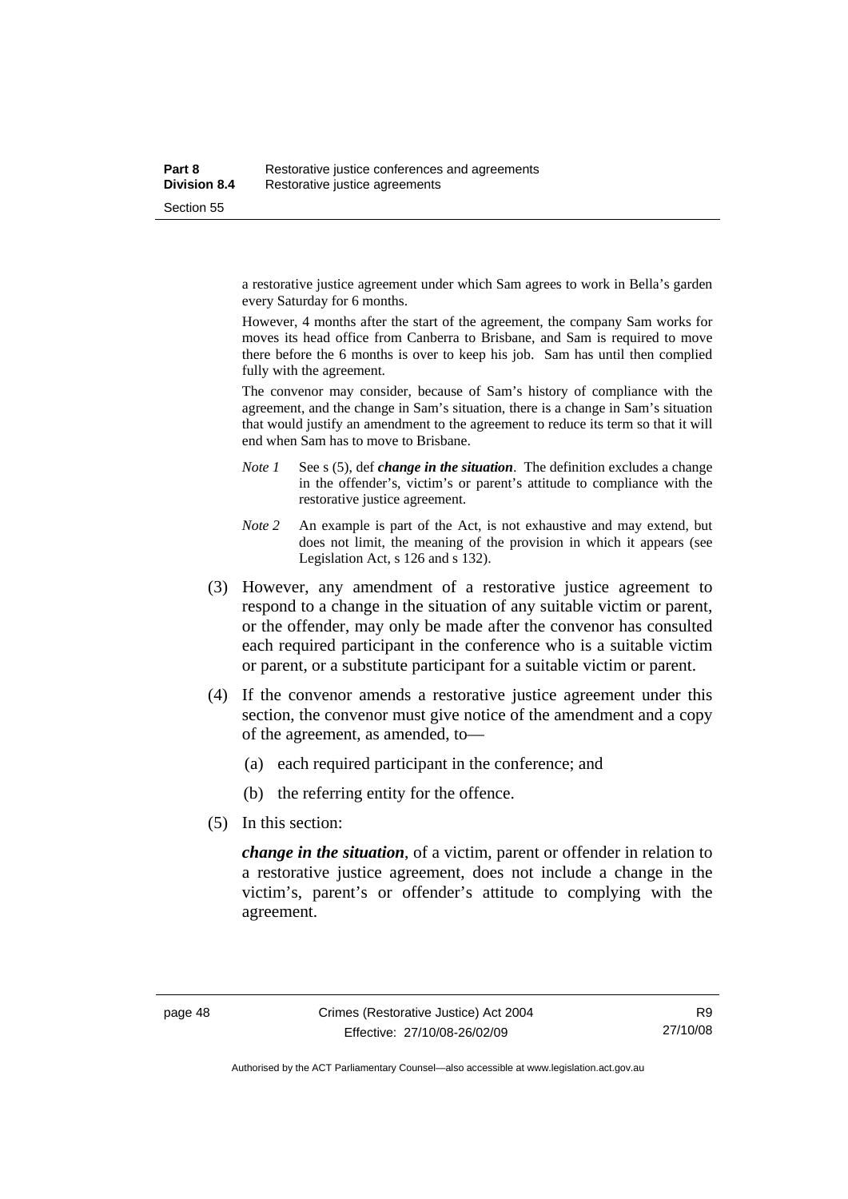a restorative justice agreement under which Sam agrees to work in Bella's garden every Saturday for 6 months.

However, 4 months after the start of the agreement, the company Sam works for moves its head office from Canberra to Brisbane, and Sam is required to move there before the 6 months is over to keep his job. Sam has until then complied fully with the agreement.

The convenor may consider, because of Sam's history of compliance with the agreement, and the change in Sam's situation, there is a change in Sam's situation that would justify an amendment to the agreement to reduce its term so that it will end when Sam has to move to Brisbane.

*Note 1* See s (5), def ***change in the situation***. The definition excludes a change in the offender's, victim's or parent's attitude to compliance with the restorative justice agreement.

*Note 2* An example is part of the Act, is not exhaustive and may extend, but does not limit, the meaning of the provision in which it appears (see Legislation Act, s 126 and s 132).

(3) However, any amendment of a restorative justice agreement to respond to a change in the situation of any suitable victim or parent, or the offender, may only be made after the convenor has consulted each required participant in the conference who is a suitable victim or parent, or a substitute participant for a suitable victim or parent.

(4) If the convenor amends a restorative justice agreement under this section, the convenor must give notice of the amendment and a copy of the agreement, as amended, to—

(a) each required participant in the conference; and

(b) the referring entity for the offence.

(5) In this section:

***change in the situation***, of a victim, parent or offender in relation to a restorative justice agreement, does not include a change in the victim's, parent's or offender's attitude to complying with the agreement.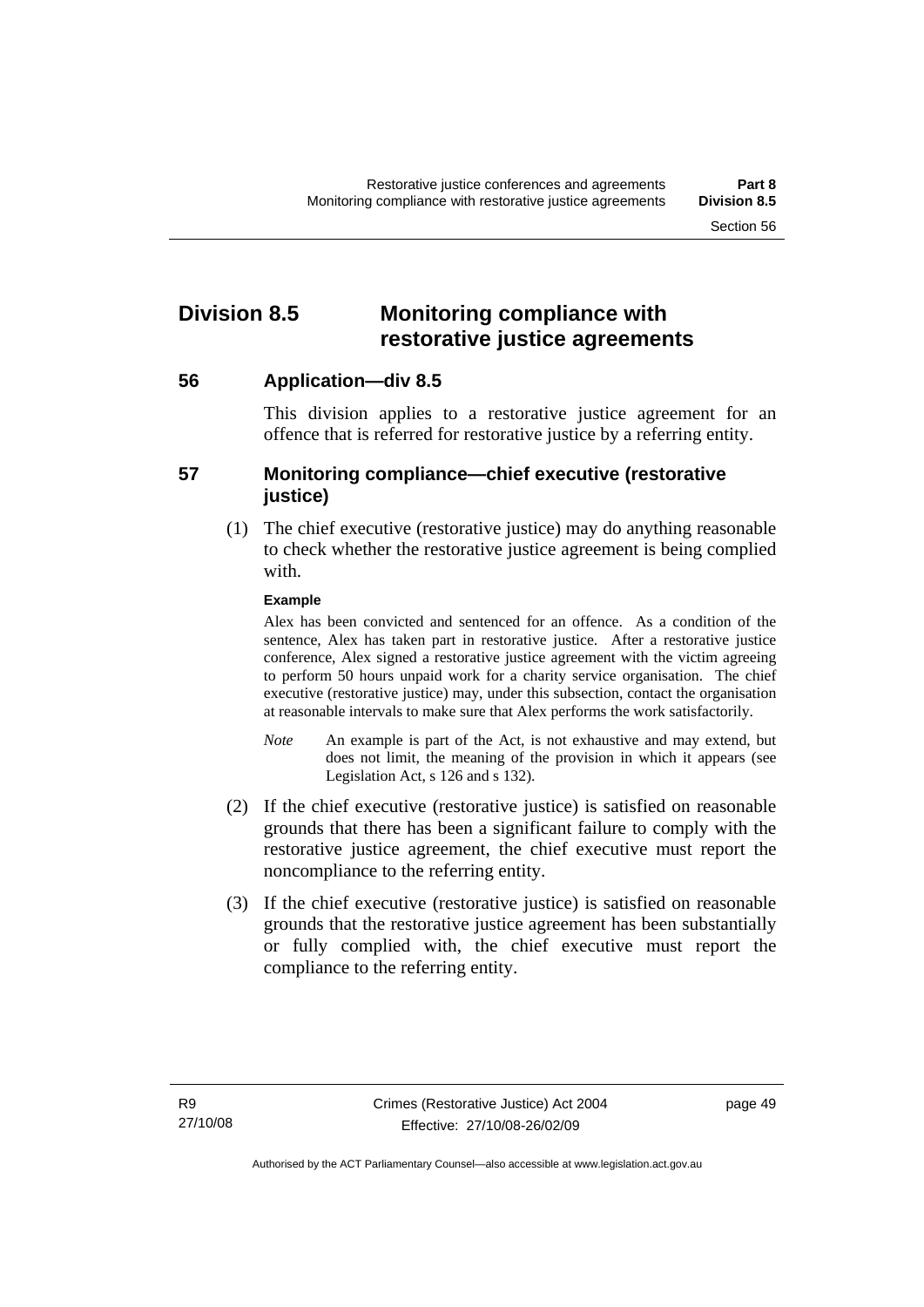# Division 8.5 Monitoring compliance with restorative justice agreements

## 56 Application—div 8.5

This division applies to a restorative justice agreement for an offence that is referred for restorative justice by a referring entity.

## 57 Monitoring compliance—chief executive (restorative justice)

(1) The chief executive (restorative justice) may do anything reasonable to check whether the restorative justice agreement is being complied with.

**Example**

Alex has been convicted and sentenced for an offence. As a condition of the sentence, Alex has taken part in restorative justice. After a restorative justice conference, Alex signed a restorative justice agreement with the victim agreeing to perform 50 hours unpaid work for a charity service organisation. The chief executive (restorative justice) may, under this subsection, contact the organisation at reasonable intervals to make sure that Alex performs the work satisfactorily.

*Note* An example is part of the Act, is not exhaustive and may extend, but does not limit, the meaning of the provision in which it appears (see Legislation Act, s 126 and s 132).

(2) If the chief executive (restorative justice) is satisfied on reasonable grounds that there has been a significant failure to comply with the restorative justice agreement, the chief executive must report the noncompliance to the referring entity.

(3) If the chief executive (restorative justice) is satisfied on reasonable grounds that the restorative justice agreement has been substantially or fully complied with, the chief executive must report the compliance to the referring entity.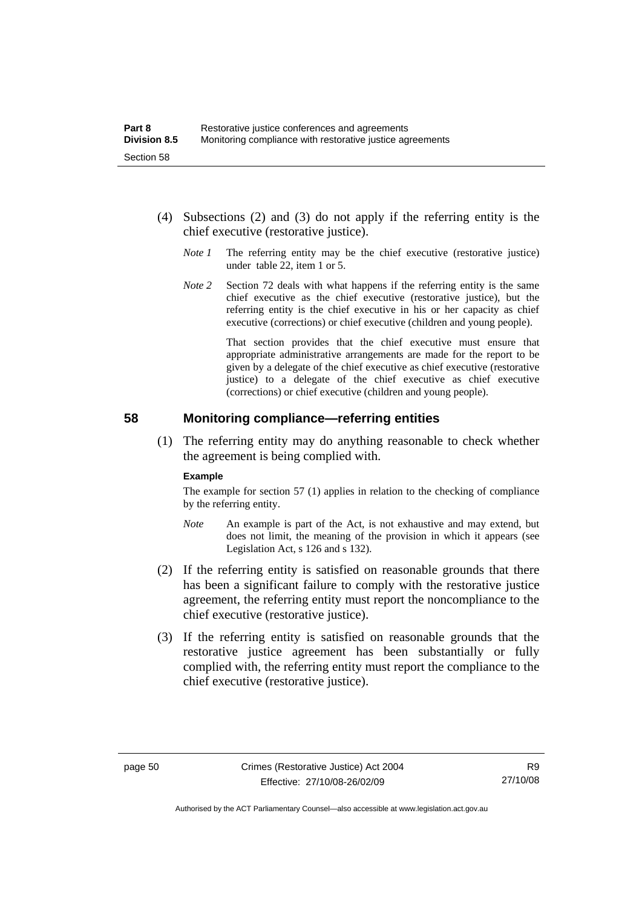(4) Subsections (2) and (3) do not apply if the referring entity is the chief executive (restorative justice).

*Note 1* The referring entity may be the chief executive (restorative justice) under table 22, item 1 or 5.

*Note 2* Section 72 deals with what happens if the referring entity is the same chief executive as the chief executive (restorative justice), but the referring entity is the chief executive in his or her capacity as chief executive (corrections) or chief executive (children and young people).

That section provides that the chief executive must ensure that appropriate administrative arrangements are made for the report to be given by a delegate of the chief executive as chief executive (restorative justice) to a delegate of the chief executive as chief executive (corrections) or chief executive (children and young people).

## 58 Monitoring compliance—referring entities

(1) The referring entity may do anything reasonable to check whether the agreement is being complied with.

**Example**

The example for section 57 (1) applies in relation to the checking of compliance by the referring entity.

*Note* An example is part of the Act, is not exhaustive and may extend, but does not limit, the meaning of the provision in which it appears (see Legislation Act, s 126 and s 132).

(2) If the referring entity is satisfied on reasonable grounds that there has been a significant failure to comply with the restorative justice agreement, the referring entity must report the noncompliance to the chief executive (restorative justice).

(3) If the referring entity is satisfied on reasonable grounds that the restorative justice agreement has been substantially or fully complied with, the referring entity must report the compliance to the chief executive (restorative justice).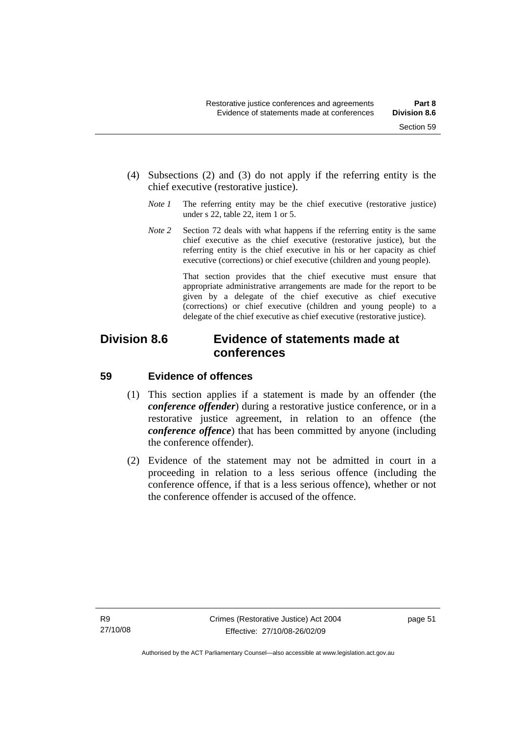(4) Subsections (2) and (3) do not apply if the referring entity is the chief executive (restorative justice).

*Note 1* The referring entity may be the chief executive (restorative justice) under s 22, table 22, item 1 or 5.

*Note 2* Section 72 deals with what happens if the referring entity is the same chief executive as the chief executive (restorative justice), but the referring entity is the chief executive in his or her capacity as chief executive (corrections) or chief executive (children and young people).

That section provides that the chief executive must ensure that appropriate administrative arrangements are made for the report to be given by a delegate of the chief executive as chief executive (corrections) or chief executive (children and young people) to a delegate of the chief executive as chief executive (restorative justice).

## Division 8.6 Evidence of statements made at conferences

### 59 Evidence of offences

(1) This section applies if a statement is made by an offender (the ***conference offender***) during a restorative justice conference, or in a restorative justice agreement, in relation to an offence (the ***conference offence***) that has been committed by anyone (including the conference offender).

(2) Evidence of the statement may not be admitted in court in a proceeding in relation to a less serious offence (including the conference offence, if that is a less serious offence), whether or not the conference offender is accused of the offence.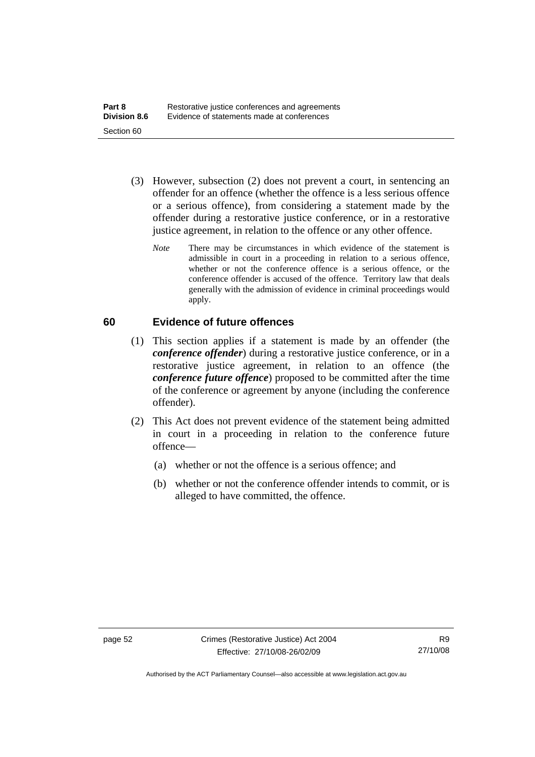(3) However, subsection (2) does not prevent a court, in sentencing an offender for an offence (whether the offence is a less serious offence or a serious offence), from considering a statement made by the offender during a restorative justice conference, or in a restorative justice agreement, in relation to the offence or any other offence.

*Note* There may be circumstances in which evidence of the statement is admissible in court in a proceeding in relation to a serious offence, whether or not the conference offence is a serious offence, or the conference offender is accused of the offence. Territory law that deals generally with the admission of evidence in criminal proceedings would apply.

## 60 Evidence of future offences

(1) This section applies if a statement is made by an offender (the ***conference offender***) during a restorative justice conference, or in a restorative justice agreement, in relation to an offence (the ***conference future offence***) proposed to be committed after the time of the conference or agreement by anyone (including the conference offender).

(2) This Act does not prevent evidence of the statement being admitted in court in a proceeding in relation to the conference future offence—

(a) whether or not the offence is a serious offence; and

(b) whether or not the conference offender intends to commit, or is alleged to have committed, the offence.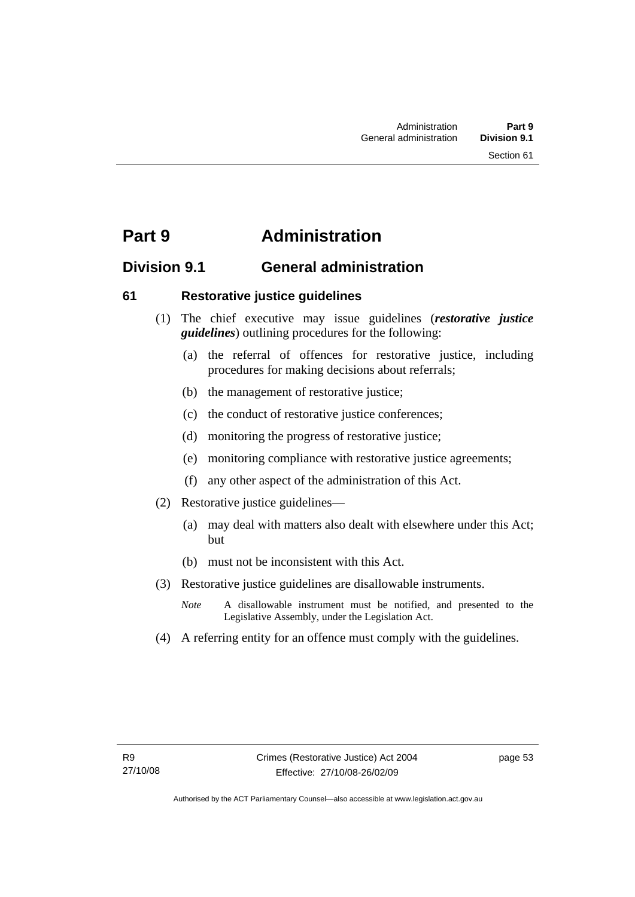# Part 9 Administration

## Division 9.1 General administration

### 61 Restorative justice guidelines

(1) The chief executive may issue guidelines (***restorative justice guidelines***) outlining procedures for the following:

(a) the referral of offences for restorative justice, including procedures for making decisions about referrals;

(b) the management of restorative justice;

(c) the conduct of restorative justice conferences;

(d) monitoring the progress of restorative justice;

(e) monitoring compliance with restorative justice agreements;

(f) any other aspect of the administration of this Act.

(2) Restorative justice guidelines—

(a) may deal with matters also dealt with elsewhere under this Act; but

(b) must not be inconsistent with this Act.

(3) Restorative justice guidelines are disallowable instruments.

*Note* A disallowable instrument must be notified, and presented to the Legislative Assembly, under the Legislation Act.

(4) A referring entity for an offence must comply with the guidelines.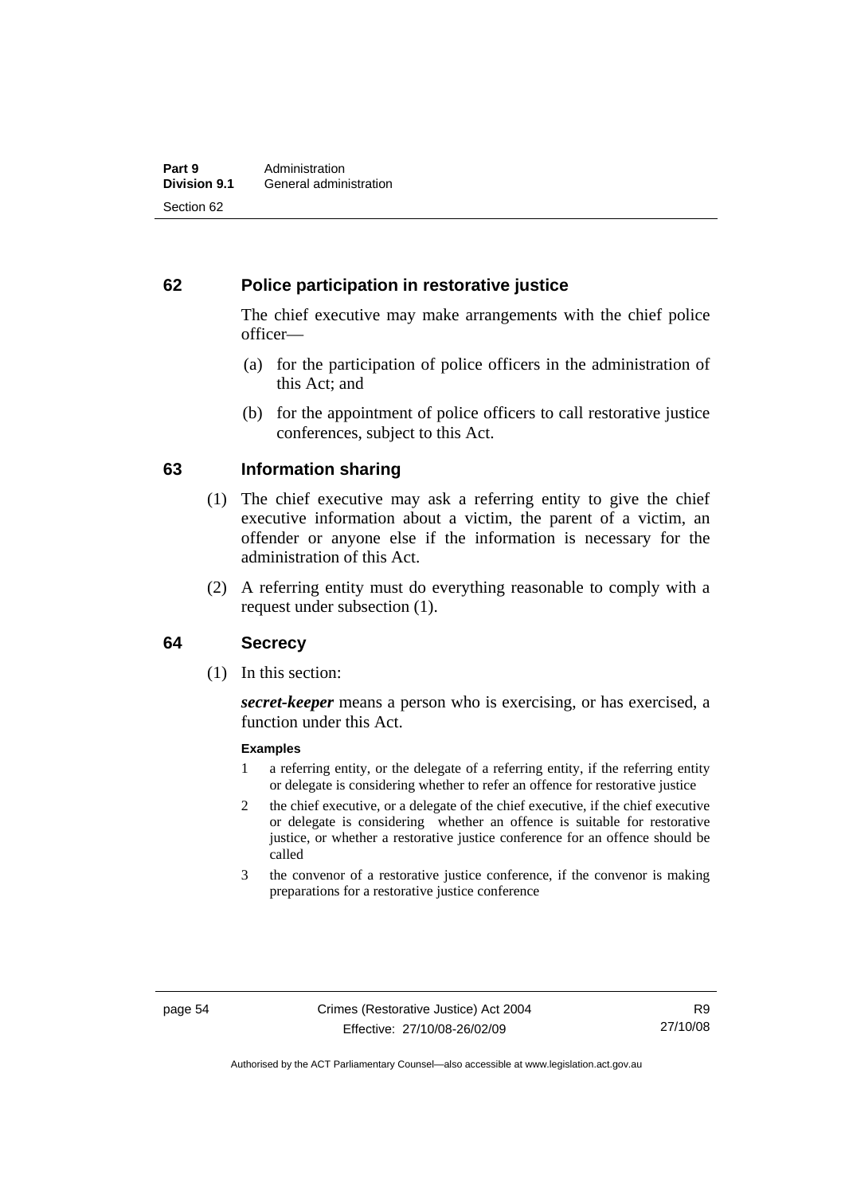## 62 Police participation in restorative justice

The chief executive may make arrangements with the chief police officer—

(a) for the participation of police officers in the administration of this Act; and

(b) for the appointment of police officers to call restorative justice conferences, subject to this Act.

## 63 Information sharing

(1) The chief executive may ask a referring entity to give the chief executive information about a victim, the parent of a victim, an offender or anyone else if the information is necessary for the administration of this Act.

(2) A referring entity must do everything reasonable to comply with a request under subsection (1).

## 64 Secrecy

(1) In this section:

***secret-keeper*** means a person who is exercising, or has exercised, a function under this Act.

**Examples**

1 a referring entity, or the delegate of a referring entity, if the referring entity or delegate is considering whether to refer an offence for restorative justice

2 the chief executive, or a delegate of the chief executive, if the chief executive or delegate is considering whether an offence is suitable for restorative justice, or whether a restorative justice conference for an offence should be called

3 the convenor of a restorative justice conference, if the convenor is making preparations for a restorative justice conference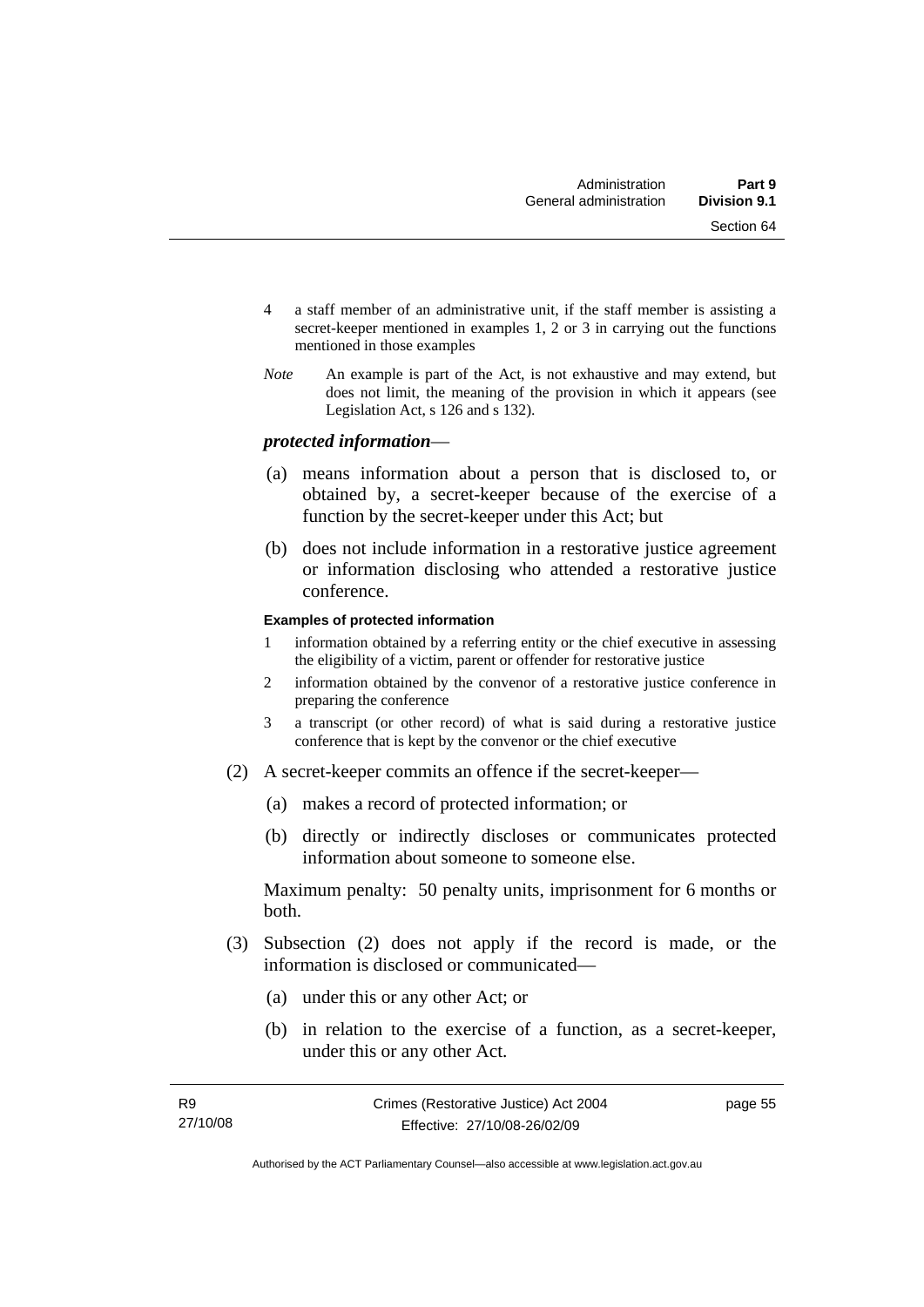4 a staff member of an administrative unit, if the staff member is assisting a secret-keeper mentioned in examples 1, 2 or 3 in carrying out the functions mentioned in those examples

*Note* An example is part of the Act, is not exhaustive and may extend, but does not limit, the meaning of the provision in which it appears (see Legislation Act, s 126 and s 132).

***protected information***—

(a) means information about a person that is disclosed to, or obtained by, a secret-keeper because of the exercise of a function by the secret-keeper under this Act; but

(b) does not include information in a restorative justice agreement or information disclosing who attended a restorative justice conference.

**Examples of protected information**

1 information obtained by a referring entity or the chief executive in assessing the eligibility of a victim, parent or offender for restorative justice

2 information obtained by the convenor of a restorative justice conference in preparing the conference

3 a transcript (or other record) of what is said during a restorative justice conference that is kept by the convenor or the chief executive

(2) A secret-keeper commits an offence if the secret-keeper—

(a) makes a record of protected information; or

(b) directly or indirectly discloses or communicates protected information about someone to someone else.

Maximum penalty: 50 penalty units, imprisonment for 6 months or both.

(3) Subsection (2) does not apply if the record is made, or the information is disclosed or communicated—

(a) under this or any other Act; or

(b) in relation to the exercise of a function, as a secret-keeper, under this or any other Act.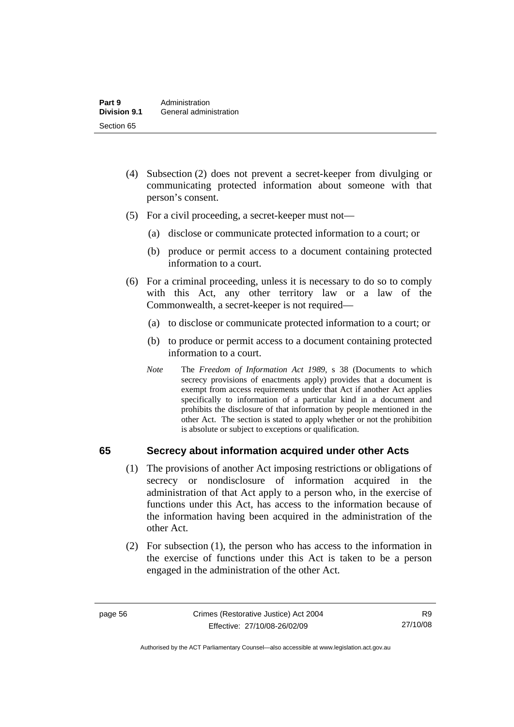(4) Subsection (2) does not prevent a secret-keeper from divulging or communicating protected information about someone with that person's consent.

(5) For a civil proceeding, a secret-keeper must not—

(a) disclose or communicate protected information to a court; or

(b) produce or permit access to a document containing protected information to a court.

(6) For a criminal proceeding, unless it is necessary to do so to comply with this Act, any other territory law or a law of the Commonwealth, a secret-keeper is not required—

(a) to disclose or communicate protected information to a court; or

(b) to produce or permit access to a document containing protected information to a court.

*Note* The *Freedom of Information Act 1989*, s 38 (Documents to which secrecy provisions of enactments apply) provides that a document is exempt from access requirements under that Act if another Act applies specifically to information of a particular kind in a document and prohibits the disclosure of that information by people mentioned in the other Act. The section is stated to apply whether or not the prohibition is absolute or subject to exceptions or qualification.

## 65 Secrecy about information acquired under other Acts

(1) The provisions of another Act imposing restrictions or obligations of secrecy or nondisclosure of information acquired in the administration of that Act apply to a person who, in the exercise of functions under this Act, has access to the information because of the information having been acquired in the administration of the other Act.

(2) For subsection (1), the person who has access to the information in the exercise of functions under this Act is taken to be a person engaged in the administration of the other Act.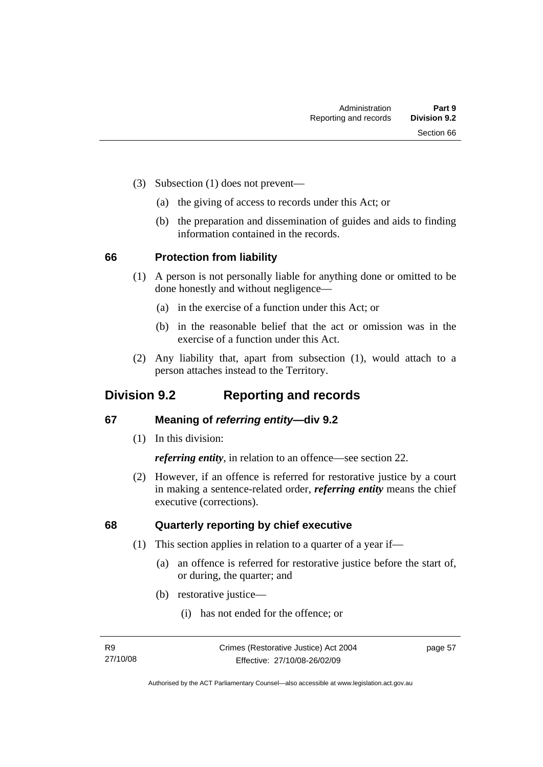(3) Subsection (1) does not prevent—

(a) the giving of access to records under this Act; or

(b) the preparation and dissemination of guides and aids to finding information contained in the records.

### 66 Protection from liability

(1) A person is not personally liable for anything done or omitted to be done honestly and without negligence—

(a) in the exercise of a function under this Act; or

(b) in the reasonable belief that the act or omission was in the exercise of a function under this Act.

(2) Any liability that, apart from subsection (1), would attach to a person attaches instead to the Territory.

## Division 9.2 Reporting and records

### 67 Meaning of *referring entity*—div 9.2

(1) In this division:

***referring entity***, in relation to an offence—see section 22.

(2) However, if an offence is referred for restorative justice by a court in making a sentence-related order, ***referring entity*** means the chief executive (corrections).

### 68 Quarterly reporting by chief executive

(1) This section applies in relation to a quarter of a year if—

(a) an offence is referred for restorative justice before the start of, or during, the quarter; and

(b) restorative justice—

(i) has not ended for the offence; or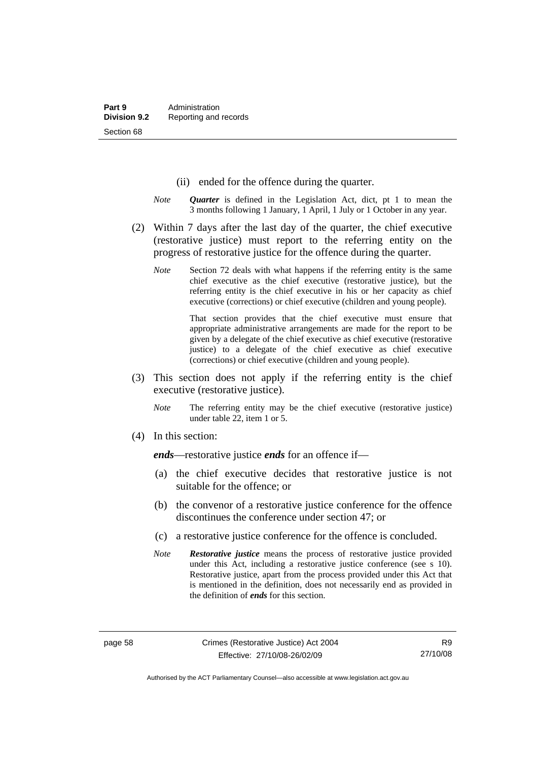(ii) ended for the offence during the quarter.

*Note* ***Quarter*** is defined in the Legislation Act, dict, pt 1 to mean the 3 months following 1 January, 1 April, 1 July or 1 October in any year.

(2) Within 7 days after the last day of the quarter, the chief executive (restorative justice) must report to the referring entity on the progress of restorative justice for the offence during the quarter.

*Note* Section 72 deals with what happens if the referring entity is the same chief executive as the chief executive (restorative justice), but the referring entity is the chief executive in his or her capacity as chief executive (corrections) or chief executive (children and young people).

That section provides that the chief executive must ensure that appropriate administrative arrangements are made for the report to be given by a delegate of the chief executive as chief executive (restorative justice) to a delegate of the chief executive as chief executive (corrections) or chief executive (children and young people).

(3) This section does not apply if the referring entity is the chief executive (restorative justice).

*Note* The referring entity may be the chief executive (restorative justice) under table 22, item 1 or 5.

(4) In this section:

***ends***—restorative justice ***ends*** for an offence if—

(a) the chief executive decides that restorative justice is not suitable for the offence; or

(b) the convenor of a restorative justice conference for the offence discontinues the conference under section 47; or

(c) a restorative justice conference for the offence is concluded.

*Note* ***Restorative justice*** means the process of restorative justice provided under this Act, including a restorative justice conference (see s 10). Restorative justice, apart from the process provided under this Act that is mentioned in the definition, does not necessarily end as provided in the definition of ***ends*** for this section.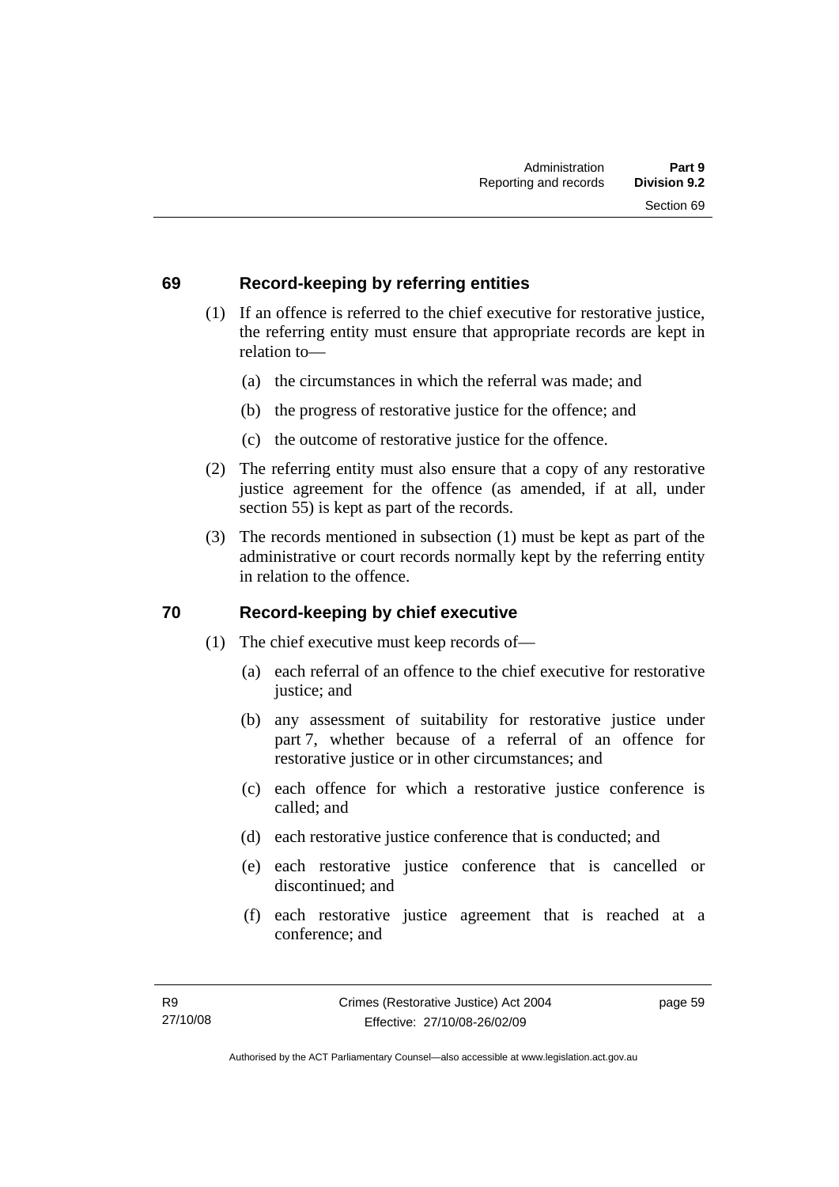## 69 Record-keeping by referring entities

(1) If an offence is referred to the chief executive for restorative justice, the referring entity must ensure that appropriate records are kept in relation to—

(a) the circumstances in which the referral was made; and

(b) the progress of restorative justice for the offence; and

(c) the outcome of restorative justice for the offence.

(2) The referring entity must also ensure that a copy of any restorative justice agreement for the offence (as amended, if at all, under section 55) is kept as part of the records.

(3) The records mentioned in subsection (1) must be kept as part of the administrative or court records normally kept by the referring entity in relation to the offence.

## 70 Record-keeping by chief executive

(1) The chief executive must keep records of—

(a) each referral of an offence to the chief executive for restorative justice; and

(b) any assessment of suitability for restorative justice under part 7, whether because of a referral of an offence for restorative justice or in other circumstances; and

(c) each offence for which a restorative justice conference is called; and

(d) each restorative justice conference that is conducted; and

(e) each restorative justice conference that is cancelled or discontinued; and

(f) each restorative justice agreement that is reached at a conference; and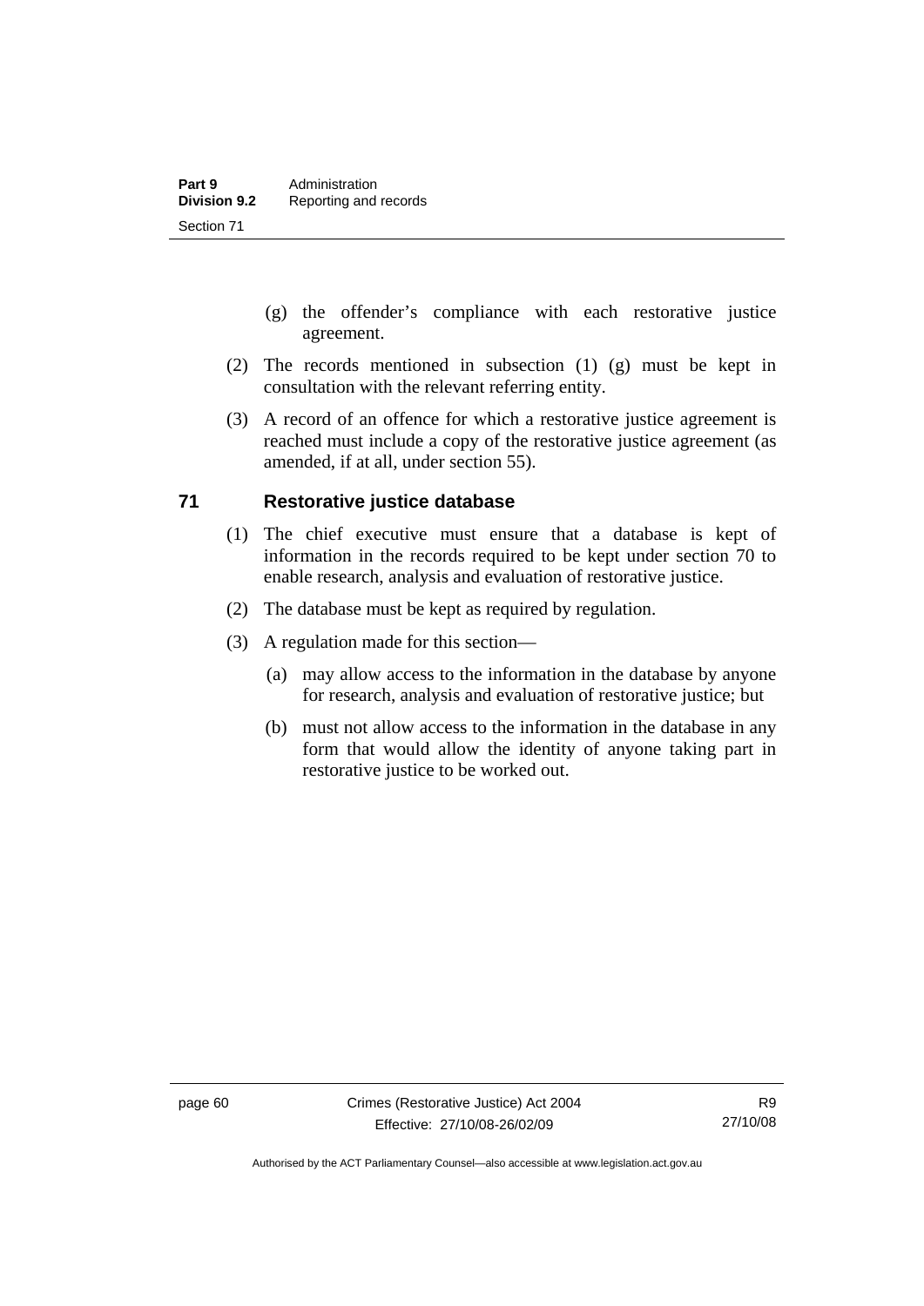(g) the offender's compliance with each restorative justice agreement.

(2) The records mentioned in subsection (1) (g) must be kept in consultation with the relevant referring entity.

(3) A record of an offence for which a restorative justice agreement is reached must include a copy of the restorative justice agreement (as amended, if at all, under section 55).

## 71 Restorative justice database

(1) The chief executive must ensure that a database is kept of information in the records required to be kept under section 70 to enable research, analysis and evaluation of restorative justice.

(2) The database must be kept as required by regulation.

(3) A regulation made for this section—

(a) may allow access to the information in the database by anyone for research, analysis and evaluation of restorative justice; but

(b) must not allow access to the information in the database in any form that would allow the identity of anyone taking part in restorative justice to be worked out.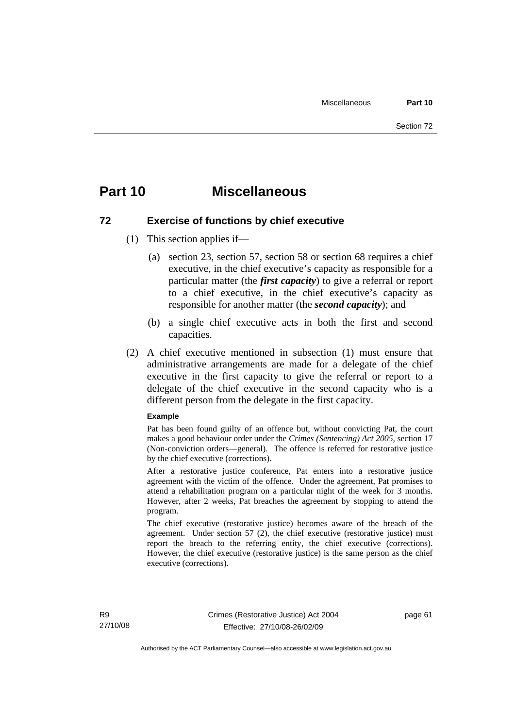# Part 10 Miscellaneous

## 72 Exercise of functions by chief executive

(1) This section applies if—

(a) section 23, section 57, section 58 or section 68 requires a chief executive, in the chief executive's capacity as responsible for a particular matter (the ***first capacity***) to give a referral or report to a chief executive, in the chief executive's capacity as responsible for another matter (the ***second capacity***); and

(b) a single chief executive acts in both the first and second capacities.

(2) A chief executive mentioned in subsection (1) must ensure that administrative arrangements are made for a delegate of the chief executive in the first capacity to give the referral or report to a delegate of the chief executive in the second capacity who is a different person from the delegate in the first capacity.

**Example**

Pat has been found guilty of an offence but, without convicting Pat, the court makes a good behaviour order under the *Crimes (Sentencing) Act 2005*, section 17 (Non-conviction orders—general). The offence is referred for restorative justice by the chief executive (corrections).

After a restorative justice conference, Pat enters into a restorative justice agreement with the victim of the offence. Under the agreement, Pat promises to attend a rehabilitation program on a particular night of the week for 3 months. However, after 2 weeks, Pat breaches the agreement by stopping to attend the program.

The chief executive (restorative justice) becomes aware of the breach of the agreement. Under section 57 (2), the chief executive (restorative justice) must report the breach to the referring entity, the chief executive (corrections). However, the chief executive (restorative justice) is the same person as the chief executive (corrections).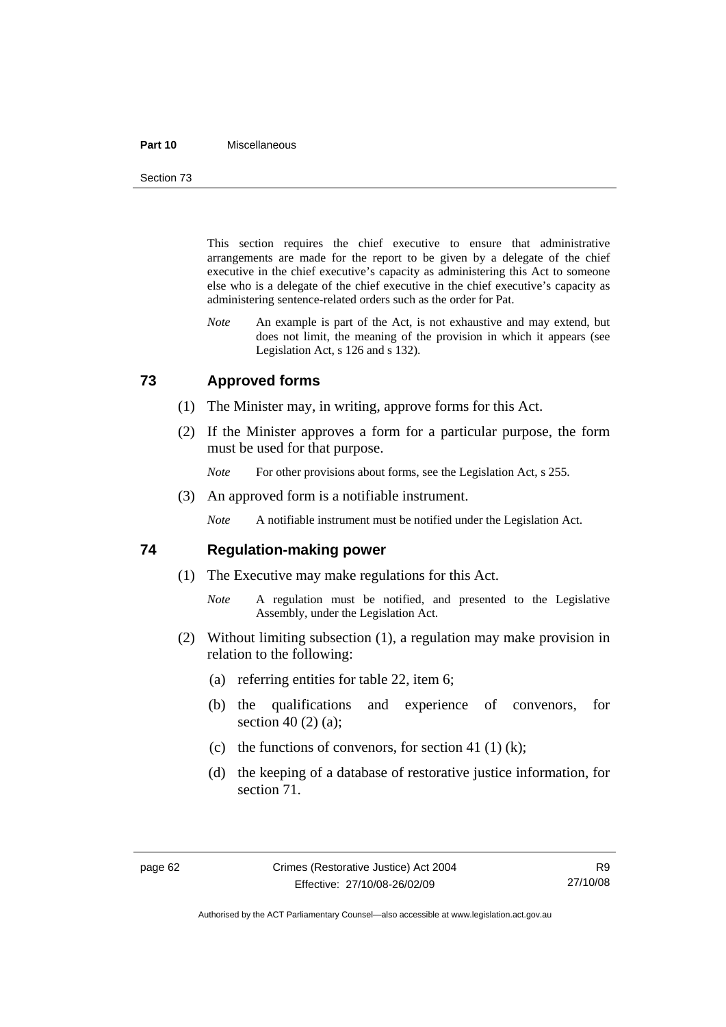This section requires the chief executive to ensure that administrative arrangements are made for the report to be given by a delegate of the chief executive in the chief executive's capacity as administering this Act to someone else who is a delegate of the chief executive in the chief executive's capacity as administering sentence-related orders such as the order for Pat.

*Note* An example is part of the Act, is not exhaustive and may extend, but does not limit, the meaning of the provision in which it appears (see Legislation Act, s 126 and s 132).

## 73 Approved forms

(1) The Minister may, in writing, approve forms for this Act.

(2) If the Minister approves a form for a particular purpose, the form must be used for that purpose.

*Note* For other provisions about forms, see the Legislation Act, s 255.

(3) An approved form is a notifiable instrument.

*Note* A notifiable instrument must be notified under the Legislation Act.

## 74 Regulation-making power

(1) The Executive may make regulations for this Act.

*Note* A regulation must be notified, and presented to the Legislative Assembly, under the Legislation Act.

(2) Without limiting subsection (1), a regulation may make provision in relation to the following:

(a) referring entities for table 22, item 6;

(b) the qualifications and experience of convenors, for section 40 (2) (a);

(c) the functions of convenors, for section 41 (1) (k);

(d) the keeping of a database of restorative justice information, for section 71.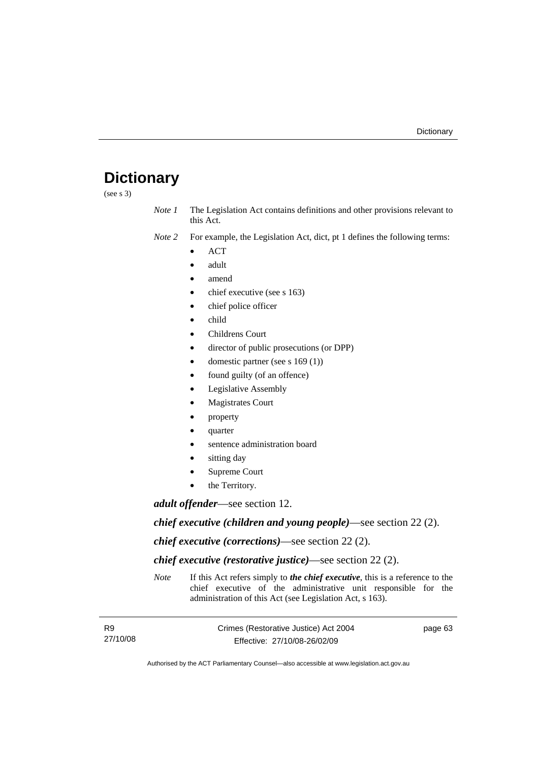# Dictionary

(see s 3)

*Note 1* The Legislation Act contains definitions and other provisions relevant to this Act.

*Note 2* For example, the Legislation Act, dict, pt 1 defines the following terms:

- ACT
- adult
- amend
- chief executive (see s 163)
- chief police officer
- child
- Childrens Court
- director of public prosecutions (or DPP)
- domestic partner (see s 169 (1))
- found guilty (of an offence)
- Legislative Assembly
- Magistrates Court
- property
- quarter
- sentence administration board
- sitting day
- Supreme Court
- the Territory.

***adult offender***—see section 12.

***chief executive (children and young people)***—see section 22 (2).

***chief executive (corrections)***—see section 22 (2).

***chief executive (restorative justice)***—see section 22 (2).

*Note* If this Act refers simply to ***the chief executive***, this is a reference to the chief executive of the administrative unit responsible for the administration of this Act (see Legislation Act, s 163).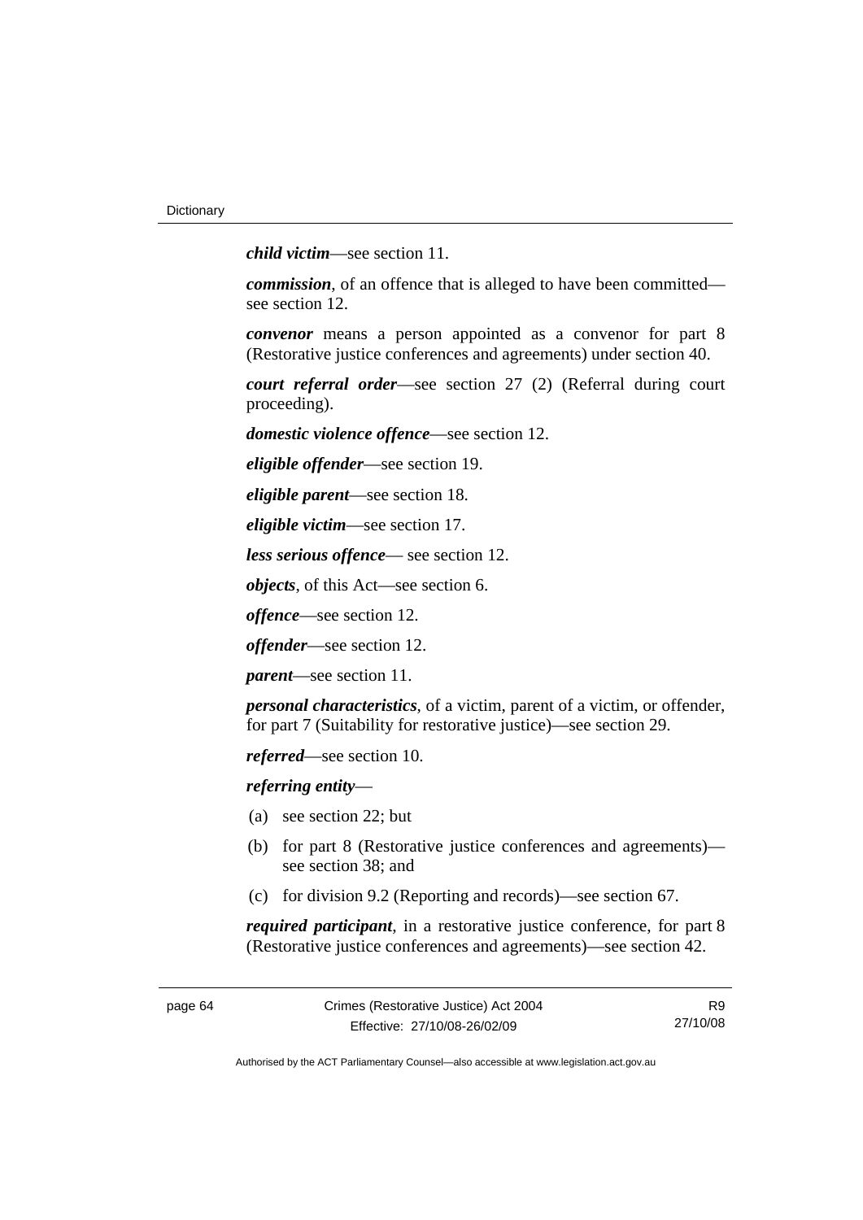***child victim***—see section 11.

***commission***, of an offence that is alleged to have been committed—see section 12.

***convenor*** means a person appointed as a convenor for part 8 (Restorative justice conferences and agreements) under section 40.

***court referral order***—see section 27 (2) (Referral during court proceeding).

***domestic violence offence***—see section 12.

***eligible offender***—see section 19.

***eligible parent***—see section 18.

***eligible victim***—see section 17.

***less serious offence***— see section 12.

***objects***, of this Act—see section 6.

***offence***—see section 12.

***offender***—see section 12.

***parent***—see section 11.

***personal characteristics***, of a victim, parent of a victim, or offender, for part 7 (Suitability for restorative justice)—see section 29.

***referred***—see section 10.

***referring entity***—

(a) see section 22; but

(b) for part 8 (Restorative justice conferences and agreements)—see section 38; and

(c) for division 9.2 (Reporting and records)—see section 67.

***required participant***, in a restorative justice conference, for part 8 (Restorative justice conferences and agreements)—see section 42.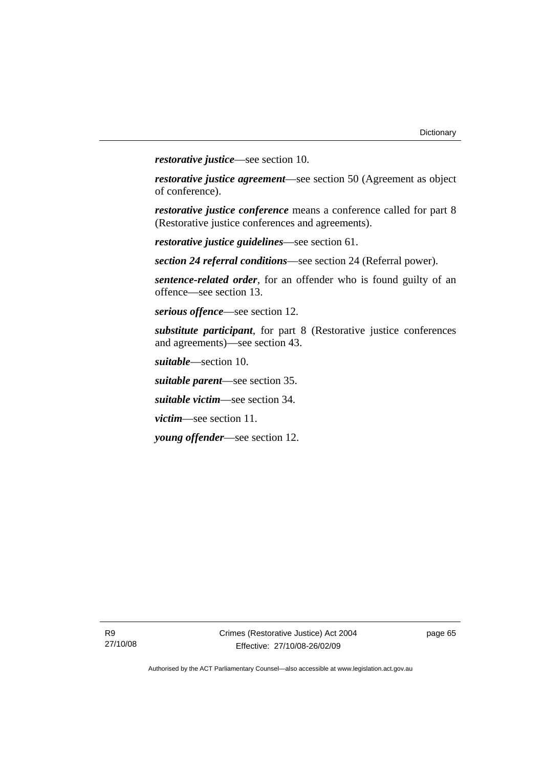***restorative justice***—see section 10.

***restorative justice agreement***—see section 50 (Agreement as object of conference).

***restorative justice conference*** means a conference called for part 8 (Restorative justice conferences and agreements).

***restorative justice guidelines***—see section 61.

***section 24 referral conditions***—see section 24 (Referral power).

***sentence-related order***, for an offender who is found guilty of an offence—see section 13.

***serious offence***—see section 12.

***substitute participant***, for part 8 (Restorative justice conferences and agreements)—see section 43.

***suitable***—section 10.

***suitable parent***—see section 35.

***suitable victim***—see section 34.

***victim***—see section 11.

***young offender***—see section 12.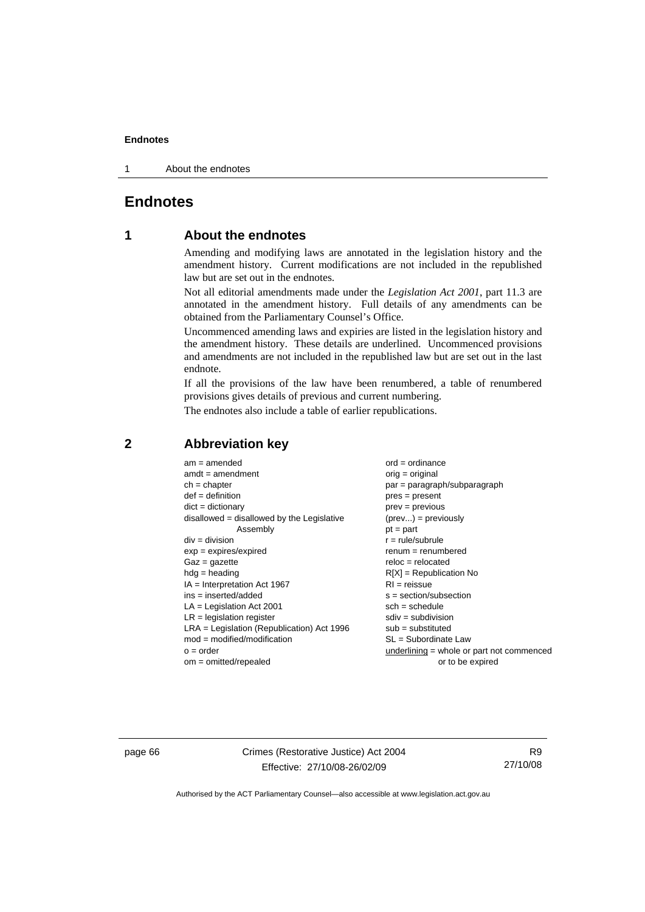# Endnotes

## 1 About the endnotes

Amending and modifying laws are annotated in the legislation history and the amendment history. Current modifications are not included in the republished law but are set out in the endnotes.

Not all editorial amendments made under the *Legislation Act 2001*, part 11.3 are annotated in the amendment history. Full details of any amendments can be obtained from the Parliamentary Counsel's Office.

Uncommenced amending laws and expiries are listed in the legislation history and the amendment history. These details are underlined. Uncommenced provisions and amendments are not included in the republished law but are set out in the last endnote.

If all the provisions of the law have been renumbered, a table of renumbered provisions gives details of previous and current numbering.

The endnotes also include a table of earlier republications.

## 2 Abbreviation key

am = amended
amdt = amendment
ch = chapter
def = definition
dict = dictionary
disallowed = disallowed by the Legislative Assembly
div = division
exp = expires/expired
Gaz = gazette
hdg = heading
IA = Interpretation Act 1967
ins = inserted/added
LA = Legislation Act 2001
LR = legislation register
LRA = Legislation (Republication) Act 1996
mod = modified/modification
o = order
om = omitted/repealed
ord = ordinance
orig = original
par = paragraph/subparagraph
pres = present
prev = previous
(prev...) = previously
pt = part
r = rule/subrule
renum = renumbered
reloc = relocated
R[X] = Republication No
RI = reissue
s = section/subsection
sch = schedule
sdiv = subdivision
sub = substituted
SL = Subordinate Law
<u>underlining</u> = whole or part not commenced or to be expired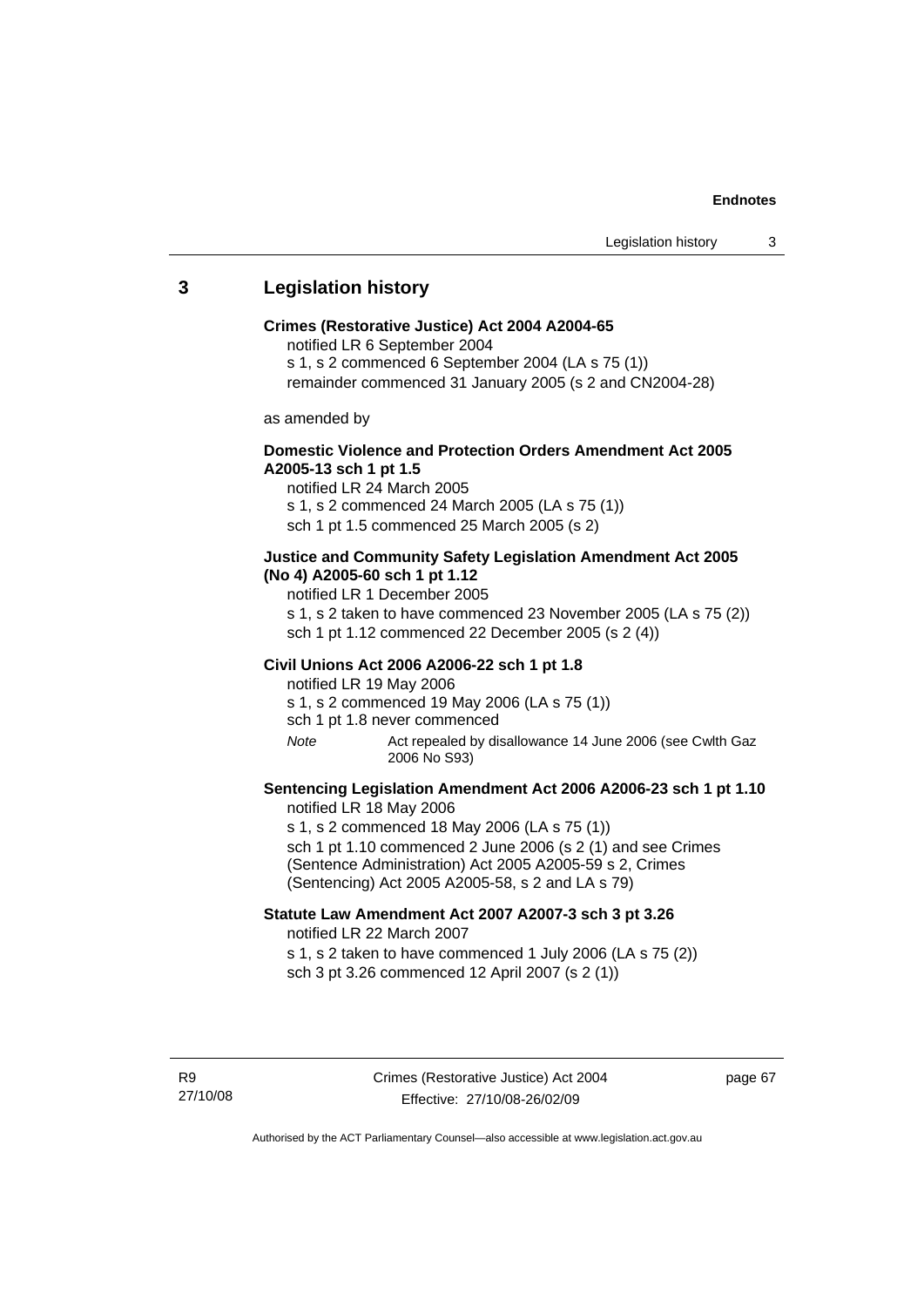## 3 Legislation history

**Crimes (Restorative Justice) Act 2004 A2004-65**

notified LR 6 September 2004

s 1, s 2 commenced 6 September 2004 (LA s 75 (1))

remainder commenced 31 January 2005 (s 2 and CN2004-28)

as amended by

**Domestic Violence and Protection Orders Amendment Act 2005 A2005-13 sch 1 pt 1.5**

notified LR 24 March 2005

s 1, s 2 commenced 24 March 2005 (LA s 75 (1))

sch 1 pt 1.5 commenced 25 March 2005 (s 2)

**Justice and Community Safety Legislation Amendment Act 2005 (No 4) A2005-60 sch 1 pt 1.12**

notified LR 1 December 2005

s 1, s 2 taken to have commenced 23 November 2005 (LA s 75 (2))

sch 1 pt 1.12 commenced 22 December 2005 (s 2 (4))

**Civil Unions Act 2006 A2006-22 sch 1 pt 1.8**

notified LR 19 May 2006

s 1, s 2 commenced 19 May 2006 (LA s 75 (1))

sch 1 pt 1.8 never commenced

*Note* Act repealed by disallowance 14 June 2006 (see Cwlth Gaz 2006 No S93)

**Sentencing Legislation Amendment Act 2006 A2006-23 sch 1 pt 1.10**

notified LR 18 May 2006

s 1, s 2 commenced 18 May 2006 (LA s 75 (1))

sch 1 pt 1.10 commenced 2 June 2006 (s 2 (1) and see Crimes (Sentence Administration) Act 2005 A2005-59 s 2, Crimes (Sentencing) Act 2005 A2005-58, s 2 and LA s 79)

**Statute Law Amendment Act 2007 A2007-3 sch 3 pt 3.26**

notified LR 22 March 2007

s 1, s 2 taken to have commenced 1 July 2006 (LA s 75 (2))

sch 3 pt 3.26 commenced 12 April 2007 (s 2 (1))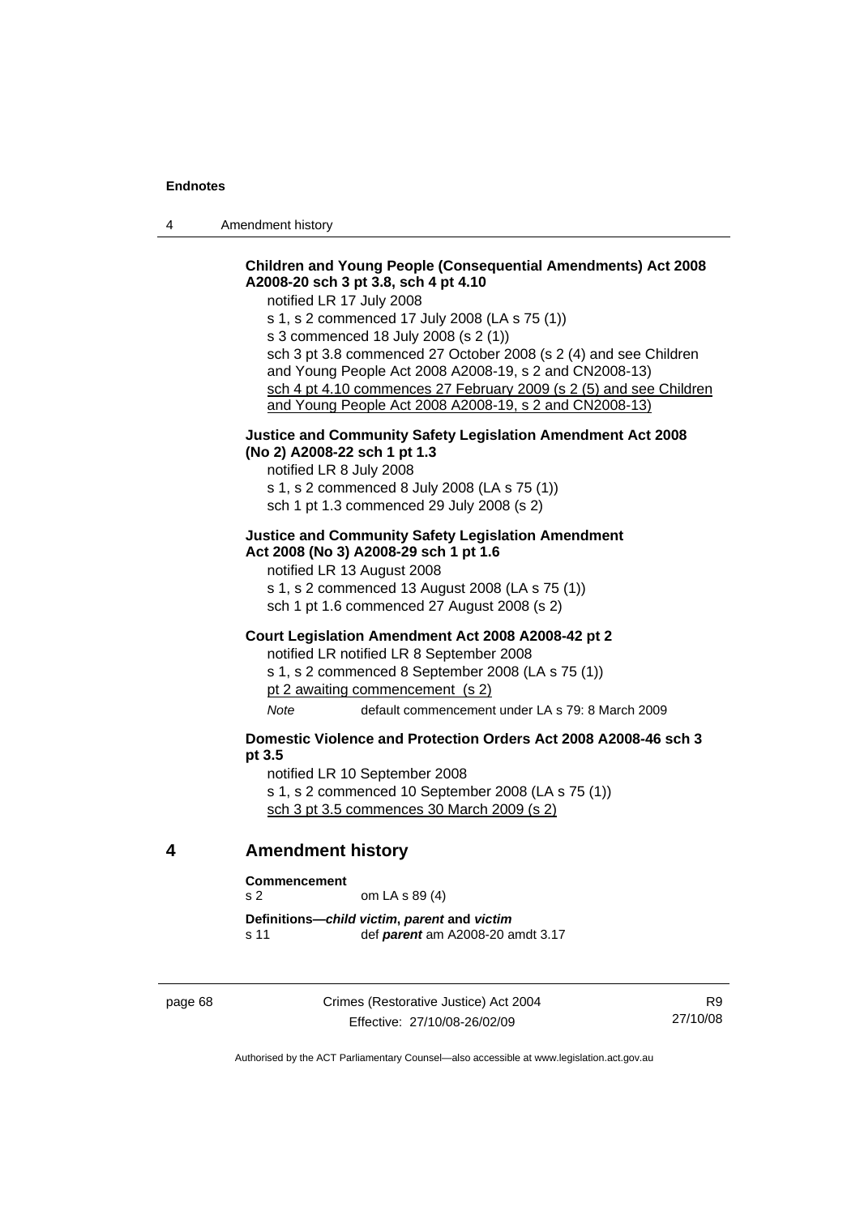**Children and Young People (Consequential Amendments) Act 2008 A2008-20 sch 3 pt 3.8, sch 4 pt 4.10**

notified LR 17 July 2008

s 1, s 2 commenced 17 July 2008 (LA s 75 (1))

s 3 commenced 18 July 2008 (s 2 (1))

sch 3 pt 3.8 commenced 27 October 2008 (s 2 (4) and see Children and Young People Act 2008 A2008-19, s 2 and CN2008-13)

<u>sch 4 pt 4.10 commences 27 February 2009 (s 2 (5) and see Children and Young People Act 2008 A2008-19, s 2 and CN2008-13)</u>

**Justice and Community Safety Legislation Amendment Act 2008 (No 2) A2008-22 sch 1 pt 1.3**

notified LR 8 July 2008

s 1, s 2 commenced 8 July 2008 (LA s 75 (1))

sch 1 pt 1.3 commenced 29 July 2008 (s 2)

**Justice and Community Safety Legislation Amendment Act 2008 (No 3) A2008-29 sch 1 pt 1.6**

notified LR 13 August 2008

s 1, s 2 commenced 13 August 2008 (LA s 75 (1))

sch 1 pt 1.6 commenced 27 August 2008 (s 2)

**Court Legislation Amendment Act 2008 A2008-42 pt 2**

notified LR notified LR 8 September 2008

s 1, s 2 commenced 8 September 2008 (LA s 75 (1))

<u>pt 2 awaiting commencement (s 2)</u>

*Note* default commencement under LA s 79: 8 March 2009

**Domestic Violence and Protection Orders Act 2008 A2008-46 sch 3 pt 3.5**

notified LR 10 September 2008

s 1, s 2 commenced 10 September 2008 (LA s 75 (1))

<u>sch 3 pt 3.5 commences 30 March 2009 (s 2)</u>

## 4 Amendment history

**Commencement**

s 2 om LA s 89 (4)

**Definitions—*child victim*, *parent* and *victim***

s 11 def ***parent*** am A2008-20 amdt 3.17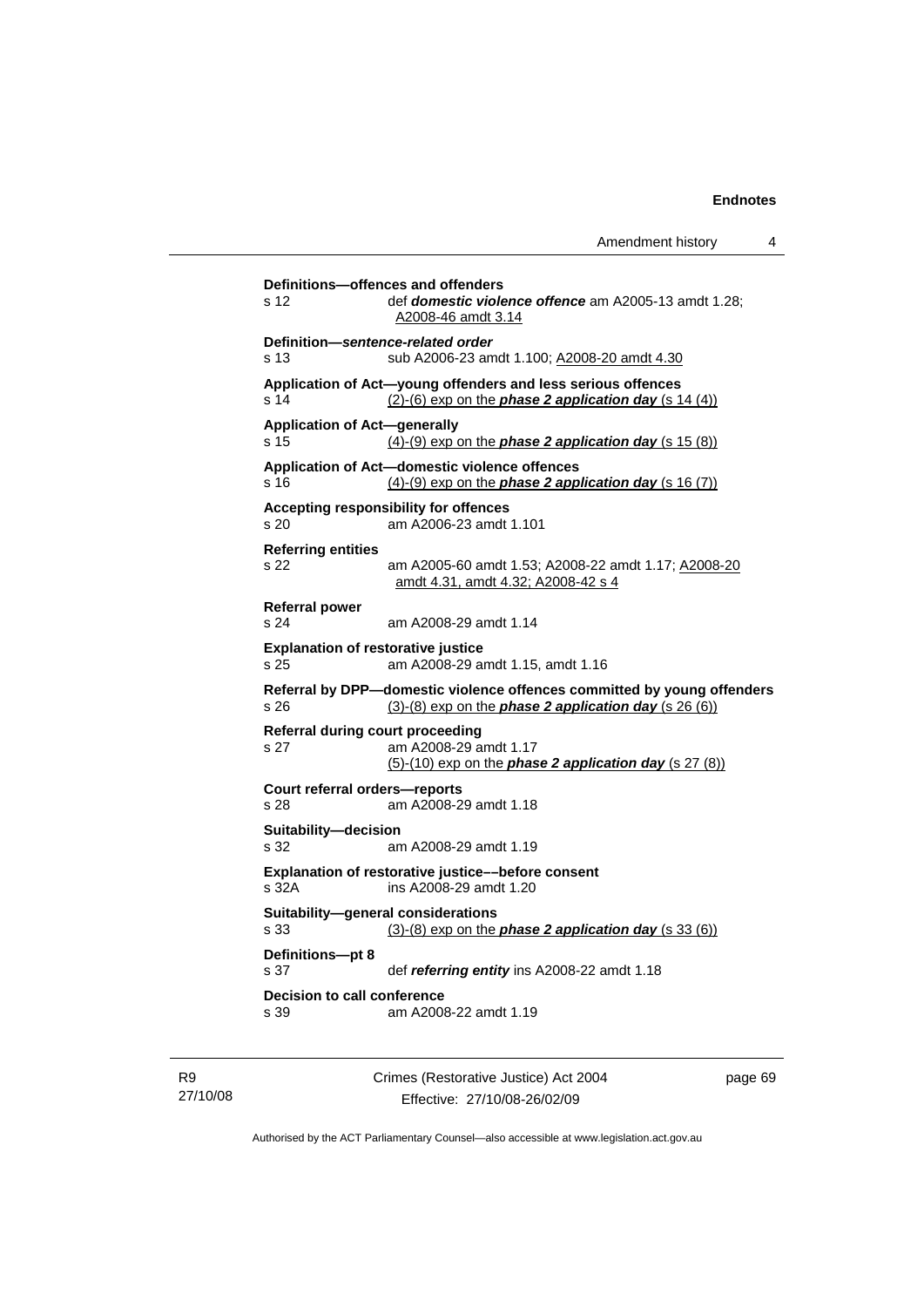**Definitions—offences and offenders**
s 12 def ***domestic violence offence*** am A2005-13 amdt 1.28; A2008-46 amdt 3.14

**Definition—*sentence-related order***
s 13 sub A2006-23 amdt 1.100; A2008-20 amdt 4.30

**Application of Act—young offenders and less serious offences**
s 14 (2)-(6) exp on the ***phase 2 application day*** (s 14 (4))

**Application of Act—generally**
s 15 (4)-(9) exp on the ***phase 2 application day*** (s 15 (8))

**Application of Act—domestic violence offences**
s 16 (4)-(9) exp on the ***phase 2 application day*** (s 16 (7))

**Accepting responsibility for offences**
s 20 am A2006-23 amdt 1.101

**Referring entities**
s 22 am A2005-60 amdt 1.53; A2008-22 amdt 1.17; A2008-20 amdt 4.31, amdt 4.32; A2008-42 s 4

**Referral power**
s 24 am A2008-29 amdt 1.14

**Explanation of restorative justice**
s 25 am A2008-29 amdt 1.15, amdt 1.16

**Referral by DPP—domestic violence offences committed by young offenders**
s 26 (3)-(8) exp on the ***phase 2 application day*** (s 26 (6))

**Referral during court proceeding**
s 27 am A2008-29 amdt 1.17
(5)-(10) exp on the ***phase 2 application day*** (s 27 (8))

**Court referral orders—reports**
s 28 am A2008-29 amdt 1.18

**Suitability—decision**
s 32 am A2008-29 amdt 1.19

**Explanation of restorative justice––before consent**
s 32A ins A2008-29 amdt 1.20

**Suitability—general considerations**
s 33 (3)-(8) exp on the ***phase 2 application day*** (s 33 (6))

**Definitions—pt 8**
s 37 def ***referring entity*** ins A2008-22 amdt 1.18

**Decision to call conference**
s 39 am A2008-22 amdt 1.19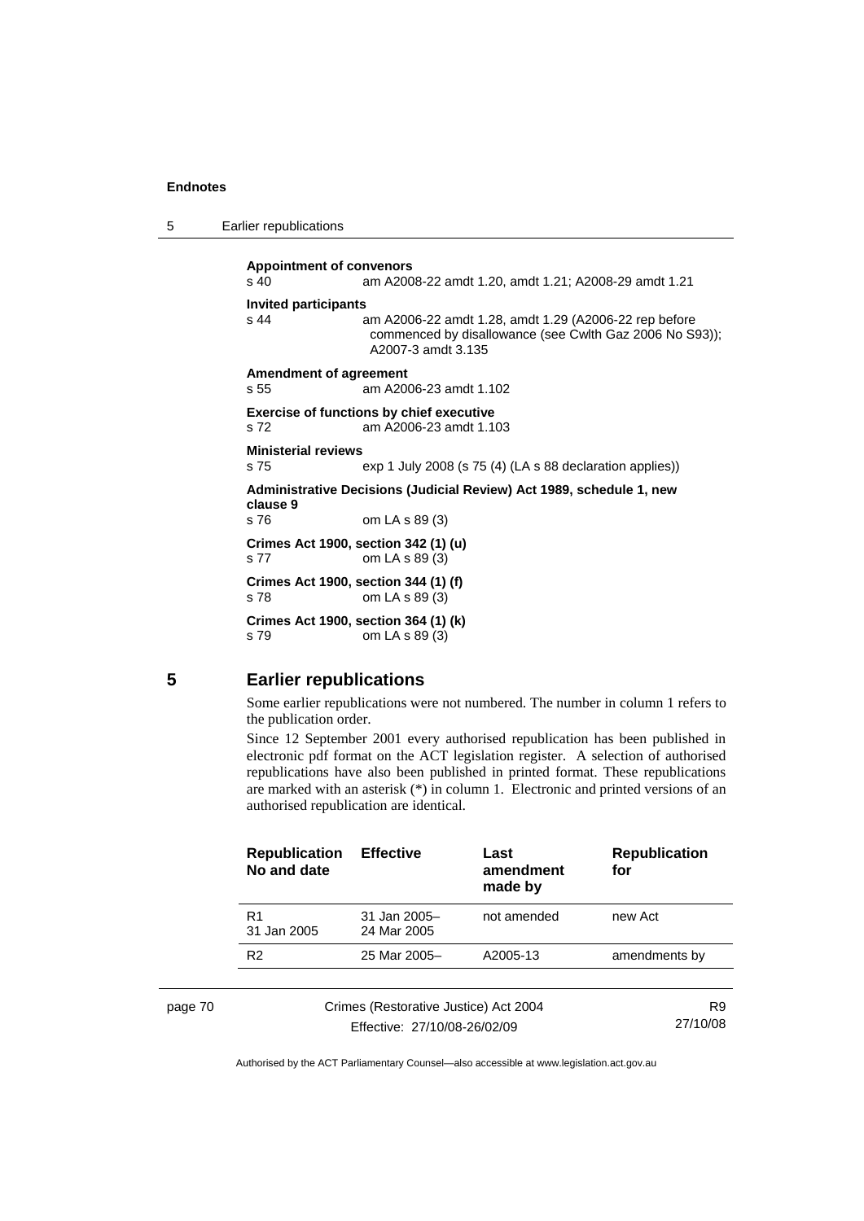**Appointment of convenors**
s 40 am A2008-22 amdt 1.20, amdt 1.21; A2008-29 amdt 1.21

**Invited participants**
s 44 am A2006-22 amdt 1.28, amdt 1.29 (A2006-22 rep before commenced by disallowance (see Cwlth Gaz 2006 No S93)); A2007-3 amdt 3.135

**Amendment of agreement**
s 55 am A2006-23 amdt 1.102

**Exercise of functions by chief executive**
s 72 am A2006-23 amdt 1.103

**Ministerial reviews**
s 75 exp 1 July 2008 (s 75 (4) (LA s 88 declaration applies))

**Administrative Decisions (Judicial Review) Act 1989, schedule 1, new clause 9**
s 76 om LA s 89 (3)

**Crimes Act 1900, section 342 (1) (u)**
s 77 om LA s 89 (3)

**Crimes Act 1900, section 344 (1) (f)**
s 78 om LA s 89 (3)

**Crimes Act 1900, section 364 (1) (k)**
s 79 om LA s 89 (3)

## 5 Earlier republications

Some earlier republications were not numbered. The number in column 1 refers to the publication order.

Since 12 September 2001 every authorised republication has been published in electronic pdf format on the ACT legislation register. A selection of authorised republications have also been published in printed format. These republications are marked with an asterisk (*) in column 1. Electronic and printed versions of an authorised republication are identical.

| Republication No and date | Effective | Last amendment made by | Republication for |
|---|---|---|---|
| R1 31 Jan 2005 | 31 Jan 2005– 24 Mar 2005 | not amended | new Act |
| R2 | 25 Mar 2005– | A2005-13 | amendments by |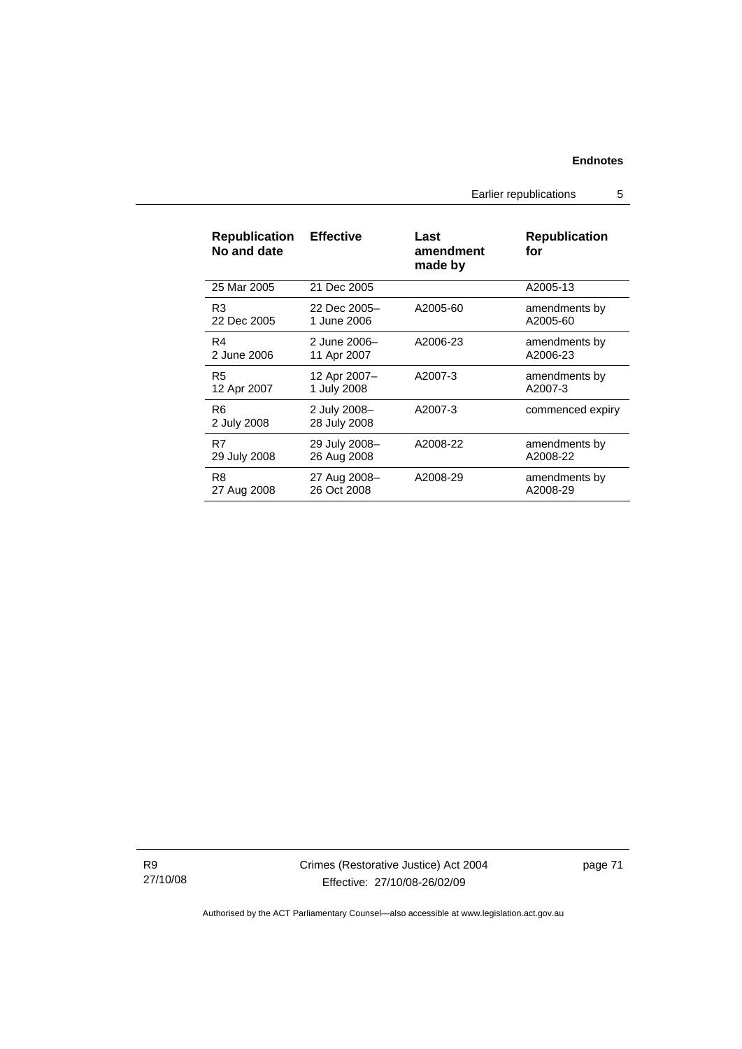| Republication No and date | Effective | Last amendment made by | Republication for |
|---|---|---|---|
| 25 Mar 2005 | 21 Dec 2005 | | A2005-13 |
| R3<br>22 Dec 2005 | 22 Dec 2005–<br>1 June 2006 | A2005-60 | amendments by A2005-60 |
| R4<br>2 June 2006 | 2 June 2006–<br>11 Apr 2007 | A2006-23 | amendments by A2006-23 |
| R5<br>12 Apr 2007 | 12 Apr 2007–<br>1 July 2008 | A2007-3 | amendments by A2007-3 |
| R6<br>2 July 2008 | 2 July 2008–<br>28 July 2008 | A2007-3 | commenced expiry |
| R7<br>29 July 2008 | 29 July 2008–<br>26 Aug 2008 | A2008-22 | amendments by A2008-22 |
| R8<br>27 Aug 2008 | 27 Aug 2008–<br>26 Oct 2008 | A2008-29 | amendments by A2008-29 |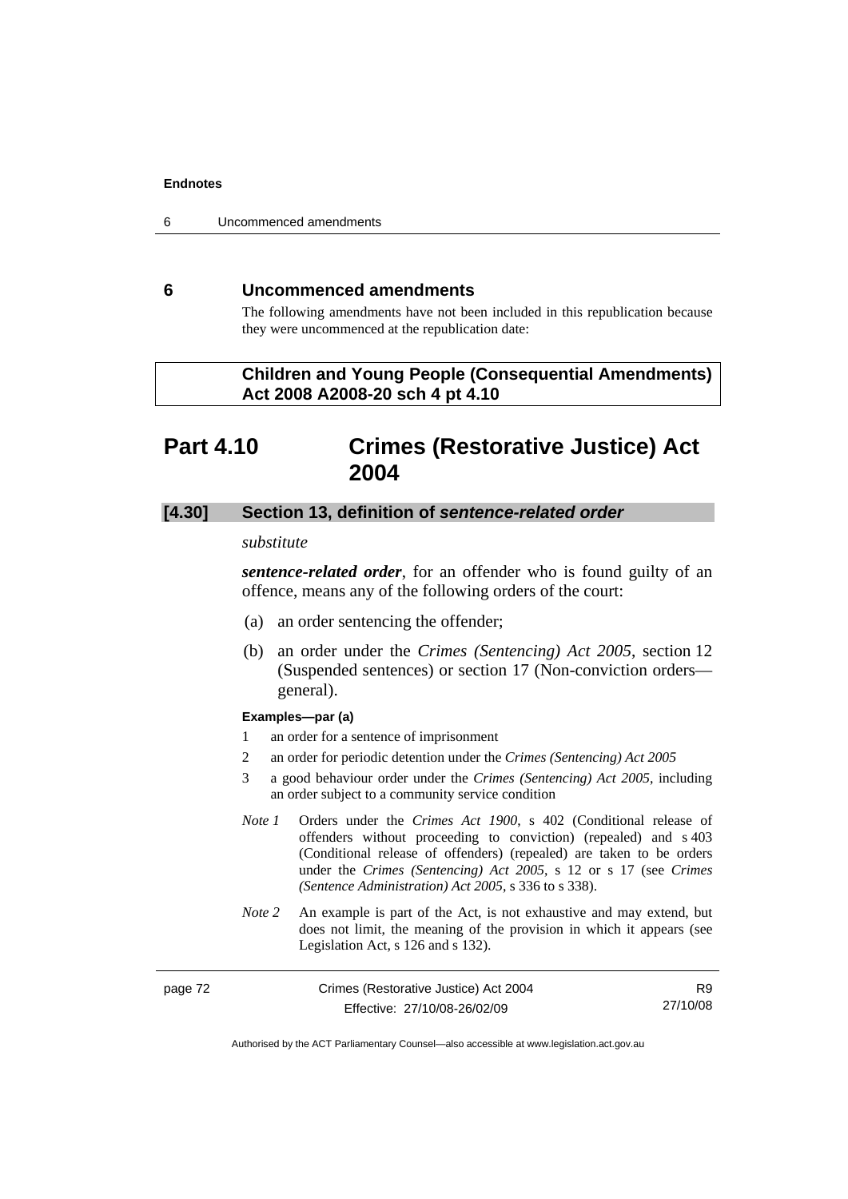## 6 Uncommenced amendments

The following amendments have not been included in this republication because they were uncommenced at the republication date:

**Children and Young People (Consequential Amendments) Act 2008 A2008-20 sch 4 pt 4.10**

# Part 4.10 Crimes (Restorative Justice) Act 2004

### [4.30] Section 13, definition of *sentence-related order*

*substitute*

***sentence-related order***, for an offender who is found guilty of an offence, means any of the following orders of the court:

(a) an order sentencing the offender;

(b) an order under the *Crimes (Sentencing) Act 2005*, section 12 (Suspended sentences) or section 17 (Non-conviction orders—general).

**Examples—par (a)**

1 an order for a sentence of imprisonment

2 an order for periodic detention under the *Crimes (Sentencing) Act 2005*

3 a good behaviour order under the *Crimes (Sentencing) Act 2005*, including an order subject to a community service condition

*Note 1* Orders under the *Crimes Act 1900*, s 402 (Conditional release of offenders without proceeding to conviction) (repealed) and s 403 (Conditional release of offenders) (repealed) are taken to be orders under the *Crimes (Sentencing) Act 2005*, s 12 or s 17 (see *Crimes (Sentence Administration) Act 2005*, s 336 to s 338).

*Note 2* An example is part of the Act, is not exhaustive and may extend, but does not limit, the meaning of the provision in which it appears (see Legislation Act, s 126 and s 132).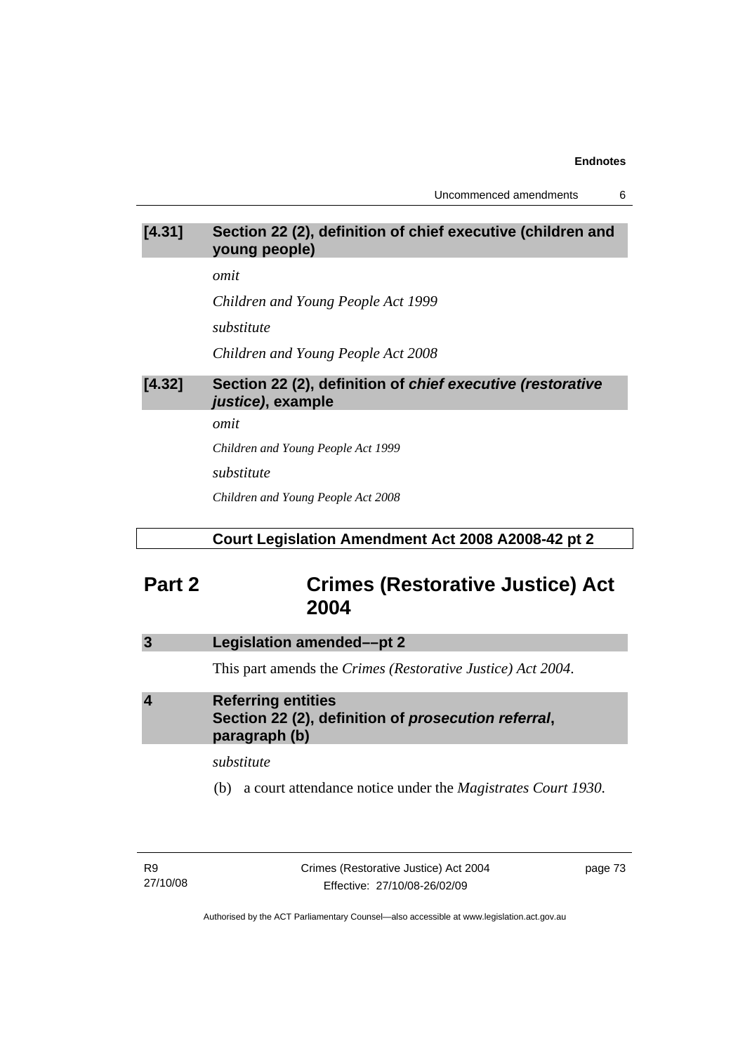### [4.31] Section 22 (2), definition of chief executive (children and young people)

*omit*

*Children and Young People Act 1999*

*substitute*

*Children and Young People Act 2008*

### [4.32] Section 22 (2), definition of ***chief executive (restorative justice)***, example

*omit*

*Children and Young People Act 1999*

*substitute*

*Children and Young People Act 2008*

**Court Legislation Amendment Act 2008 A2008-42 pt 2**

## Part 2 Crimes (Restorative Justice) Act 2004

### 3 Legislation amended––pt 2

This part amends the *Crimes (Restorative Justice) Act 2004*.

### 4 Referring entities Section 22 (2), definition of ***prosecution referral***, paragraph (b)

*substitute*

(b) a court attendance notice under the *Magistrates Court 1930*.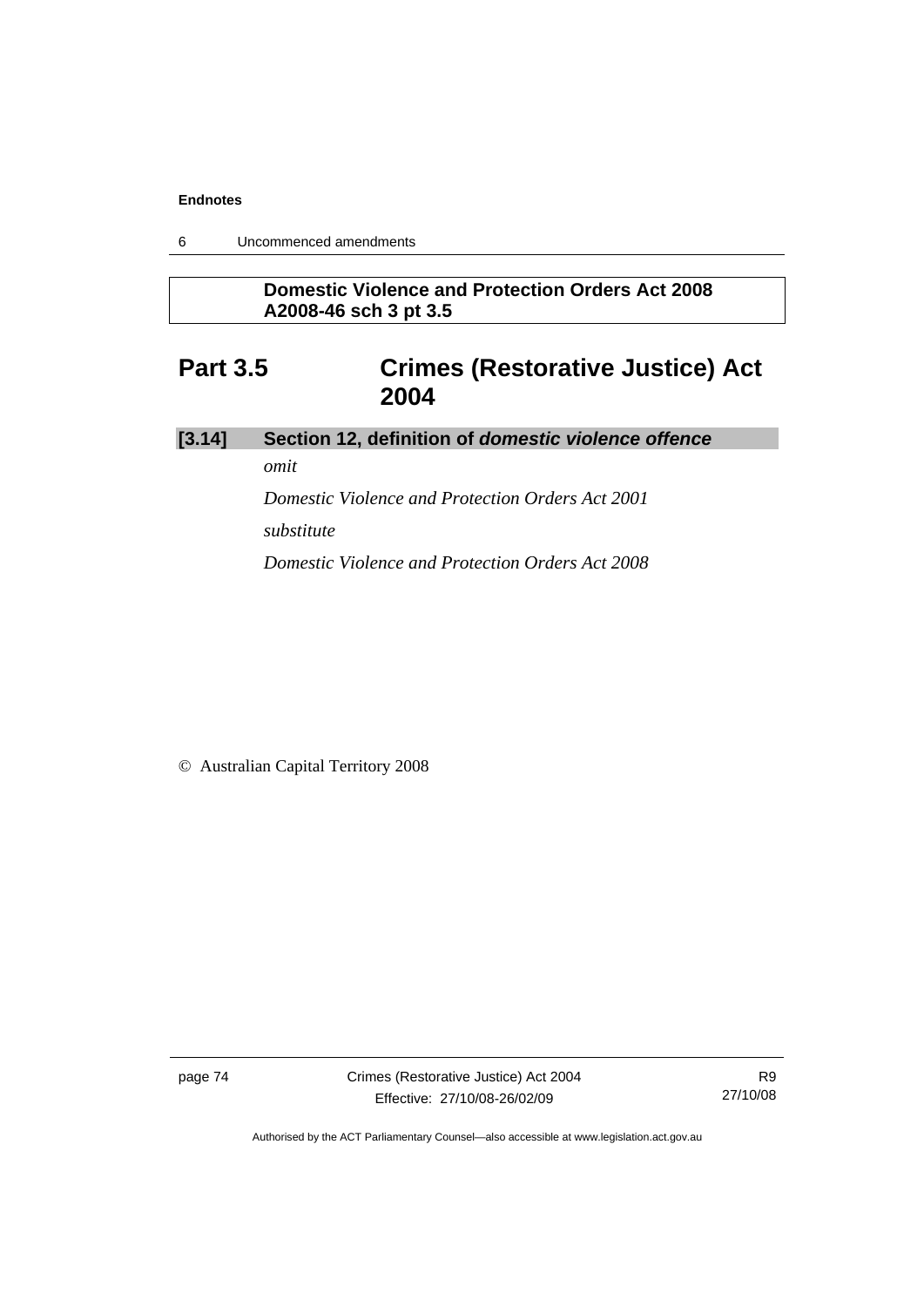**Domestic Violence and Protection Orders Act 2008 A2008-46 sch 3 pt 3.5**

# Part 3.5 Crimes (Restorative Justice) Act 2004

## [3.14] Section 12, definition of ***domestic violence offence***

*omit*

*Domestic Violence and Protection Orders Act 2001*

*substitute*

*Domestic Violence and Protection Orders Act 2008*

© Australian Capital Territory 2008